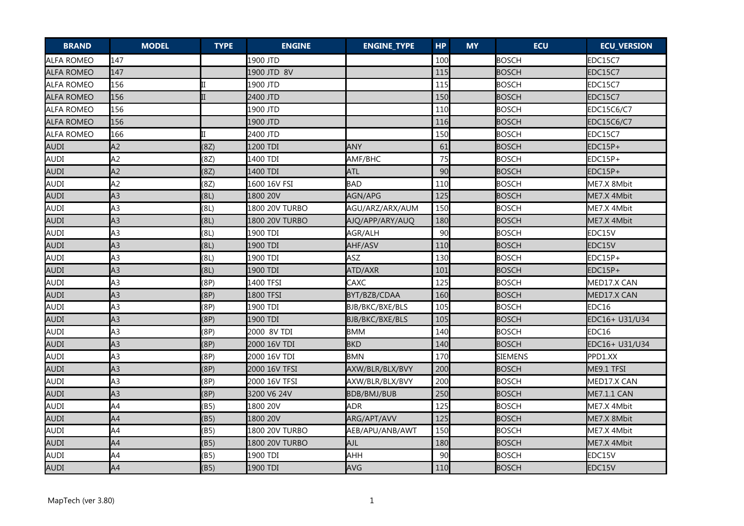| BRAND | MODEL | TYPE | ENGINE | ENGINE_TYPE | HP | MY | ECU | ECU_VERSION |
|---|---|---|---|---|---|---|---|---|
| ALFA ROMEO | 147 | | 1900 JTD | | 100 | | BOSCH | EDC15C7 |
| ALFA ROMEO | 147 | | 1900 JTD 8V | | 115 | | BOSCH | EDC15C7 |
| ALFA ROMEO | 156 | II | 1900 JTD | | 115 | | BOSCH | EDC15C7 |
| ALFA ROMEO | 156 | II | 2400 JTD | | 150 | | BOSCH | EDC15C7 |
| ALFA ROMEO | 156 | | 1900 JTD | | 110 | | BOSCH | EDC15C6/C7 |
| ALFA ROMEO | 156 | | 1900 JTD | | 116 | | BOSCH | EDC15C6/C7 |
| ALFA ROMEO | 166 | II | 2400 JTD | | 150 | | BOSCH | EDC15C7 |
| AUDI | A2 | (8Z) | 1200 TDI | ANY | 61 | | BOSCH | EDC15P+ |
| AUDI | A2 | (8Z) | 1400 TDI | AMF/BHC | 75 | | BOSCH | EDC15P+ |
| AUDI | A2 | (8Z) | 1400 TDI | ATL | 90 | | BOSCH | EDC15P+ |
| AUDI | A2 | (8Z) | 1600 16V FSI | BAD | 110 | | BOSCH | ME7.X 8Mbit |
| AUDI | A3 | (8L) | 1800 20V | AGN/APG | 125 | | BOSCH | ME7.X 4Mbit |
| AUDI | A3 | (8L) | 1800 20V TURBO | AGU/ARZ/ARX/AUM | 150 | | BOSCH | ME7.X 4Mbit |
| AUDI | A3 | (8L) | 1800 20V TURBO | AJQ/APP/ARY/AUQ | 180 | | BOSCH | ME7.X 4Mbit |
| AUDI | A3 | (8L) | 1900 TDI | AGR/ALH | 90 | | BOSCH | EDC15V |
| AUDI | A3 | (8L) | 1900 TDI | AHF/ASV | 110 | | BOSCH | EDC15V |
| AUDI | A3 | (8L) | 1900 TDI | ASZ | 130 | | BOSCH | EDC15P+ |
| AUDI | A3 | (8L) | 1900 TDI | ATD/AXR | 101 | | BOSCH | EDC15P+ |
| AUDI | A3 | (8P) | 1400 TFSI | CAXC | 125 | | BOSCH | MED17.X CAN |
| AUDI | A3 | (8P) | 1800 TFSI | BYT/BZB/CDAA | 160 | | BOSCH | MED17.X CAN |
| AUDI | A3 | (8P) | 1900 TDI | BJB/BKC/BXE/BLS | 105 | | BOSCH | EDC16 |
| AUDI | A3 | (8P) | 1900 TDI | BJB/BKC/BXE/BLS | 105 | | BOSCH | EDC16+ U31/U34 |
| AUDI | A3 | (8P) | 2000 8V TDI | BMM | 140 | | BOSCH | EDC16 |
| AUDI | A3 | (8P) | 2000 16V TDI | BKD | 140 | | BOSCH | EDC16+ U31/U34 |
| AUDI | A3 | (8P) | 2000 16V TDI | BMN | 170 | | SIEMENS | PPD1.XX |
| AUDI | A3 | (8P) | 2000 16V TFSI | AXW/BLR/BLX/BVY | 200 | | BOSCH | ME9.1 TFSI |
| AUDI | A3 | (8P) | 2000 16V TFSI | AXW/BLR/BLX/BVY | 200 | | BOSCH | MED17.X CAN |
| AUDI | A3 | (8P) | 3200 V6 24V | BDB/BMJ/BUB | 250 | | BOSCH | ME7.1.1 CAN |
| AUDI | A4 | (B5) | 1800 20V | ADR | 125 | | BOSCH | ME7.X 4Mbit |
| AUDI | A4 | (B5) | 1800 20V | ARG/APT/AVV | 125 | | BOSCH | ME7.X 8Mbit |
| AUDI | A4 | (B5) | 1800 20V TURBO | AEB/APU/ANB/AWT | 150 | | BOSCH | ME7.X 4Mbit |
| AUDI | A4 | (B5) | 1800 20V TURBO | AJL | 180 | | BOSCH | ME7.X 4Mbit |
| AUDI | A4 | (B5) | 1900 TDI | AHH | 90 | | BOSCH | EDC15V |
| AUDI | A4 | (B5) | 1900 TDI | AVG | 110 | | BOSCH | EDC15V |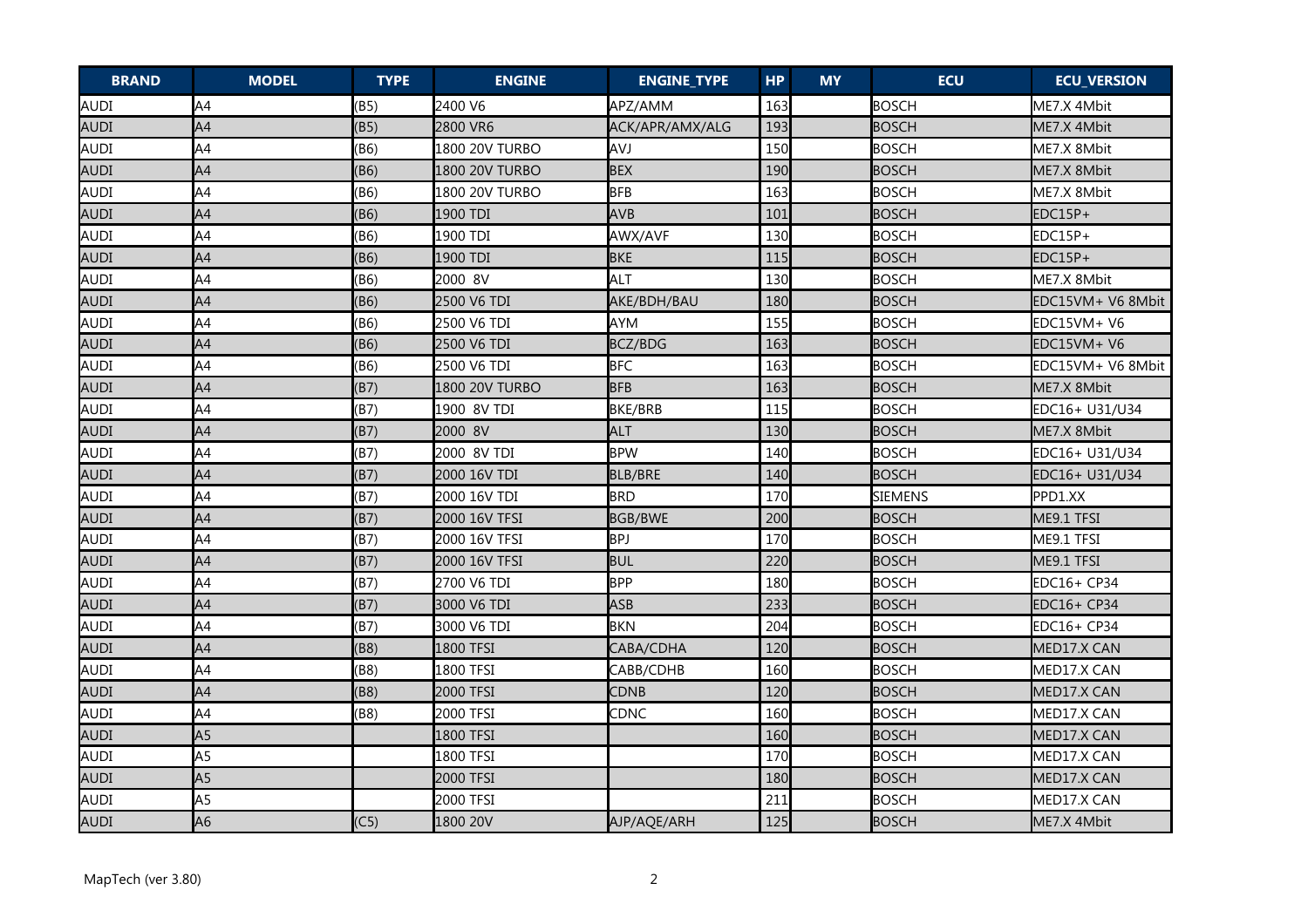| BRAND | MODEL | TYPE | ENGINE | ENGINE_TYPE | HP | MY | ECU | ECU_VERSION |
|---|---|---|---|---|---|---|---|---|
| AUDI | A4 | (B5) | 2400 V6 | APZ/AMM | 163 | | BOSCH | ME7.X 4Mbit |
| AUDI | A4 | (B5) | 2800 VR6 | ACK/APR/AMX/ALG | 193 | | BOSCH | ME7.X 4Mbit |
| AUDI | A4 | (B6) | 1800 20V TURBO | AVJ | 150 | | BOSCH | ME7.X 8Mbit |
| AUDI | A4 | (B6) | 1800 20V TURBO | BEX | 190 | | BOSCH | ME7.X 8Mbit |
| AUDI | A4 | (B6) | 1800 20V TURBO | BFB | 163 | | BOSCH | ME7.X 8Mbit |
| AUDI | A4 | (B6) | 1900 TDI | AVB | 101 | | BOSCH | EDC15P+ |
| AUDI | A4 | (B6) | 1900 TDI | AWX/AVF | 130 | | BOSCH | EDC15P+ |
| AUDI | A4 | (B6) | 1900 TDI | BKE | 115 | | BOSCH | EDC15P+ |
| AUDI | A4 | (B6) | 2000 8V | ALT | 130 | | BOSCH | ME7.X 8Mbit |
| AUDI | A4 | (B6) | 2500 V6 TDI | AKE/BDH/BAU | 180 | | BOSCH | EDC15VM+ V6 8Mbit |
| AUDI | A4 | (B6) | 2500 V6 TDI | AYM | 155 | | BOSCH | EDC15VM+ V6 |
| AUDI | A4 | (B6) | 2500 V6 TDI | BCZ/BDG | 163 | | BOSCH | EDC15VM+ V6 |
| AUDI | A4 | (B6) | 2500 V6 TDI | BFC | 163 | | BOSCH | EDC15VM+ V6 8Mbit |
| AUDI | A4 | (B7) | 1800 20V TURBO | BFB | 163 | | BOSCH | ME7.X 8Mbit |
| AUDI | A4 | (B7) | 1900 8V TDI | BKE/BRB | 115 | | BOSCH | EDC16+ U31/U34 |
| AUDI | A4 | (B7) | 2000 8V | ALT | 130 | | BOSCH | ME7.X 8Mbit |
| AUDI | A4 | (B7) | 2000 8V TDI | BPW | 140 | | BOSCH | EDC16+ U31/U34 |
| AUDI | A4 | (B7) | 2000 16V TDI | BLB/BRE | 140 | | BOSCH | EDC16+ U31/U34 |
| AUDI | A4 | (B7) | 2000 16V TDI | BRD | 170 | | SIEMENS | PPD1.XX |
| AUDI | A4 | (B7) | 2000 16V TFSI | BGB/BWE | 200 | | BOSCH | ME9.1 TFSI |
| AUDI | A4 | (B7) | 2000 16V TFSI | BPJ | 170 | | BOSCH | ME9.1 TFSI |
| AUDI | A4 | (B7) | 2000 16V TFSI | BUL | 220 | | BOSCH | ME9.1 TFSI |
| AUDI | A4 | (B7) | 2700 V6 TDI | BPP | 180 | | BOSCH | EDC16+ CP34 |
| AUDI | A4 | (B7) | 3000 V6 TDI | ASB | 233 | | BOSCH | EDC16+ CP34 |
| AUDI | A4 | (B7) | 3000 V6 TDI | BKN | 204 | | BOSCH | EDC16+ CP34 |
| AUDI | A4 | (B8) | 1800 TFSI | CABA/CDHA | 120 | | BOSCH | MED17.X CAN |
| AUDI | A4 | (B8) | 1800 TFSI | CABB/CDHB | 160 | | BOSCH | MED17.X CAN |
| AUDI | A4 | (B8) | 2000 TFSI | CDNB | 120 | | BOSCH | MED17.X CAN |
| AUDI | A4 | (B8) | 2000 TFSI | CDNC | 160 | | BOSCH | MED17.X CAN |
| AUDI | A5 | | 1800 TFSI | | 160 | | BOSCH | MED17.X CAN |
| AUDI | A5 | | 1800 TFSI | | 170 | | BOSCH | MED17.X CAN |
| AUDI | A5 | | 2000 TFSI | | 180 | | BOSCH | MED17.X CAN |
| AUDI | A5 | | 2000 TFSI | | 211 | | BOSCH | MED17.X CAN |
| AUDI | A6 | (C5) | 1800 20V | AJP/AQE/ARH | 125 | | BOSCH | ME7.X 4Mbit |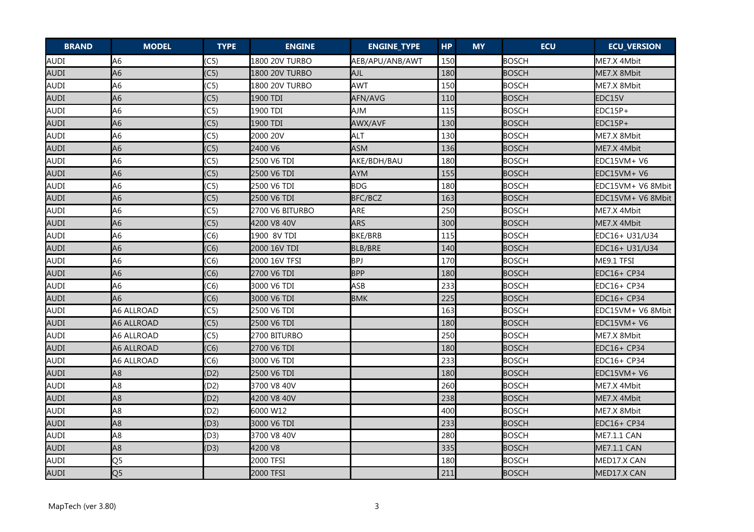| BRAND | MODEL | TYPE | ENGINE | ENGINE_TYPE | HP | MY | ECU | ECU_VERSION |
|---|---|---|---|---|---|---|---|---|
| AUDI | A6 | (C5) | 1800 20V TURBO | AEB/APU/ANB/AWT | 150 | | BOSCH | ME7.X 4Mbit |
| AUDI | A6 | (C5) | 1800 20V TURBO | AJL | 180 | | BOSCH | ME7.X 8Mbit |
| AUDI | A6 | (C5) | 1800 20V TURBO | AWT | 150 | | BOSCH | ME7.X 8Mbit |
| AUDI | A6 | (C5) | 1900 TDI | AFN/AVG | 110 | | BOSCH | EDC15V |
| AUDI | A6 | (C5) | 1900 TDI | AJM | 115 | | BOSCH | EDC15P+ |
| AUDI | A6 | (C5) | 1900 TDI | AWX/AVF | 130 | | BOSCH | EDC15P+ |
| AUDI | A6 | (C5) | 2000 20V | ALT | 130 | | BOSCH | ME7.X 8Mbit |
| AUDI | A6 | (C5) | 2400 V6 | ASM | 136 | | BOSCH | ME7.X 4Mbit |
| AUDI | A6 | (C5) | 2500 V6 TDI | AKE/BDH/BAU | 180 | | BOSCH | EDC15VM+ V6 |
| AUDI | A6 | (C5) | 2500 V6 TDI | AYM | 155 | | BOSCH | EDC15VM+ V6 |
| AUDI | A6 | (C5) | 2500 V6 TDI | BDG | 180 | | BOSCH | EDC15VM+ V6 8Mbit |
| AUDI | A6 | (C5) | 2500 V6 TDI | BFC/BCZ | 163 | | BOSCH | EDC15VM+ V6 8Mbit |
| AUDI | A6 | (C5) | 2700 V6 BITURBO | ARE | 250 | | BOSCH | ME7.X 4Mbit |
| AUDI | A6 | (C5) | 4200 V8 40V | ARS | 300 | | BOSCH | ME7.X 4Mbit |
| AUDI | A6 | (C6) | 1900 8V TDI | BKE/BRB | 115 | | BOSCH | EDC16+ U31/U34 |
| AUDI | A6 | (C6) | 2000 16V TDI | BLB/BRE | 140 | | BOSCH | EDC16+ U31/U34 |
| AUDI | A6 | (C6) | 2000 16V TFSI | BPJ | 170 | | BOSCH | ME9.1 TFSI |
| AUDI | A6 | (C6) | 2700 V6 TDI | BPP | 180 | | BOSCH | EDC16+ CP34 |
| AUDI | A6 | (C6) | 3000 V6 TDI | ASB | 233 | | BOSCH | EDC16+ CP34 |
| AUDI | A6 | (C6) | 3000 V6 TDI | BMK | 225 | | BOSCH | EDC16+ CP34 |
| AUDI | A6 ALLROAD | (C5) | 2500 V6 TDI | | 163 | | BOSCH | EDC15VM+ V6 8Mbit |
| AUDI | A6 ALLROAD | (C5) | 2500 V6 TDI | | 180 | | BOSCH | EDC15VM+ V6 |
| AUDI | A6 ALLROAD | (C5) | 2700 BITURBO | | 250 | | BOSCH | ME7.X 8Mbit |
| AUDI | A6 ALLROAD | (C6) | 2700 V6 TDI | | 180 | | BOSCH | EDC16+ CP34 |
| AUDI | A6 ALLROAD | (C6) | 3000 V6 TDI | | 233 | | BOSCH | EDC16+ CP34 |
| AUDI | A8 | (D2) | 2500 V6 TDI | | 180 | | BOSCH | EDC15VM+ V6 |
| AUDI | A8 | (D2) | 3700 V8 40V | | 260 | | BOSCH | ME7.X 4Mbit |
| AUDI | A8 | (D2) | 4200 V8 40V | | 238 | | BOSCH | ME7.X 4Mbit |
| AUDI | A8 | (D2) | 6000 W12 | | 400 | | BOSCH | ME7.X 8Mbit |
| AUDI | A8 | (D3) | 3000 V6 TDI | | 233 | | BOSCH | EDC16+ CP34 |
| AUDI | A8 | (D3) | 3700 V8 40V | | 280 | | BOSCH | ME7.1.1 CAN |
| AUDI | A8 | (D3) | 4200 V8 | | 335 | | BOSCH | ME7.1.1 CAN |
| AUDI | Q5 | | 2000 TFSI | | 180 | | BOSCH | MED17.X CAN |
| AUDI | Q5 | | 2000 TFSI | | 211 | | BOSCH | MED17.X CAN |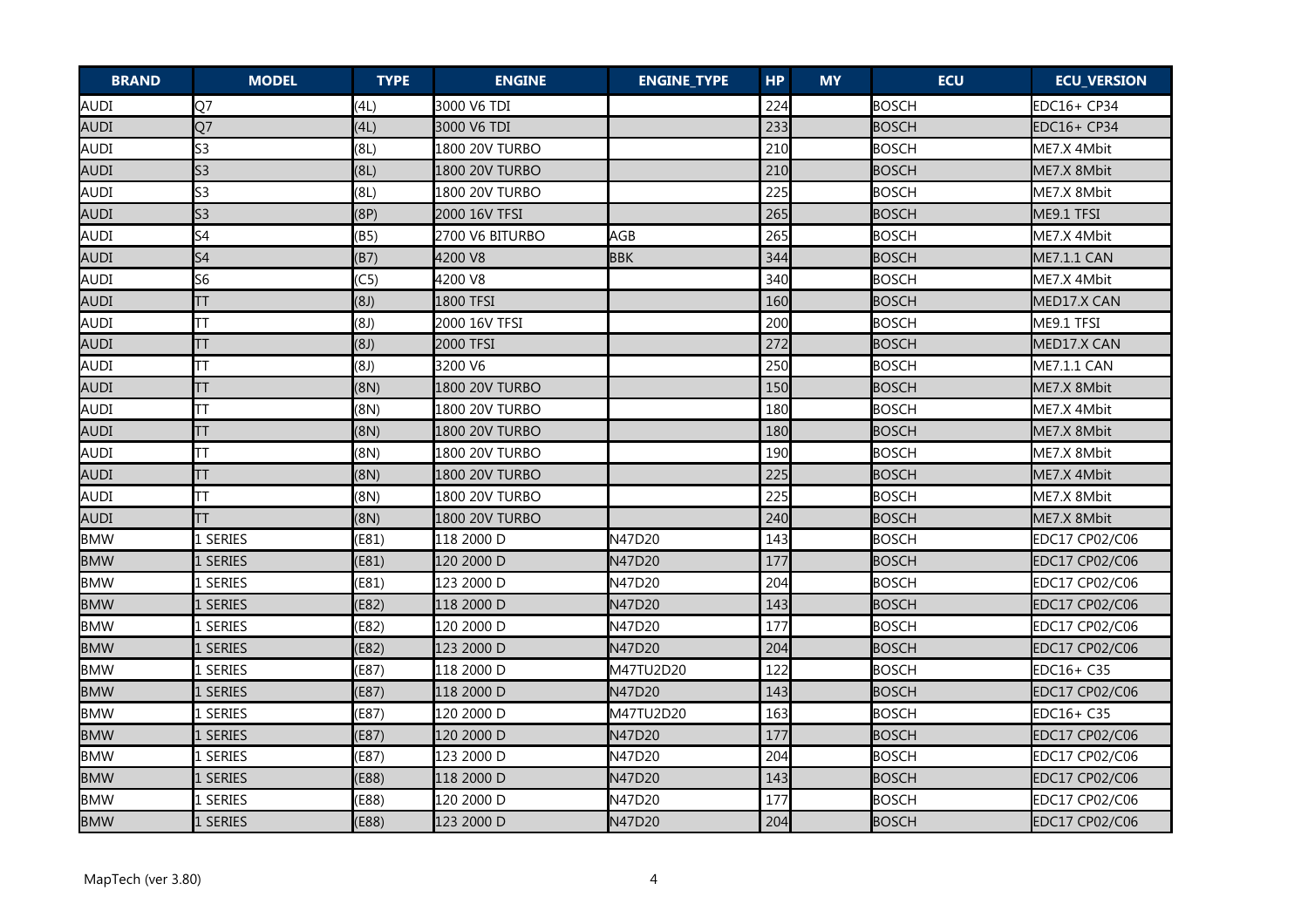| BRAND | MODEL | TYPE | ENGINE | ENGINE_TYPE | HP | MY | ECU | ECU_VERSION |
|---|---|---|---|---|---|---|---|---|
| AUDI | Q7 | (4L) | 3000 V6 TDI | | 224 | | BOSCH | EDC16+ CP34 |
| AUDI | Q7 | (4L) | 3000 V6 TDI | | 233 | | BOSCH | EDC16+ CP34 |
| AUDI | S3 | (8L) | 1800 20V TURBO | | 210 | | BOSCH | ME7.X 4Mbit |
| AUDI | S3 | (8L) | 1800 20V TURBO | | 210 | | BOSCH | ME7.X 8Mbit |
| AUDI | S3 | (8L) | 1800 20V TURBO | | 225 | | BOSCH | ME7.X 8Mbit |
| AUDI | S3 | (8P) | 2000 16V TFSI | | 265 | | BOSCH | ME9.1 TFSI |
| AUDI | S4 | (B5) | 2700 V6 BITURBO | AGB | 265 | | BOSCH | ME7.X 4Mbit |
| AUDI | S4 | (B7) | 4200 V8 | BBK | 344 | | BOSCH | ME7.1.1 CAN |
| AUDI | S6 | (C5) | 4200 V8 | | 340 | | BOSCH | ME7.X 4Mbit |
| AUDI | TT | (8J) | 1800 TFSI | | 160 | | BOSCH | MED17.X CAN |
| AUDI | TT | (8J) | 2000 16V TFSI | | 200 | | BOSCH | ME9.1 TFSI |
| AUDI | TT | (8J) | 2000 TFSI | | 272 | | BOSCH | MED17.X CAN |
| AUDI | TT | (8J) | 3200 V6 | | 250 | | BOSCH | ME7.1.1 CAN |
| AUDI | TT | (8N) | 1800 20V TURBO | | 150 | | BOSCH | ME7.X 8Mbit |
| AUDI | TT | (8N) | 1800 20V TURBO | | 180 | | BOSCH | ME7.X 4Mbit |
| AUDI | TT | (8N) | 1800 20V TURBO | | 180 | | BOSCH | ME7.X 8Mbit |
| AUDI | TT | (8N) | 1800 20V TURBO | | 190 | | BOSCH | ME7.X 8Mbit |
| AUDI | TT | (8N) | 1800 20V TURBO | | 225 | | BOSCH | ME7.X 4Mbit |
| AUDI | TT | (8N) | 1800 20V TURBO | | 225 | | BOSCH | ME7.X 8Mbit |
| AUDI | TT | (8N) | 1800 20V TURBO | | 240 | | BOSCH | ME7.X 8Mbit |
| BMW | 1 SERIES | (E81) | 118 2000 D | N47D20 | 143 | | BOSCH | EDC17 CP02/C06 |
| BMW | 1 SERIES | (E81) | 120 2000 D | N47D20 | 177 | | BOSCH | EDC17 CP02/C06 |
| BMW | 1 SERIES | (E81) | 123 2000 D | N47D20 | 204 | | BOSCH | EDC17 CP02/C06 |
| BMW | 1 SERIES | (E82) | 118 2000 D | N47D20 | 143 | | BOSCH | EDC17 CP02/C06 |
| BMW | 1 SERIES | (E82) | 120 2000 D | N47D20 | 177 | | BOSCH | EDC17 CP02/C06 |
| BMW | 1 SERIES | (E82) | 123 2000 D | N47D20 | 204 | | BOSCH | EDC17 CP02/C06 |
| BMW | 1 SERIES | (E87) | 118 2000 D | M47TU2D20 | 122 | | BOSCH | EDC16+ C35 |
| BMW | 1 SERIES | (E87) | 118 2000 D | N47D20 | 143 | | BOSCH | EDC17 CP02/C06 |
| BMW | 1 SERIES | (E87) | 120 2000 D | M47TU2D20 | 163 | | BOSCH | EDC16+ C35 |
| BMW | 1 SERIES | (E87) | 120 2000 D | N47D20 | 177 | | BOSCH | EDC17 CP02/C06 |
| BMW | 1 SERIES | (E87) | 123 2000 D | N47D20 | 204 | | BOSCH | EDC17 CP02/C06 |
| BMW | 1 SERIES | (E88) | 118 2000 D | N47D20 | 143 | | BOSCH | EDC17 CP02/C06 |
| BMW | 1 SERIES | (E88) | 120 2000 D | N47D20 | 177 | | BOSCH | EDC17 CP02/C06 |
| BMW | 1 SERIES | (E88) | 123 2000 D | N47D20 | 204 | | BOSCH | EDC17 CP02/C06 |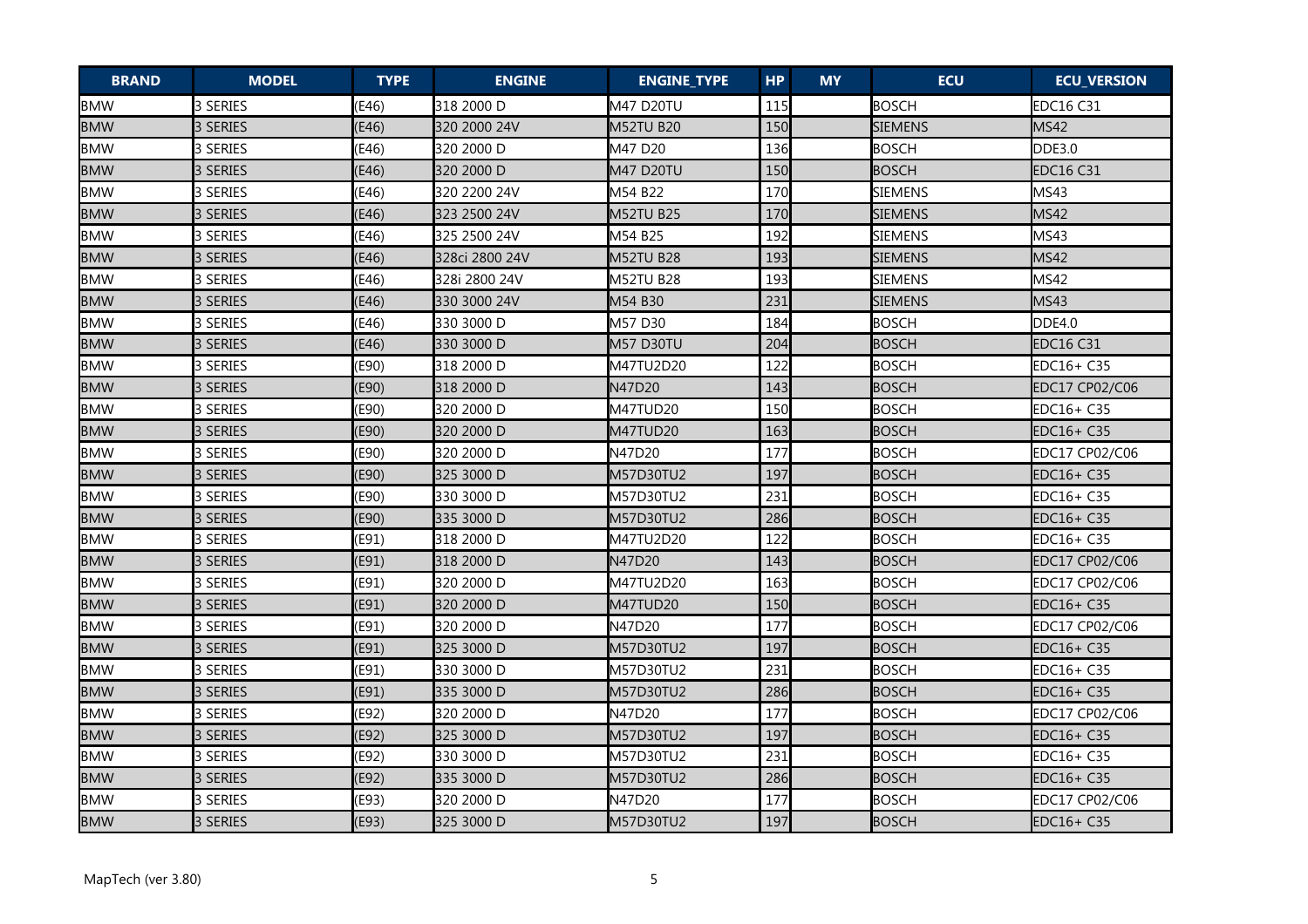| BRAND | MODEL | TYPE | ENGINE | ENGINE_TYPE | HP | MY | ECU | ECU_VERSION |
|---|---|---|---|---|---|---|---|---|
| BMW | 3 SERIES | (E46) | 318 2000 D | M47 D20TU | 115 | | BOSCH | EDC16 C31 |
| BMW | 3 SERIES | (E46) | 320 2000 24V | M52TU B20 | 150 | | SIEMENS | MS42 |
| BMW | 3 SERIES | (E46) | 320 2000 D | M47 D20 | 136 | | BOSCH | DDE3.0 |
| BMW | 3 SERIES | (E46) | 320 2000 D | M47 D20TU | 150 | | BOSCH | EDC16 C31 |
| BMW | 3 SERIES | (E46) | 320 2200 24V | M54 B22 | 170 | | SIEMENS | MS43 |
| BMW | 3 SERIES | (E46) | 323 2500 24V | M52TU B25 | 170 | | SIEMENS | MS42 |
| BMW | 3 SERIES | (E46) | 325 2500 24V | M54 B25 | 192 | | SIEMENS | MS43 |
| BMW | 3 SERIES | (E46) | 328ci 2800 24V | M52TU B28 | 193 | | SIEMENS | MS42 |
| BMW | 3 SERIES | (E46) | 328i 2800 24V | M52TU B28 | 193 | | SIEMENS | MS42 |
| BMW | 3 SERIES | (E46) | 330 3000 24V | M54 B30 | 231 | | SIEMENS | MS43 |
| BMW | 3 SERIES | (E46) | 330 3000 D | M57 D30 | 184 | | BOSCH | DDE4.0 |
| BMW | 3 SERIES | (E46) | 330 3000 D | M57 D30TU | 204 | | BOSCH | EDC16 C31 |
| BMW | 3 SERIES | (E90) | 318 2000 D | M47TU2D20 | 122 | | BOSCH | EDC16+ C35 |
| BMW | 3 SERIES | (E90) | 318 2000 D | N47D20 | 143 | | BOSCH | EDC17 CP02/C06 |
| BMW | 3 SERIES | (E90) | 320 2000 D | M47TUD20 | 150 | | BOSCH | EDC16+ C35 |
| BMW | 3 SERIES | (E90) | 320 2000 D | M47TUD20 | 163 | | BOSCH | EDC16+ C35 |
| BMW | 3 SERIES | (E90) | 320 2000 D | N47D20 | 177 | | BOSCH | EDC17 CP02/C06 |
| BMW | 3 SERIES | (E90) | 325 3000 D | M57D30TU2 | 197 | | BOSCH | EDC16+ C35 |
| BMW | 3 SERIES | (E90) | 330 3000 D | M57D30TU2 | 231 | | BOSCH | EDC16+ C35 |
| BMW | 3 SERIES | (E90) | 335 3000 D | M57D30TU2 | 286 | | BOSCH | EDC16+ C35 |
| BMW | 3 SERIES | (E91) | 318 2000 D | M47TU2D20 | 122 | | BOSCH | EDC16+ C35 |
| BMW | 3 SERIES | (E91) | 318 2000 D | N47D20 | 143 | | BOSCH | EDC17 CP02/C06 |
| BMW | 3 SERIES | (E91) | 320 2000 D | M47TU2D20 | 163 | | BOSCH | EDC17 CP02/C06 |
| BMW | 3 SERIES | (E91) | 320 2000 D | M47TUD20 | 150 | | BOSCH | EDC16+ C35 |
| BMW | 3 SERIES | (E91) | 320 2000 D | N47D20 | 177 | | BOSCH | EDC17 CP02/C06 |
| BMW | 3 SERIES | (E91) | 325 3000 D | M57D30TU2 | 197 | | BOSCH | EDC16+ C35 |
| BMW | 3 SERIES | (E91) | 330 3000 D | M57D30TU2 | 231 | | BOSCH | EDC16+ C35 |
| BMW | 3 SERIES | (E91) | 335 3000 D | M57D30TU2 | 286 | | BOSCH | EDC16+ C35 |
| BMW | 3 SERIES | (E92) | 320 2000 D | N47D20 | 177 | | BOSCH | EDC17 CP02/C06 |
| BMW | 3 SERIES | (E92) | 325 3000 D | M57D30TU2 | 197 | | BOSCH | EDC16+ C35 |
| BMW | 3 SERIES | (E92) | 330 3000 D | M57D30TU2 | 231 | | BOSCH | EDC16+ C35 |
| BMW | 3 SERIES | (E92) | 335 3000 D | M57D30TU2 | 286 | | BOSCH | EDC16+ C35 |
| BMW | 3 SERIES | (E93) | 320 2000 D | N47D20 | 177 | | BOSCH | EDC17 CP02/C06 |
| BMW | 3 SERIES | (E93) | 325 3000 D | M57D30TU2 | 197 | | BOSCH | EDC16+ C35 |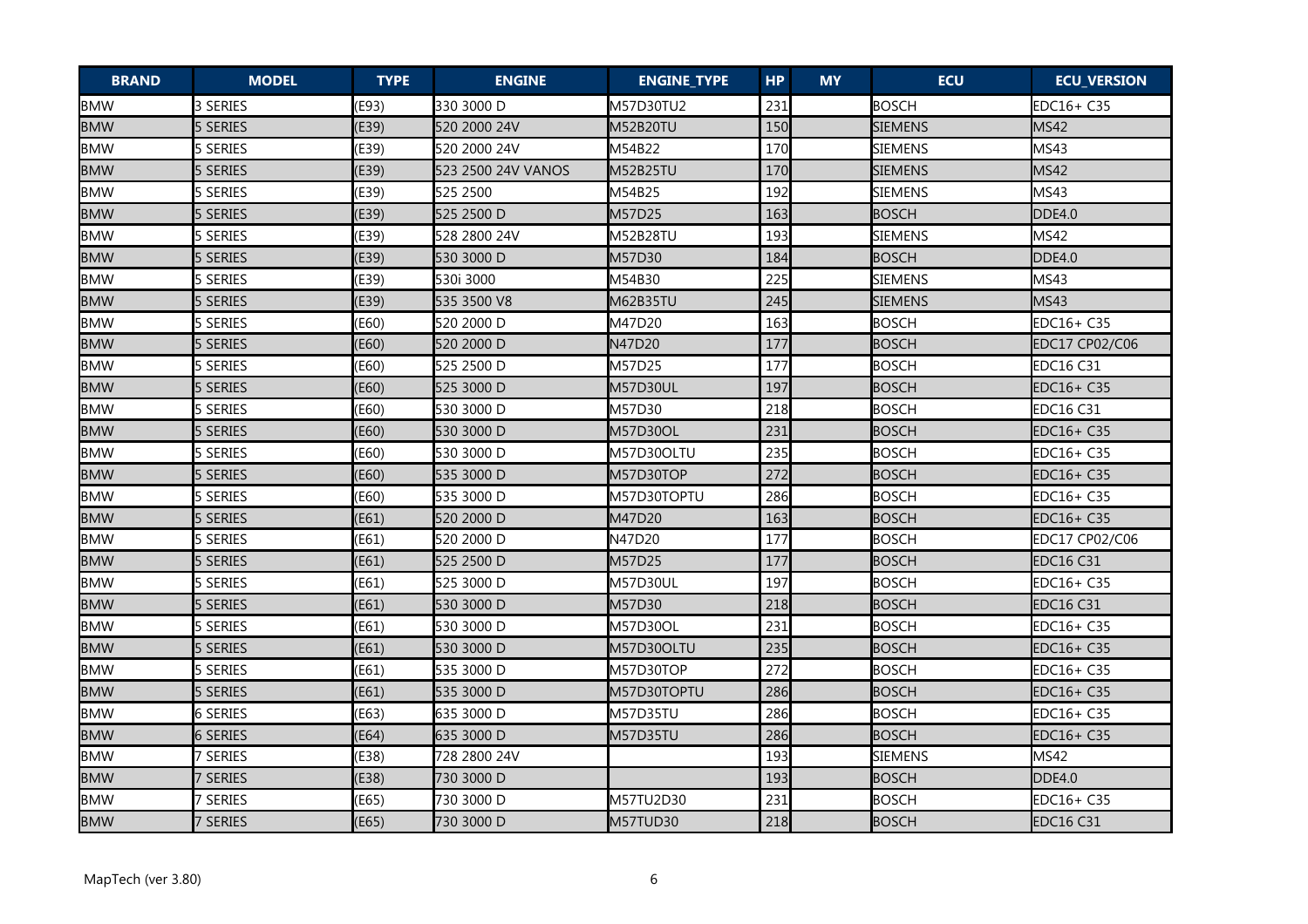| BRAND | MODEL | TYPE | ENGINE | ENGINE_TYPE | HP | MY | ECU | ECU_VERSION |
|---|---|---|---|---|---|---|---|---|
| BMW | 3 SERIES | (E93) | 330 3000 D | M57D30TU2 | 231 | | BOSCH | EDC16+ C35 |
| BMW | 5 SERIES | (E39) | 520 2000 24V | M52B20TU | 150 | | SIEMENS | MS42 |
| BMW | 5 SERIES | (E39) | 520 2000 24V | M54B22 | 170 | | SIEMENS | MS43 |
| BMW | 5 SERIES | (E39) | 523 2500 24V VANOS | M52B25TU | 170 | | SIEMENS | MS42 |
| BMW | 5 SERIES | (E39) | 525 2500 | M54B25 | 192 | | SIEMENS | MS43 |
| BMW | 5 SERIES | (E39) | 525 2500 D | M57D25 | 163 | | BOSCH | DDE4.0 |
| BMW | 5 SERIES | (E39) | 528 2800 24V | M52B28TU | 193 | | SIEMENS | MS42 |
| BMW | 5 SERIES | (E39) | 530 3000 D | M57D30 | 184 | | BOSCH | DDE4.0 |
| BMW | 5 SERIES | (E39) | 530i 3000 | M54B30 | 225 | | SIEMENS | MS43 |
| BMW | 5 SERIES | (E39) | 535 3500 V8 | M62B35TU | 245 | | SIEMENS | MS43 |
| BMW | 5 SERIES | (E60) | 520 2000 D | M47D20 | 163 | | BOSCH | EDC16+ C35 |
| BMW | 5 SERIES | (E60) | 520 2000 D | N47D20 | 177 | | BOSCH | EDC17 CP02/C06 |
| BMW | 5 SERIES | (E60) | 525 2500 D | M57D25 | 177 | | BOSCH | EDC16 C31 |
| BMW | 5 SERIES | (E60) | 525 3000 D | M57D30UL | 197 | | BOSCH | EDC16+ C35 |
| BMW | 5 SERIES | (E60) | 530 3000 D | M57D30 | 218 | | BOSCH | EDC16 C31 |
| BMW | 5 SERIES | (E60) | 530 3000 D | M57D30OL | 231 | | BOSCH | EDC16+ C35 |
| BMW | 5 SERIES | (E60) | 530 3000 D | M57D30OLTU | 235 | | BOSCH | EDC16+ C35 |
| BMW | 5 SERIES | (E60) | 535 3000 D | M57D30TOP | 272 | | BOSCH | EDC16+ C35 |
| BMW | 5 SERIES | (E60) | 535 3000 D | M57D30TOPTU | 286 | | BOSCH | EDC16+ C35 |
| BMW | 5 SERIES | (E61) | 520 2000 D | M47D20 | 163 | | BOSCH | EDC16+ C35 |
| BMW | 5 SERIES | (E61) | 520 2000 D | N47D20 | 177 | | BOSCH | EDC17 CP02/C06 |
| BMW | 5 SERIES | (E61) | 525 2500 D | M57D25 | 177 | | BOSCH | EDC16 C31 |
| BMW | 5 SERIES | (E61) | 525 3000 D | M57D30UL | 197 | | BOSCH | EDC16+ C35 |
| BMW | 5 SERIES | (E61) | 530 3000 D | M57D30 | 218 | | BOSCH | EDC16 C31 |
| BMW | 5 SERIES | (E61) | 530 3000 D | M57D30OL | 231 | | BOSCH | EDC16+ C35 |
| BMW | 5 SERIES | (E61) | 530 3000 D | M57D30OLTU | 235 | | BOSCH | EDC16+ C35 |
| BMW | 5 SERIES | (E61) | 535 3000 D | M57D30TOP | 272 | | BOSCH | EDC16+ C35 |
| BMW | 5 SERIES | (E61) | 535 3000 D | M57D30TOPTU | 286 | | BOSCH | EDC16+ C35 |
| BMW | 6 SERIES | (E63) | 635 3000 D | M57D35TU | 286 | | BOSCH | EDC16+ C35 |
| BMW | 6 SERIES | (E64) | 635 3000 D | M57D35TU | 286 | | BOSCH | EDC16+ C35 |
| BMW | 7 SERIES | (E38) | 728 2800 24V | | 193 | | SIEMENS | MS42 |
| BMW | 7 SERIES | (E38) | 730 3000 D | | 193 | | BOSCH | DDE4.0 |
| BMW | 7 SERIES | (E65) | 730 3000 D | M57TU2D30 | 231 | | BOSCH | EDC16+ C35 |
| BMW | 7 SERIES | (E65) | 730 3000 D | M57TUD30 | 218 | | BOSCH | EDC16 C31 |

MapTech (ver 3.80)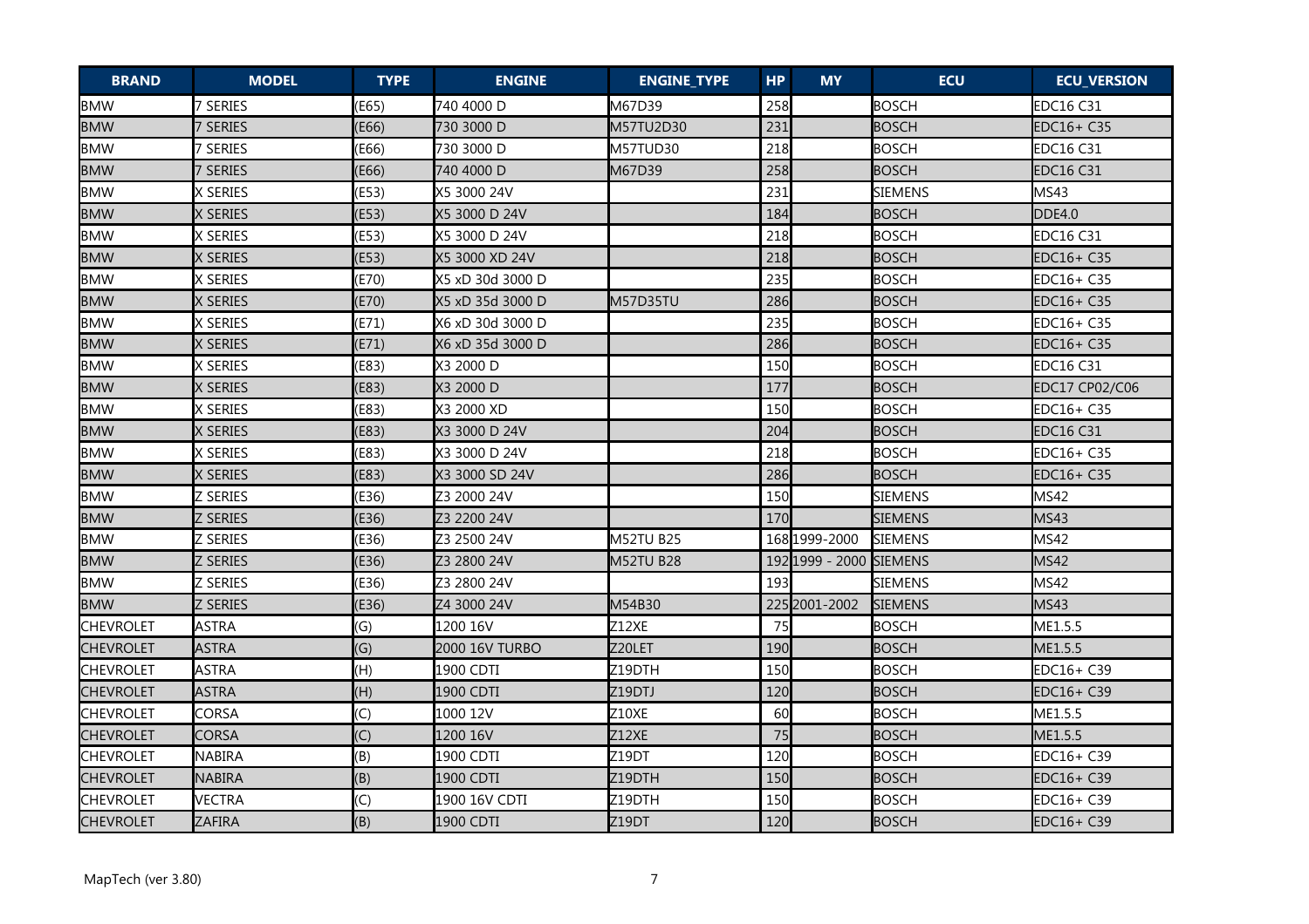| BRAND | MODEL | TYPE | ENGINE | ENGINE_TYPE | HP | MY | ECU | ECU_VERSION |
|---|---|---|---|---|---|---|---|---|
| BMW | 7 SERIES | (E65) | 740 4000 D | M67D39 | 258 | | BOSCH | EDC16 C31 |
| BMW | 7 SERIES | (E66) | 730 3000 D | M57TU2D30 | 231 | | BOSCH | EDC16+ C35 |
| BMW | 7 SERIES | (E66) | 730 3000 D | M57TUD30 | 218 | | BOSCH | EDC16 C31 |
| BMW | 7 SERIES | (E66) | 740 4000 D | M67D39 | 258 | | BOSCH | EDC16 C31 |
| BMW | X SERIES | (E53) | X5 3000 24V | | 231 | | SIEMENS | MS43 |
| BMW | X SERIES | (E53) | X5 3000 D 24V | | 184 | | BOSCH | DDE4.0 |
| BMW | X SERIES | (E53) | X5 3000 D 24V | | 218 | | BOSCH | EDC16 C31 |
| BMW | X SERIES | (E53) | X5 3000 XD 24V | | 218 | | BOSCH | EDC16+ C35 |
| BMW | X SERIES | (E70) | X5 xD 30d 3000 D | | 235 | | BOSCH | EDC16+ C35 |
| BMW | X SERIES | (E70) | X5 xD 35d 3000 D | M57D35TU | 286 | | BOSCH | EDC16+ C35 |
| BMW | X SERIES | (E71) | X6 xD 30d 3000 D | | 235 | | BOSCH | EDC16+ C35 |
| BMW | X SERIES | (E71) | X6 xD 35d 3000 D | | 286 | | BOSCH | EDC16+ C35 |
| BMW | X SERIES | (E83) | X3 2000 D | | 150 | | BOSCH | EDC16 C31 |
| BMW | X SERIES | (E83) | X3 2000 D | | 177 | | BOSCH | EDC17 CP02/C06 |
| BMW | X SERIES | (E83) | X3 2000 XD | | 150 | | BOSCH | EDC16+ C35 |
| BMW | X SERIES | (E83) | X3 3000 D 24V | | 204 | | BOSCH | EDC16 C31 |
| BMW | X SERIES | (E83) | X3 3000 D 24V | | 218 | | BOSCH | EDC16+ C35 |
| BMW | X SERIES | (E83) | X3 3000 SD 24V | | 286 | | BOSCH | EDC16+ C35 |
| BMW | Z SERIES | (E36) | Z3 2000 24V | | 150 | | SIEMENS | MS42 |
| BMW | Z SERIES | (E36) | Z3 2200 24V | | 170 | | SIEMENS | MS43 |
| BMW | Z SERIES | (E36) | Z3 2500 24V | M52TU B25 | 168 | 1999-2000 | SIEMENS | MS42 |
| BMW | Z SERIES | (E36) | Z3 2800 24V | M52TU B28 | 192 | 1999 - 2000 | SIEMENS | MS42 |
| BMW | Z SERIES | (E36) | Z3 2800 24V | | 193 | | SIEMENS | MS42 |
| BMW | Z SERIES | (E36) | Z4 3000 24V | M54B30 | 225 | 2001-2002 | SIEMENS | MS43 |
| CHEVROLET | ASTRA | (G) | 1200 16V | Z12XE | 75 | | BOSCH | ME1.5.5 |
| CHEVROLET | ASTRA | (G) | 2000 16V TURBO | Z20LET | 190 | | BOSCH | ME1.5.5 |
| CHEVROLET | ASTRA | (H) | 1900 CDTI | Z19DTH | 150 | | BOSCH | EDC16+ C39 |
| CHEVROLET | ASTRA | (H) | 1900 CDTI | Z19DTJ | 120 | | BOSCH | EDC16+ C39 |
| CHEVROLET | CORSA | (C) | 1000 12V | Z10XE | 60 | | BOSCH | ME1.5.5 |
| CHEVROLET | CORSA | (C) | 1200 16V | Z12XE | 75 | | BOSCH | ME1.5.5 |
| CHEVROLET | NABIRA | (B) | 1900 CDTI | Z19DT | 120 | | BOSCH | EDC16+ C39 |
| CHEVROLET | NABIRA | (B) | 1900 CDTI | Z19DTH | 150 | | BOSCH | EDC16+ C39 |
| CHEVROLET | VECTRA | (C) | 1900 16V CDTI | Z19DTH | 150 | | BOSCH | EDC16+ C39 |
| CHEVROLET | ZAFIRA | (B) | 1900 CDTI | Z19DT | 120 | | BOSCH | EDC16+ C39 |

MapTech (ver 3.80)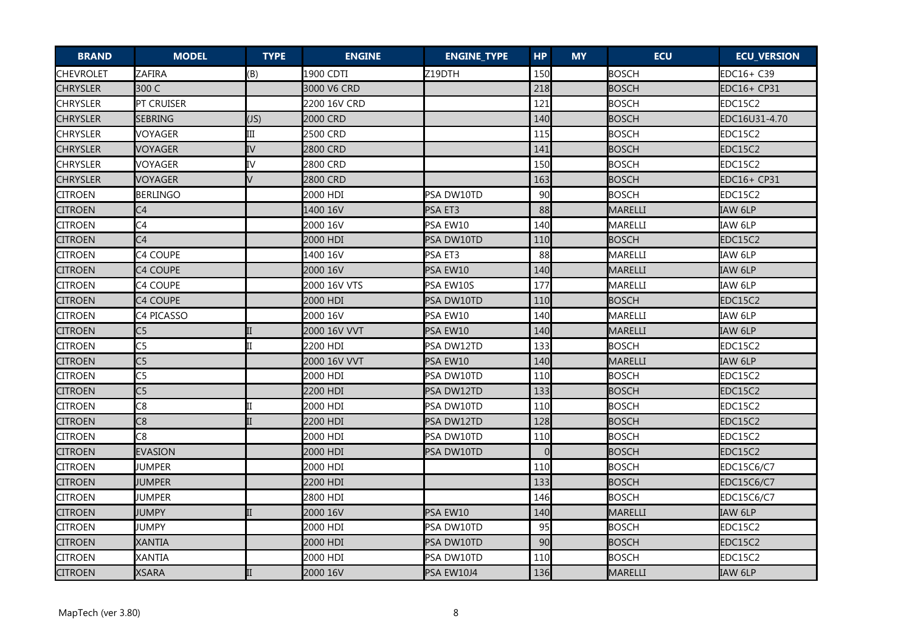| BRAND | MODEL | TYPE | ENGINE | ENGINE_TYPE | HP | MY | ECU | ECU_VERSION |
| --- | --- | --- | --- | --- | --- | --- | --- | --- |
| CHEVROLET | ZAFIRA | (B) | 1900 CDTI | Z19DTH | 150 | | BOSCH | EDC16+ C39 |
| CHRYSLER | 300 C | | 3000 V6 CRD | | 218 | | BOSCH | EDC16+ CP31 |
| CHRYSLER | PT CRUISER | | 2200 16V CRD | | 121 | | BOSCH | EDC15C2 |
| CHRYSLER | SEBRING | (JS) | 2000 CRD | | 140 | | BOSCH | EDC16U31-4.70 |
| CHRYSLER | VOYAGER | III | 2500 CRD | | 115 | | BOSCH | EDC15C2 |
| CHRYSLER | VOYAGER | IV | 2800 CRD | | 141 | | BOSCH | EDC15C2 |
| CHRYSLER | VOYAGER | IV | 2800 CRD | | 150 | | BOSCH | EDC15C2 |
| CHRYSLER | VOYAGER | V | 2800 CRD | | 163 | | BOSCH | EDC16+ CP31 |
| CITROEN | BERLINGO | | 2000 HDI | PSA DW10TD | 90 | | BOSCH | EDC15C2 |
| CITROEN | C4 | | 1400 16V | PSA ET3 | 88 | | MARELLI | IAW 6LP |
| CITROEN | C4 | | 2000 16V | PSA EW10 | 140 | | MARELLI | IAW 6LP |
| CITROEN | C4 | | 2000 HDI | PSA DW10TD | 110 | | BOSCH | EDC15C2 |
| CITROEN | C4 COUPE | | 1400 16V | PSA ET3 | 88 | | MARELLI | IAW 6LP |
| CITROEN | C4 COUPE | | 2000 16V | PSA EW10 | 140 | | MARELLI | IAW 6LP |
| CITROEN | C4 COUPE | | 2000 16V VTS | PSA EW10S | 177 | | MARELLI | IAW 6LP |
| CITROEN | C4 COUPE | | 2000 HDI | PSA DW10TD | 110 | | BOSCH | EDC15C2 |
| CITROEN | C4 PICASSO | | 2000 16V | PSA EW10 | 140 | | MARELLI | IAW 6LP |
| CITROEN | C5 | II | 2000 16V VVT | PSA EW10 | 140 | | MARELLI | IAW 6LP |
| CITROEN | C5 | II | 2200 HDI | PSA DW12TD | 133 | | BOSCH | EDC15C2 |
| CITROEN | C5 | | 2000 16V VVT | PSA EW10 | 140 | | MARELLI | IAW 6LP |
| CITROEN | C5 | | 2000 HDI | PSA DW10TD | 110 | | BOSCH | EDC15C2 |
| CITROEN | C5 | | 2200 HDI | PSA DW12TD | 133 | | BOSCH | EDC15C2 |
| CITROEN | C8 | II | 2000 HDI | PSA DW10TD | 110 | | BOSCH | EDC15C2 |
| CITROEN | C8 | II | 2200 HDI | PSA DW12TD | 128 | | BOSCH | EDC15C2 |
| CITROEN | C8 | | 2000 HDI | PSA DW10TD | 110 | | BOSCH | EDC15C2 |
| CITROEN | EVASION | | 2000 HDI | PSA DW10TD | 0 | | BOSCH | EDC15C2 |
| CITROEN | JUMPER | | 2000 HDI | | 110 | | BOSCH | EDC15C6/C7 |
| CITROEN | JUMPER | | 2200 HDI | | 133 | | BOSCH | EDC15C6/C7 |
| CITROEN | JUMPER | | 2800 HDI | | 146 | | BOSCH | EDC15C6/C7 |
| CITROEN | JUMPY | II | 2000 16V | PSA EW10 | 140 | | MARELLI | IAW 6LP |
| CITROEN | JUMPY | | 2000 HDI | PSA DW10TD | 95 | | BOSCH | EDC15C2 |
| CITROEN | XANTIA | | 2000 HDI | PSA DW10TD | 90 | | BOSCH | EDC15C2 |
| CITROEN | XANTIA | | 2000 HDI | PSA DW10TD | 110 | | BOSCH | EDC15C2 |
| CITROEN | XSARA | II | 2000 16V | PSA EW10J4 | 136 | | MARELLI | IAW 6LP |

MapTech (ver 3.80)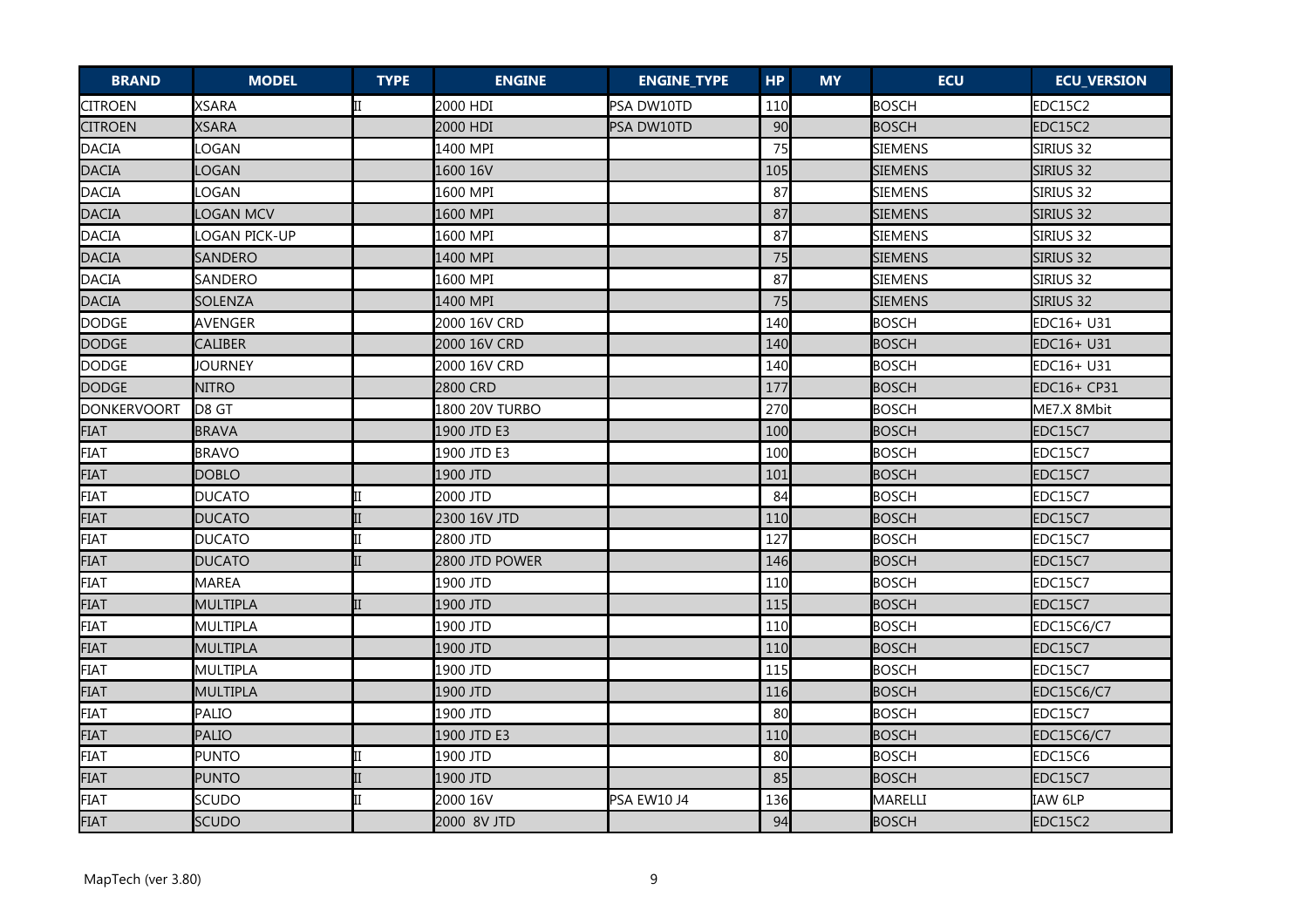| BRAND | MODEL | TYPE | ENGINE | ENGINE_TYPE | HP | MY | ECU | ECU_VERSION |
|---|---|---|---|---|---|---|---|---|
| CITROEN | XSARA | II | 2000 HDI | PSA DW10TD | 110 | | BOSCH | EDC15C2 |
| CITROEN | XSARA | | 2000 HDI | PSA DW10TD | 90 | | BOSCH | EDC15C2 |
| DACIA | LOGAN | | 1400 MPI | | 75 | | SIEMENS | SIRIUS 32 |
| DACIA | LOGAN | | 1600 16V | | 105 | | SIEMENS | SIRIUS 32 |
| DACIA | LOGAN | | 1600 MPI | | 87 | | SIEMENS | SIRIUS 32 |
| DACIA | LOGAN MCV | | 1600 MPI | | 87 | | SIEMENS | SIRIUS 32 |
| DACIA | LOGAN PICK-UP | | 1600 MPI | | 87 | | SIEMENS | SIRIUS 32 |
| DACIA | SANDERO | | 1400 MPI | | 75 | | SIEMENS | SIRIUS 32 |
| DACIA | SANDERO | | 1600 MPI | | 87 | | SIEMENS | SIRIUS 32 |
| DACIA | SOLENZA | | 1400 MPI | | 75 | | SIEMENS | SIRIUS 32 |
| DODGE | AVENGER | | 2000 16V CRD | | 140 | | BOSCH | EDC16+ U31 |
| DODGE | CALIBER | | 2000 16V CRD | | 140 | | BOSCH | EDC16+ U31 |
| DODGE | JOURNEY | | 2000 16V CRD | | 140 | | BOSCH | EDC16+ U31 |
| DODGE | NITRO | | 2800 CRD | | 177 | | BOSCH | EDC16+ CP31 |
| DONKERVOORT | D8 GT | | 1800 20V TURBO | | 270 | | BOSCH | ME7.X 8Mbit |
| FIAT | BRAVA | | 1900 JTD E3 | | 100 | | BOSCH | EDC15C7 |
| FIAT | BRAVO | | 1900 JTD E3 | | 100 | | BOSCH | EDC15C7 |
| FIAT | DOBLO | | 1900 JTD | | 101 | | BOSCH | EDC15C7 |
| FIAT | DUCATO | II | 2000 JTD | | 84 | | BOSCH | EDC15C7 |
| FIAT | DUCATO | II | 2300 16V JTD | | 110 | | BOSCH | EDC15C7 |
| FIAT | DUCATO | II | 2800 JTD | | 127 | | BOSCH | EDC15C7 |
| FIAT | DUCATO | II | 2800 JTD POWER | | 146 | | BOSCH | EDC15C7 |
| FIAT | MAREA | | 1900 JTD | | 110 | | BOSCH | EDC15C7 |
| FIAT | MULTIPLA | II | 1900 JTD | | 115 | | BOSCH | EDC15C7 |
| FIAT | MULTIPLA | | 1900 JTD | | 110 | | BOSCH | EDC15C6/C7 |
| FIAT | MULTIPLA | | 1900 JTD | | 110 | | BOSCH | EDC15C7 |
| FIAT | MULTIPLA | | 1900 JTD | | 115 | | BOSCH | EDC15C7 |
| FIAT | MULTIPLA | | 1900 JTD | | 116 | | BOSCH | EDC15C6/C7 |
| FIAT | PALIO | | 1900 JTD | | 80 | | BOSCH | EDC15C7 |
| FIAT | PALIO | | 1900 JTD E3 | | 110 | | BOSCH | EDC15C6/C7 |
| FIAT | PUNTO | II | 1900 JTD | | 80 | | BOSCH | EDC15C6 |
| FIAT | PUNTO | II | 1900 JTD | | 85 | | BOSCH | EDC15C7 |
| FIAT | SCUDO | II | 2000 16V | PSA EW10 J4 | 136 | | MARELLI | IAW 6LP |
| FIAT | SCUDO | | 2000 8V JTD | | 94 | | BOSCH | EDC15C2 |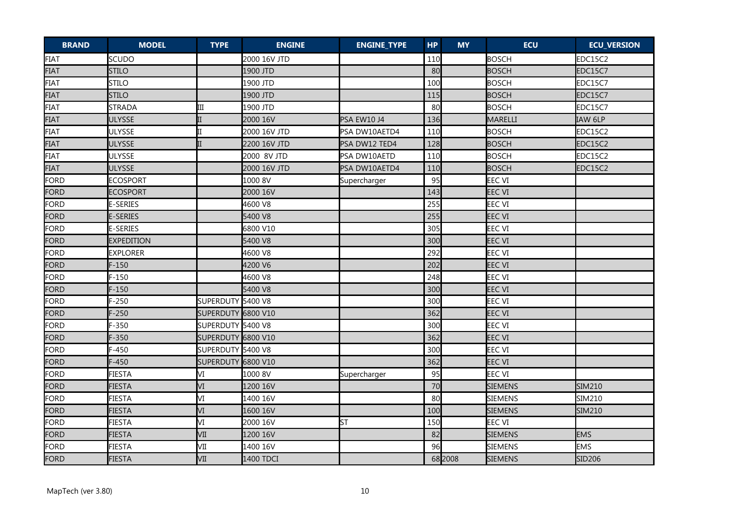| BRAND | MODEL | TYPE | ENGINE | ENGINE_TYPE | HP | MY | ECU | ECU_VERSION |
|---|---|---|---|---|---|---|---|---|
| FIAT | SCUDO | | 2000 16V JTD | | 110 | | BOSCH | EDC15C2 |
| FIAT | STILO | | 1900 JTD | | 80 | | BOSCH | EDC15C7 |
| FIAT | STILO | | 1900 JTD | | 100 | | BOSCH | EDC15C7 |
| FIAT | STILO | | 1900 JTD | | 115 | | BOSCH | EDC15C7 |
| FIAT | STRADA | III | 1900 JTD | | 80 | | BOSCH | EDC15C7 |
| FIAT | ULYSSE | II | 2000 16V | PSA EW10 J4 | 136 | | MARELLI | IAW 6LP |
| FIAT | ULYSSE | II | 2000 16V JTD | PSA DW10AETD4 | 110 | | BOSCH | EDC15C2 |
| FIAT | ULYSSE | II | 2200 16V JTD | PSA DW12 TED4 | 128 | | BOSCH | EDC15C2 |
| FIAT | ULYSSE | | 2000 8V JTD | PSA DW10AETD | 110 | | BOSCH | EDC15C2 |
| FIAT | ULYSSE | | 2000 16V JTD | PSA DW10AETD4 | 110 | | BOSCH | EDC15C2 |
| FORD | ECOSPORT | | 1000 8V | Supercharger | 95 | | EEC VI | |
| FORD | ECOSPORT | | 2000 16V | | 143 | | EEC VI | |
| FORD | E-SERIES | | 4600 V8 | | 255 | | EEC VI | |
| FORD | E-SERIES | | 5400 V8 | | 255 | | EEC VI | |
| FORD | E-SERIES | | 6800 V10 | | 305 | | EEC VI | |
| FORD | EXPEDITION | | 5400 V8 | | 300 | | EEC VI | |
| FORD | EXPLORER | | 4600 V8 | | 292 | | EEC VI | |
| FORD | F-150 | | 4200 V6 | | 202 | | EEC VI | |
| FORD | F-150 | | 4600 V8 | | 248 | | EEC VI | |
| FORD | F-150 | | 5400 V8 | | 300 | | EEC VI | |
| FORD | F-250 | SUPERDUTY | 5400 V8 | | 300 | | EEC VI | |
| FORD | F-250 | SUPERDUTY | 6800 V10 | | 362 | | EEC VI | |
| FORD | F-350 | SUPERDUTY | 5400 V8 | | 300 | | EEC VI | |
| FORD | F-350 | SUPERDUTY | 6800 V10 | | 362 | | EEC VI | |
| FORD | F-450 | SUPERDUTY | 5400 V8 | | 300 | | EEC VI | |
| FORD | F-450 | SUPERDUTY | 6800 V10 | | 362 | | EEC VI | |
| FORD | FIESTA | VI | 1000 8V | Supercharger | 95 | | EEC VI | |
| FORD | FIESTA | VI | 1200 16V | | 70 | | SIEMENS | SIM210 |
| FORD | FIESTA | VI | 1400 16V | | 80 | | SIEMENS | SIM210 |
| FORD | FIESTA | VI | 1600 16V | | 100 | | SIEMENS | SIM210 |
| FORD | FIESTA | VI | 2000 16V | ST | 150 | | EEC VI | |
| FORD | FIESTA | VII | 1200 16V | | 82 | | SIEMENS | EMS |
| FORD | FIESTA | VII | 1400 16V | | 96 | | SIEMENS | EMS |
| FORD | FIESTA | VII | 1400 TDCI | | 68 | 2008 | SIEMENS | SID206 |

MapTech (ver 3.80)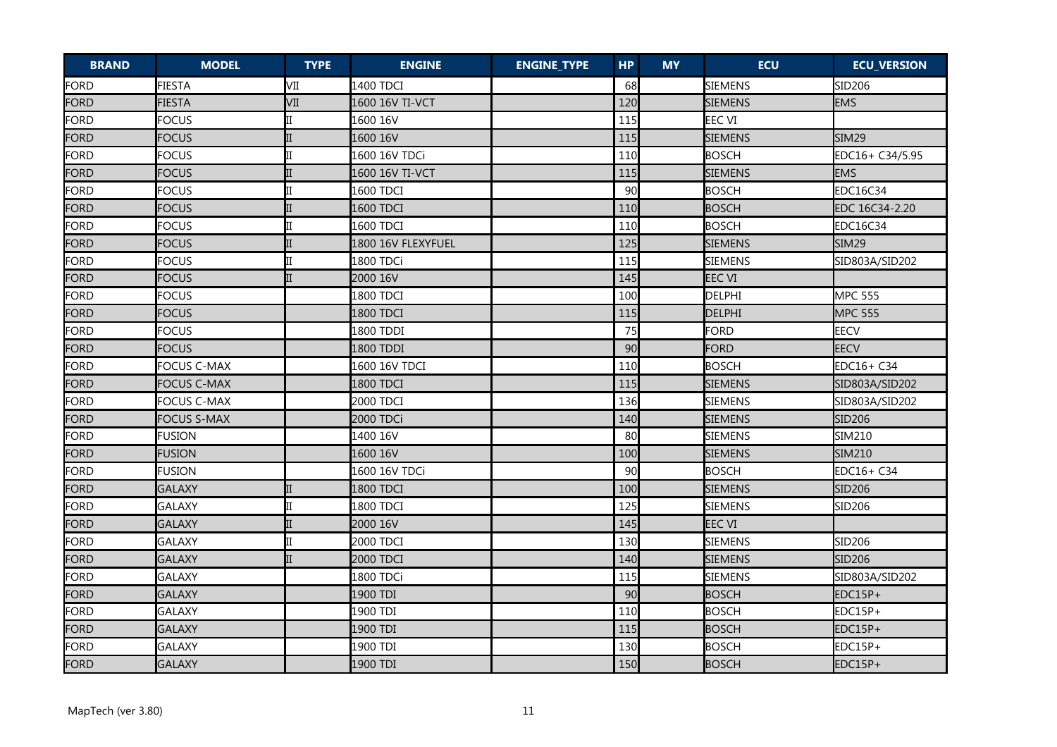| BRAND | MODEL | TYPE | ENGINE | ENGINE_TYPE | HP | MY | ECU | ECU_VERSION |
|---|---|---|---|---|---|---|---|---|
| FORD | FIESTA | VII | 1400 TDCI | | 68 | | SIEMENS | SID206 |
| FORD | FIESTA | VII | 1600 16V TI-VCT | | 120 | | SIEMENS | EMS |
| FORD | FOCUS | II | 1600 16V | | 115 | | EEC VI | |
| FORD | FOCUS | II | 1600 16V | | 115 | | SIEMENS | SIM29 |
| FORD | FOCUS | II | 1600 16V TDCi | | 110 | | BOSCH | EDC16+ C34/5.95 |
| FORD | FOCUS | II | 1600 16V TI-VCT | | 115 | | SIEMENS | EMS |
| FORD | FOCUS | II | 1600 TDCI | | 90 | | BOSCH | EDC16C34 |
| FORD | FOCUS | II | 1600 TDCI | | 110 | | BOSCH | EDC 16C34-2.20 |
| FORD | FOCUS | II | 1600 TDCI | | 110 | | BOSCH | EDC16C34 |
| FORD | FOCUS | II | 1800 16V FLEXYFUEL | | 125 | | SIEMENS | SIM29 |
| FORD | FOCUS | II | 1800 TDCi | | 115 | | SIEMENS | SID803A/SID202 |
| FORD | FOCUS | II | 2000 16V | | 145 | | EEC VI | |
| FORD | FOCUS | | 1800 TDCI | | 100 | | DELPHI | MPC 555 |
| FORD | FOCUS | | 1800 TDCI | | 115 | | DELPHI | MPC 555 |
| FORD | FOCUS | | 1800 TDDI | | 75 | | FORD | EECV |
| FORD | FOCUS | | 1800 TDDI | | 90 | | FORD | EECV |
| FORD | FOCUS C-MAX | | 1600 16V TDCI | | 110 | | BOSCH | EDC16+ C34 |
| FORD | FOCUS C-MAX | | 1800 TDCI | | 115 | | SIEMENS | SID803A/SID202 |
| FORD | FOCUS C-MAX | | 2000 TDCI | | 136 | | SIEMENS | SID803A/SID202 |
| FORD | FOCUS S-MAX | | 2000 TDCi | | 140 | | SIEMENS | SID206 |
| FORD | FUSION | | 1400 16V | | 80 | | SIEMENS | SIM210 |
| FORD | FUSION | | 1600 16V | | 100 | | SIEMENS | SIM210 |
| FORD | FUSION | | 1600 16V TDCi | | 90 | | BOSCH | EDC16+ C34 |
| FORD | GALAXY | II | 1800 TDCI | | 100 | | SIEMENS | SID206 |
| FORD | GALAXY | II | 1800 TDCI | | 125 | | SIEMENS | SID206 |
| FORD | GALAXY | II | 2000 16V | | 145 | | EEC VI | |
| FORD | GALAXY | II | 2000 TDCI | | 130 | | SIEMENS | SID206 |
| FORD | GALAXY | II | 2000 TDCI | | 140 | | SIEMENS | SID206 |
| FORD | GALAXY | | 1800 TDCi | | 115 | | SIEMENS | SID803A/SID202 |
| FORD | GALAXY | | 1900 TDI | | 90 | | BOSCH | EDC15P+ |
| FORD | GALAXY | | 1900 TDI | | 110 | | BOSCH | EDC15P+ |
| FORD | GALAXY | | 1900 TDI | | 115 | | BOSCH | EDC15P+ |
| FORD | GALAXY | | 1900 TDI | | 130 | | BOSCH | EDC15P+ |
| FORD | GALAXY | | 1900 TDI | | 150 | | BOSCH | EDC15P+ |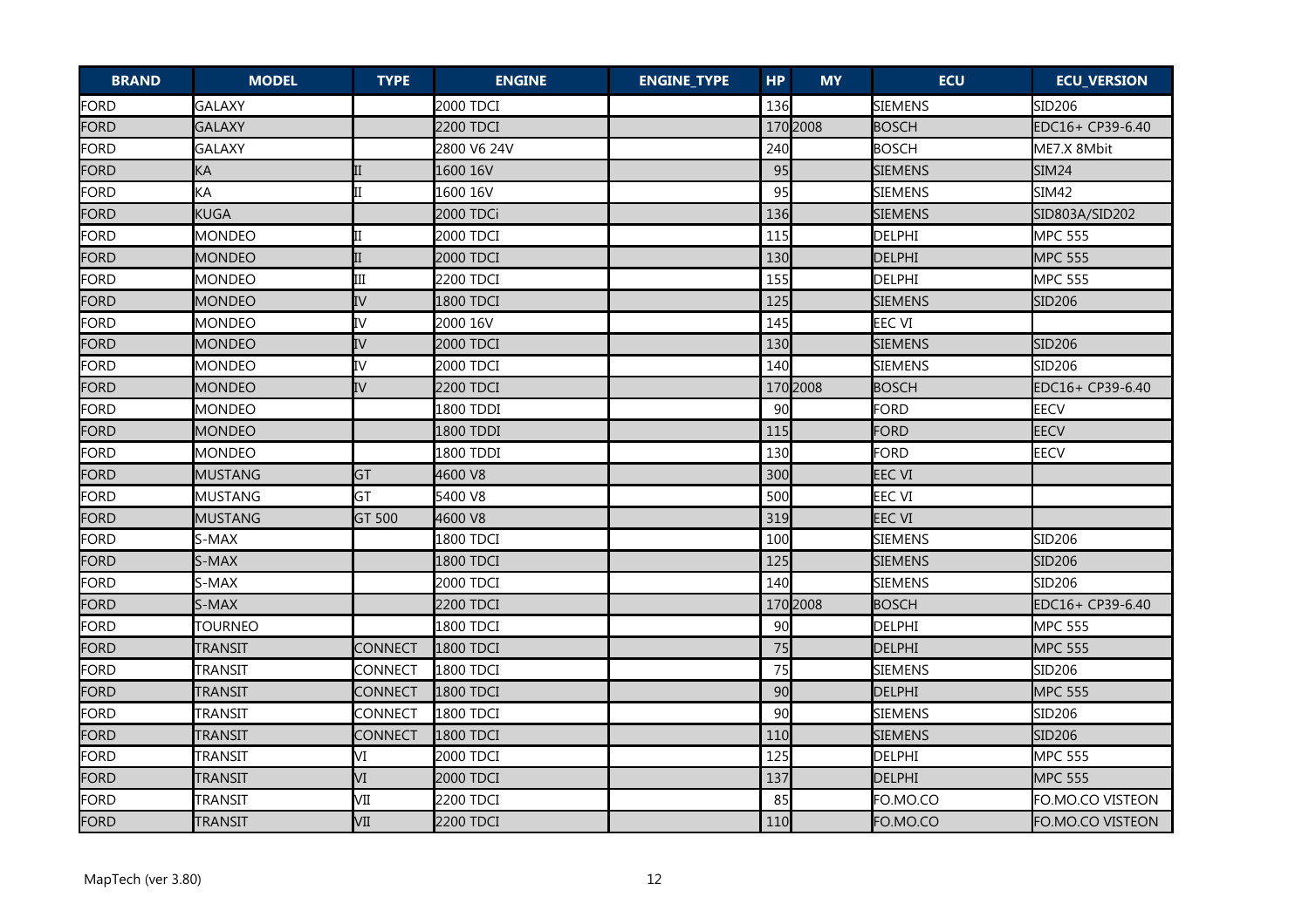| BRAND | MODEL | TYPE | ENGINE | ENGINE_TYPE | HP | MY | ECU | ECU_VERSION |
|---|---|---|---|---|---|---|---|---|
| FORD | GALAXY | | 2000 TDCI | | 136 | | SIEMENS | SID206 |
| FORD | GALAXY | | 2200 TDCI | | 170 | 2008 | BOSCH | EDC16+ CP39-6.40 |
| FORD | GALAXY | | 2800 V6 24V | | 240 | | BOSCH | ME7.X 8Mbit |
| FORD | KA | II | 1600 16V | | 95 | | SIEMENS | SIM24 |
| FORD | KA | II | 1600 16V | | 95 | | SIEMENS | SIM42 |
| FORD | KUGA | | 2000 TDCi | | 136 | | SIEMENS | SID803A/SID202 |
| FORD | MONDEO | II | 2000 TDCI | | 115 | | DELPHI | MPC 555 |
| FORD | MONDEO | II | 2000 TDCI | | 130 | | DELPHI | MPC 555 |
| FORD | MONDEO | III | 2200 TDCI | | 155 | | DELPHI | MPC 555 |
| FORD | MONDEO | IV | 1800 TDCI | | 125 | | SIEMENS | SID206 |
| FORD | MONDEO | IV | 2000 16V | | 145 | | EEC VI | |
| FORD | MONDEO | IV | 2000 TDCI | | 130 | | SIEMENS | SID206 |
| FORD | MONDEO | IV | 2000 TDCI | | 140 | | SIEMENS | SID206 |
| FORD | MONDEO | IV | 2200 TDCI | | 170 | 2008 | BOSCH | EDC16+ CP39-6.40 |
| FORD | MONDEO | | 1800 TDDI | | 90 | | FORD | EECV |
| FORD | MONDEO | | 1800 TDDI | | 115 | | FORD | EECV |
| FORD | MONDEO | | 1800 TDDI | | 130 | | FORD | EECV |
| FORD | MUSTANG | GT | 4600 V8 | | 300 | | EEC VI | |
| FORD | MUSTANG | GT | 5400 V8 | | 500 | | EEC VI | |
| FORD | MUSTANG | GT 500 | 4600 V8 | | 319 | | EEC VI | |
| FORD | S-MAX | | 1800 TDCI | | 100 | | SIEMENS | SID206 |
| FORD | S-MAX | | 1800 TDCI | | 125 | | SIEMENS | SID206 |
| FORD | S-MAX | | 2000 TDCI | | 140 | | SIEMENS | SID206 |
| FORD | S-MAX | | 2200 TDCI | | 170 | 2008 | BOSCH | EDC16+ CP39-6.40 |
| FORD | TOURNEO | | 1800 TDCI | | 90 | | DELPHI | MPC 555 |
| FORD | TRANSIT | CONNECT | 1800 TDCI | | 75 | | DELPHI | MPC 555 |
| FORD | TRANSIT | CONNECT | 1800 TDCI | | 75 | | SIEMENS | SID206 |
| FORD | TRANSIT | CONNECT | 1800 TDCI | | 90 | | DELPHI | MPC 555 |
| FORD | TRANSIT | CONNECT | 1800 TDCI | | 90 | | SIEMENS | SID206 |
| FORD | TRANSIT | CONNECT | 1800 TDCI | | 110 | | SIEMENS | SID206 |
| FORD | TRANSIT | VI | 2000 TDCI | | 125 | | DELPHI | MPC 555 |
| FORD | TRANSIT | VI | 2000 TDCI | | 137 | | DELPHI | MPC 555 |
| FORD | TRANSIT | VII | 2200 TDCI | | 85 | | FO.MO.CO | FO.MO.CO VISTEON |
| FORD | TRANSIT | VII | 2200 TDCI | | 110 | | FO.MO.CO | FO.MO.CO VISTEON |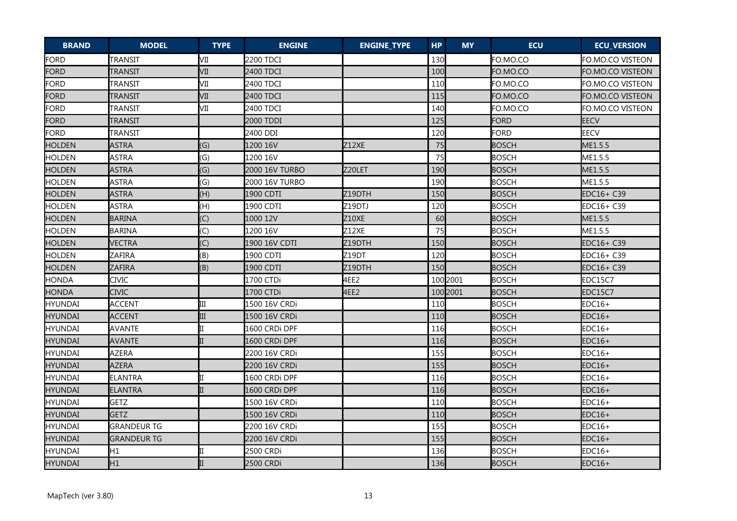| BRAND | MODEL | TYPE | ENGINE | ENGINE_TYPE | HP | MY | ECU | ECU_VERSION |
|---|---|---|---|---|---|---|---|---|
| FORD | TRANSIT | VII | 2200 TDCI | | 130 | | FO.MO.CO | FO.MO.CO VISTEON |
| FORD | TRANSIT | VII | 2400 TDCI | | 100 | | FO.MO.CO | FO.MO.CO VISTEON |
| FORD | TRANSIT | VII | 2400 TDCI | | 110 | | FO.MO.CO | FO.MO.CO VISTEON |
| FORD | TRANSIT | VII | 2400 TDCI | | 115 | | FO.MO.CO | FO.MO.CO VISTEON |
| FORD | TRANSIT | VII | 2400 TDCI | | 140 | | FO.MO.CO | FO.MO.CO VISTEON |
| FORD | TRANSIT | | 2000 TDDI | | 125 | | FORD | EECV |
| FORD | TRANSIT | | 2400 DDI | | 120 | | FORD | EECV |
| HOLDEN | ASTRA | (G) | 1200 16V | Z12XE | 75 | | BOSCH | ME1.5.5 |
| HOLDEN | ASTRA | (G) | 1200 16V | | 75 | | BOSCH | ME1.5.5 |
| HOLDEN | ASTRA | (G) | 2000 16V TURBO | Z20LET | 190 | | BOSCH | ME1.5.5 |
| HOLDEN | ASTRA | (G) | 2000 16V TURBO | | 190 | | BOSCH | ME1.5.5 |
| HOLDEN | ASTRA | (H) | 1900 CDTI | Z19DTH | 150 | | BOSCH | EDC16+ C39 |
| HOLDEN | ASTRA | (H) | 1900 CDTI | Z19DTJ | 120 | | BOSCH | EDC16+ C39 |
| HOLDEN | BARINA | (C) | 1000 12V | Z10XE | 60 | | BOSCH | ME1.5.5 |
| HOLDEN | BARINA | (C) | 1200 16V | Z12XE | 75 | | BOSCH | ME1.5.5 |
| HOLDEN | VECTRA | (C) | 1900 16V CDTI | Z19DTH | 150 | | BOSCH | EDC16+ C39 |
| HOLDEN | ZAFIRA | (B) | 1900 CDTI | Z19DT | 120 | | BOSCH | EDC16+ C39 |
| HOLDEN | ZAFIRA | (B) | 1900 CDTI | Z19DTH | 150 | | BOSCH | EDC16+ C39 |
| HONDA | CIVIC | | 1700 CTDi | 4EE2 | 100 | 2001 | BOSCH | EDC15C7 |
| HONDA | CIVIC | | 1700 CTDi | 4EE2 | 100 | 2001 | BOSCH | EDC15C7 |
| HYUNDAI | ACCENT | III | 1500 16V CRDi | | 110 | | BOSCH | EDC16+ |
| HYUNDAI | ACCENT | III | 1500 16V CRDi | | 110 | | BOSCH | EDC16+ |
| HYUNDAI | AVANTE | II | 1600 CRDi DPF | | 116 | | BOSCH | EDC16+ |
| HYUNDAI | AVANTE | II | 1600 CRDi DPF | | 116 | | BOSCH | EDC16+ |
| HYUNDAI | AZERA | | 2200 16V CRDi | | 155 | | BOSCH | EDC16+ |
| HYUNDAI | AZERA | | 2200 16V CRDi | | 155 | | BOSCH | EDC16+ |
| HYUNDAI | ELANTRA | II | 1600 CRDi DPF | | 116 | | BOSCH | EDC16+ |
| HYUNDAI | ELANTRA | II | 1600 CRDi DPF | | 116 | | BOSCH | EDC16+ |
| HYUNDAI | GETZ | | 1500 16V CRDi | | 110 | | BOSCH | EDC16+ |
| HYUNDAI | GETZ | | 1500 16V CRDi | | 110 | | BOSCH | EDC16+ |
| HYUNDAI | GRANDEUR TG | | 2200 16V CRDi | | 155 | | BOSCH | EDC16+ |
| HYUNDAI | GRANDEUR TG | | 2200 16V CRDi | | 155 | | BOSCH | EDC16+ |
| HYUNDAI | H1 | II | 2500 CRDi | | 136 | | BOSCH | EDC16+ |
| HYUNDAI | H1 | II | 2500 CRDi | | 136 | | BOSCH | EDC16+ |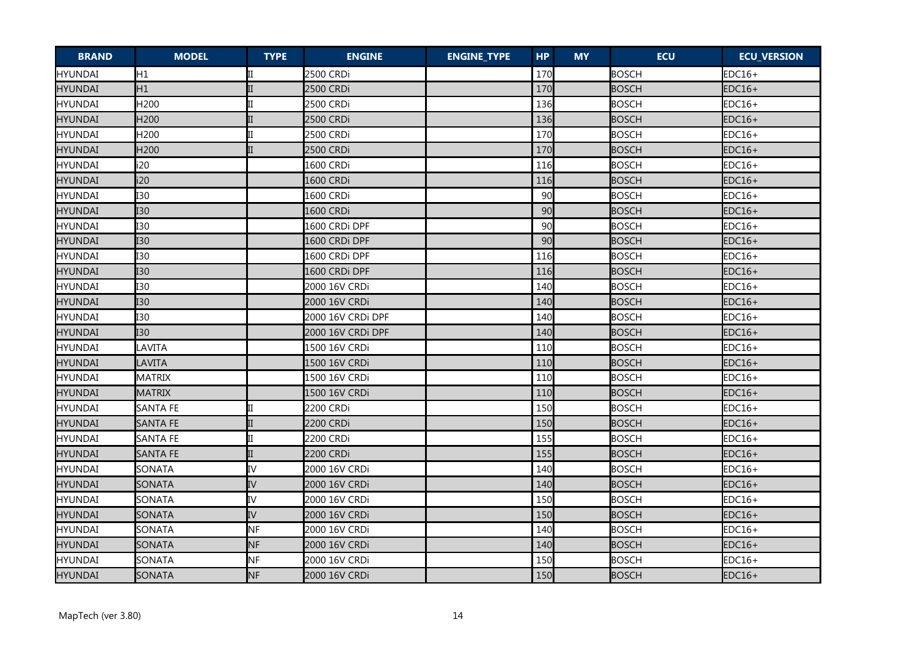| BRAND | MODEL | TYPE | ENGINE | ENGINE_TYPE | HP | MY | ECU | ECU_VERSION |
|---|---|---|---|---|---|---|---|---|
| HYUNDAI | H1 | II | 2500 CRDi | | 170 | | BOSCH | EDC16+ |
| HYUNDAI | H1 | II | 2500 CRDi | | 170 | | BOSCH | EDC16+ |
| HYUNDAI | H200 | II | 2500 CRDi | | 136 | | BOSCH | EDC16+ |
| HYUNDAI | H200 | II | 2500 CRDi | | 136 | | BOSCH | EDC16+ |
| HYUNDAI | H200 | II | 2500 CRDi | | 170 | | BOSCH | EDC16+ |
| HYUNDAI | H200 | II | 2500 CRDi | | 170 | | BOSCH | EDC16+ |
| HYUNDAI | i20 | | 1600 CRDi | | 116 | | BOSCH | EDC16+ |
| HYUNDAI | i20 | | 1600 CRDi | | 116 | | BOSCH | EDC16+ |
| HYUNDAI | I30 | | 1600 CRDi | | 90 | | BOSCH | EDC16+ |
| HYUNDAI | I30 | | 1600 CRDi | | 90 | | BOSCH | EDC16+ |
| HYUNDAI | I30 | | 1600 CRDi DPF | | 90 | | BOSCH | EDC16+ |
| HYUNDAI | I30 | | 1600 CRDi DPF | | 90 | | BOSCH | EDC16+ |
| HYUNDAI | I30 | | 1600 CRDi DPF | | 116 | | BOSCH | EDC16+ |
| HYUNDAI | I30 | | 1600 CRDi DPF | | 116 | | BOSCH | EDC16+ |
| HYUNDAI | I30 | | 2000 16V CRDi | | 140 | | BOSCH | EDC16+ |
| HYUNDAI | I30 | | 2000 16V CRDi | | 140 | | BOSCH | EDC16+ |
| HYUNDAI | I30 | | 2000 16V CRDi DPF | | 140 | | BOSCH | EDC16+ |
| HYUNDAI | I30 | | 2000 16V CRDi DPF | | 140 | | BOSCH | EDC16+ |
| HYUNDAI | LAVITA | | 1500 16V CRDi | | 110 | | BOSCH | EDC16+ |
| HYUNDAI | LAVITA | | 1500 16V CRDi | | 110 | | BOSCH | EDC16+ |
| HYUNDAI | MATRIX | | 1500 16V CRDi | | 110 | | BOSCH | EDC16+ |
| HYUNDAI | MATRIX | | 1500 16V CRDi | | 110 | | BOSCH | EDC16+ |
| HYUNDAI | SANTA FE | II | 2200 CRDi | | 150 | | BOSCH | EDC16+ |
| HYUNDAI | SANTA FE | II | 2200 CRDi | | 150 | | BOSCH | EDC16+ |
| HYUNDAI | SANTA FE | II | 2200 CRDi | | 155 | | BOSCH | EDC16+ |
| HYUNDAI | SANTA FE | II | 2200 CRDi | | 155 | | BOSCH | EDC16+ |
| HYUNDAI | SONATA | IV | 2000 16V CRDi | | 140 | | BOSCH | EDC16+ |
| HYUNDAI | SONATA | IV | 2000 16V CRDi | | 140 | | BOSCH | EDC16+ |
| HYUNDAI | SONATA | IV | 2000 16V CRDi | | 150 | | BOSCH | EDC16+ |
| HYUNDAI | SONATA | IV | 2000 16V CRDi | | 150 | | BOSCH | EDC16+ |
| HYUNDAI | SONATA | NF | 2000 16V CRDi | | 140 | | BOSCH | EDC16+ |
| HYUNDAI | SONATA | NF | 2000 16V CRDi | | 140 | | BOSCH | EDC16+ |
| HYUNDAI | SONATA | NF | 2000 16V CRDi | | 150 | | BOSCH | EDC16+ |
| HYUNDAI | SONATA | NF | 2000 16V CRDi | | 150 | | BOSCH | EDC16+ |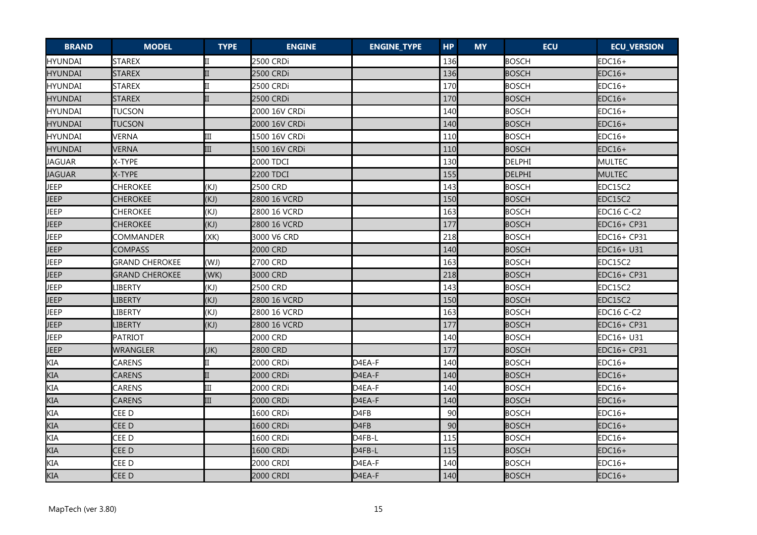| BRAND | MODEL | TYPE | ENGINE | ENGINE_TYPE | HP | MY | ECU | ECU_VERSION |
|---|---|---|---|---|---|---|---|---|
| HYUNDAI | STAREX | II | 2500 CRDi | | 136 | | BOSCH | EDC16+ |
| HYUNDAI | STAREX | II | 2500 CRDi | | 136 | | BOSCH | EDC16+ |
| HYUNDAI | STAREX | II | 2500 CRDi | | 170 | | BOSCH | EDC16+ |
| HYUNDAI | STAREX | II | 2500 CRDi | | 170 | | BOSCH | EDC16+ |
| HYUNDAI | TUCSON | | 2000 16V CRDi | | 140 | | BOSCH | EDC16+ |
| HYUNDAI | TUCSON | | 2000 16V CRDi | | 140 | | BOSCH | EDC16+ |
| HYUNDAI | VERNA | III | 1500 16V CRDi | | 110 | | BOSCH | EDC16+ |
| HYUNDAI | VERNA | III | 1500 16V CRDi | | 110 | | BOSCH | EDC16+ |
| JAGUAR | X-TYPE | | 2000 TDCI | | 130 | | DELPHI | MULTEC |
| JAGUAR | X-TYPE | | 2200 TDCI | | 155 | | DELPHI | MULTEC |
| JEEP | CHEROKEE | (KJ) | 2500 CRD | | 143 | | BOSCH | EDC15C2 |
| JEEP | CHEROKEE | (KJ) | 2800 16 VCRD | | 150 | | BOSCH | EDC15C2 |
| JEEP | CHEROKEE | (KJ) | 2800 16 VCRD | | 163 | | BOSCH | EDC16 C-C2 |
| JEEP | CHEROKEE | (KJ) | 2800 16 VCRD | | 177 | | BOSCH | EDC16+ CP31 |
| JEEP | COMMANDER | (XK) | 3000 V6 CRD | | 218 | | BOSCH | EDC16+ CP31 |
| JEEP | COMPASS | | 2000 CRD | | 140 | | BOSCH | EDC16+ U31 |
| JEEP | GRAND CHEROKEE | (WJ) | 2700 CRD | | 163 | | BOSCH | EDC15C2 |
| JEEP | GRAND CHEROKEE | (WK) | 3000 CRD | | 218 | | BOSCH | EDC16+ CP31 |
| JEEP | LIBERTY | (KJ) | 2500 CRD | | 143 | | BOSCH | EDC15C2 |
| JEEP | LIBERTY | (KJ) | 2800 16 VCRD | | 150 | | BOSCH | EDC15C2 |
| JEEP | LIBERTY | (KJ) | 2800 16 VCRD | | 163 | | BOSCH | EDC16 C-C2 |
| JEEP | LIBERTY | (KJ) | 2800 16 VCRD | | 177 | | BOSCH | EDC16+ CP31 |
| JEEP | PATRIOT | | 2000 CRD | | 140 | | BOSCH | EDC16+ U31 |
| JEEP | WRANGLER | (JK) | 2800 CRD | | 177 | | BOSCH | EDC16+ CP31 |
| KIA | CARENS | II | 2000 CRDi | D4EA-F | 140 | | BOSCH | EDC16+ |
| KIA | CARENS | II | 2000 CRDi | D4EA-F | 140 | | BOSCH | EDC16+ |
| KIA | CARENS | III | 2000 CRDi | D4EA-F | 140 | | BOSCH | EDC16+ |
| KIA | CARENS | III | 2000 CRDi | D4EA-F | 140 | | BOSCH | EDC16+ |
| KIA | CEE D | | 1600 CRDi | D4FB | 90 | | BOSCH | EDC16+ |
| KIA | CEE D | | 1600 CRDi | D4FB | 90 | | BOSCH | EDC16+ |
| KIA | CEE D | | 1600 CRDi | D4FB-L | 115 | | BOSCH | EDC16+ |
| KIA | CEE D | | 1600 CRDi | D4FB-L | 115 | | BOSCH | EDC16+ |
| KIA | CEE D | | 2000 CRDI | D4EA-F | 140 | | BOSCH | EDC16+ |
| KIA | CEE D | | 2000 CRDI | D4EA-F | 140 | | BOSCH | EDC16+ |

MapTech (ver 3.80)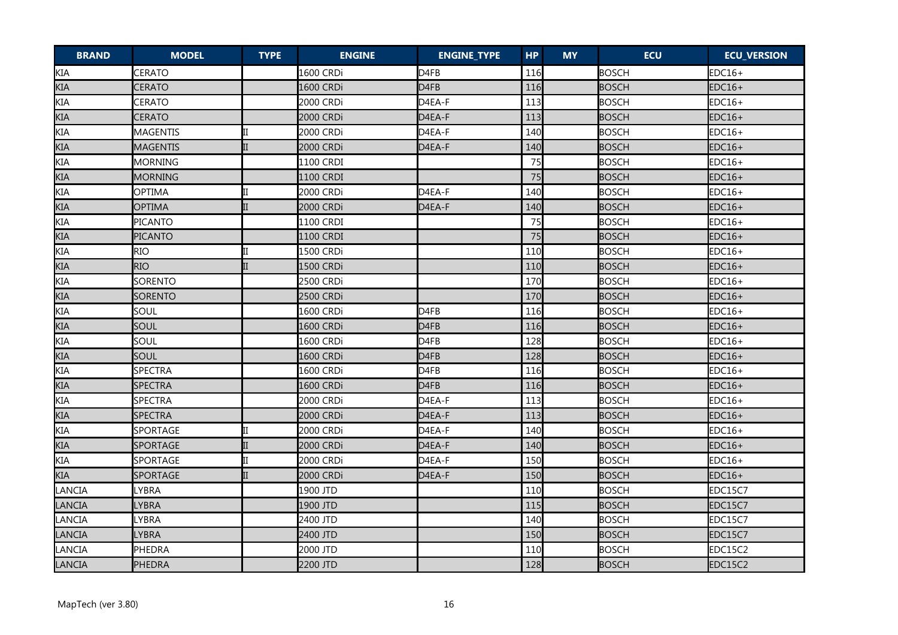| BRAND | MODEL | TYPE | ENGINE | ENGINE_TYPE | HP | MY | ECU | ECU_VERSION |
|---|---|---|---|---|---|---|---|---|
| KIA | CERATO | | 1600 CRDi | D4FB | 116 | | BOSCH | EDC16+ |
| KIA | CERATO | | 1600 CRDi | D4FB | 116 | | BOSCH | EDC16+ |
| KIA | CERATO | | 2000 CRDi | D4EA-F | 113 | | BOSCH | EDC16+ |
| KIA | CERATO | | 2000 CRDi | D4EA-F | 113 | | BOSCH | EDC16+ |
| KIA | MAGENTIS | II | 2000 CRDi | D4EA-F | 140 | | BOSCH | EDC16+ |
| KIA | MAGENTIS | II | 2000 CRDi | D4EA-F | 140 | | BOSCH | EDC16+ |
| KIA | MORNING | | 1100 CRDI | | 75 | | BOSCH | EDC16+ |
| KIA | MORNING | | 1100 CRDI | | 75 | | BOSCH | EDC16+ |
| KIA | OPTIMA | II | 2000 CRDi | D4EA-F | 140 | | BOSCH | EDC16+ |
| KIA | OPTIMA | II | 2000 CRDi | D4EA-F | 140 | | BOSCH | EDC16+ |
| KIA | PICANTO | | 1100 CRDI | | 75 | | BOSCH | EDC16+ |
| KIA | PICANTO | | 1100 CRDI | | 75 | | BOSCH | EDC16+ |
| KIA | RIO | II | 1500 CRDi | | 110 | | BOSCH | EDC16+ |
| KIA | RIO | II | 1500 CRDi | | 110 | | BOSCH | EDC16+ |
| KIA | SORENTO | | 2500 CRDi | | 170 | | BOSCH | EDC16+ |
| KIA | SORENTO | | 2500 CRDi | | 170 | | BOSCH | EDC16+ |
| KIA | SOUL | | 1600 CRDi | D4FB | 116 | | BOSCH | EDC16+ |
| KIA | SOUL | | 1600 CRDi | D4FB | 116 | | BOSCH | EDC16+ |
| KIA | SOUL | | 1600 CRDi | D4FB | 128 | | BOSCH | EDC16+ |
| KIA | SOUL | | 1600 CRDi | D4FB | 128 | | BOSCH | EDC16+ |
| KIA | SPECTRA | | 1600 CRDi | D4FB | 116 | | BOSCH | EDC16+ |
| KIA | SPECTRA | | 1600 CRDi | D4FB | 116 | | BOSCH | EDC16+ |
| KIA | SPECTRA | | 2000 CRDi | D4EA-F | 113 | | BOSCH | EDC16+ |
| KIA | SPECTRA | | 2000 CRDi | D4EA-F | 113 | | BOSCH | EDC16+ |
| KIA | SPORTAGE | II | 2000 CRDi | D4EA-F | 140 | | BOSCH | EDC16+ |
| KIA | SPORTAGE | II | 2000 CRDi | D4EA-F | 140 | | BOSCH | EDC16+ |
| KIA | SPORTAGE | II | 2000 CRDi | D4EA-F | 150 | | BOSCH | EDC16+ |
| KIA | SPORTAGE | II | 2000 CRDi | D4EA-F | 150 | | BOSCH | EDC16+ |
| LANCIA | LYBRA | | 1900 JTD | | 110 | | BOSCH | EDC15C7 |
| LANCIA | LYBRA | | 1900 JTD | | 115 | | BOSCH | EDC15C7 |
| LANCIA | LYBRA | | 2400 JTD | | 140 | | BOSCH | EDC15C7 |
| LANCIA | LYBRA | | 2400 JTD | | 150 | | BOSCH | EDC15C7 |
| LANCIA | PHEDRA | | 2000 JTD | | 110 | | BOSCH | EDC15C2 |
| LANCIA | PHEDRA | | 2200 JTD | | 128 | | BOSCH | EDC15C2 |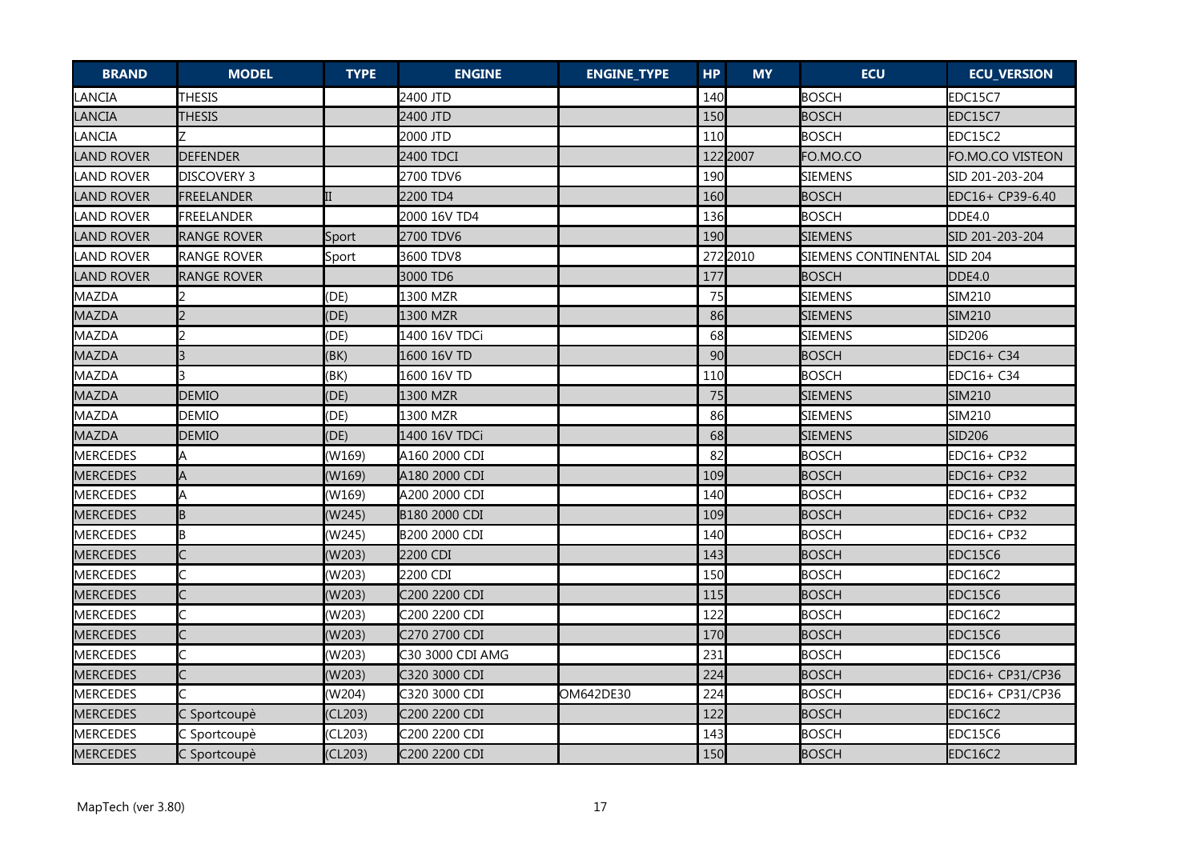| BRAND | MODEL | TYPE | ENGINE | ENGINE_TYPE | HP | MY | ECU | ECU_VERSION |
|---|---|---|---|---|---|---|---|---|
| LANCIA | THESIS | | 2400 JTD | | 140 | | BOSCH | EDC15C7 |
| LANCIA | THESIS | | 2400 JTD | | 150 | | BOSCH | EDC15C7 |
| LANCIA | Z | | 2000 JTD | | 110 | | BOSCH | EDC15C2 |
| LAND ROVER | DEFENDER | | 2400 TDCI | | 122 | 2007 | FO.MO.CO | FO.MO.CO VISTEON |
| LAND ROVER | DISCOVERY 3 | | 2700 TDV6 | | 190 | | SIEMENS | SID 201-203-204 |
| LAND ROVER | FREELANDER | II | 2200 TD4 | | 160 | | BOSCH | EDC16+ CP39-6.40 |
| LAND ROVER | FREELANDER | | 2000 16V TD4 | | 136 | | BOSCH | DDE4.0 |
| LAND ROVER | RANGE ROVER | Sport | 2700 TDV6 | | 190 | | SIEMENS | SID 201-203-204 |
| LAND ROVER | RANGE ROVER | Sport | 3600 TDV8 | | 272 | 2010 | SIEMENS CONTINENTAL | SID 204 |
| LAND ROVER | RANGE ROVER | | 3000 TD6 | | 177 | | BOSCH | DDE4.0 |
| MAZDA | 2 | (DE) | 1300 MZR | | 75 | | SIEMENS | SIM210 |
| MAZDA | 2 | (DE) | 1300 MZR | | 86 | | SIEMENS | SIM210 |
| MAZDA | 2 | (DE) | 1400 16V TDCi | | 68 | | SIEMENS | SID206 |
| MAZDA | 3 | (BK) | 1600 16V TD | | 90 | | BOSCH | EDC16+ C34 |
| MAZDA | 3 | (BK) | 1600 16V TD | | 110 | | BOSCH | EDC16+ C34 |
| MAZDA | DEMIO | (DE) | 1300 MZR | | 75 | | SIEMENS | SIM210 |
| MAZDA | DEMIO | (DE) | 1300 MZR | | 86 | | SIEMENS | SIM210 |
| MAZDA | DEMIO | (DE) | 1400 16V TDCi | | 68 | | SIEMENS | SID206 |
| MERCEDES | A | (W169) | A160 2000 CDI | | 82 | | BOSCH | EDC16+ CP32 |
| MERCEDES | A | (W169) | A180 2000 CDI | | 109 | | BOSCH | EDC16+ CP32 |
| MERCEDES | A | (W169) | A200 2000 CDI | | 140 | | BOSCH | EDC16+ CP32 |
| MERCEDES | B | (W245) | B180 2000 CDI | | 109 | | BOSCH | EDC16+ CP32 |
| MERCEDES | B | (W245) | B200 2000 CDI | | 140 | | BOSCH | EDC16+ CP32 |
| MERCEDES | C | (W203) | 2200 CDI | | 143 | | BOSCH | EDC15C6 |
| MERCEDES | C | (W203) | 2200 CDI | | 150 | | BOSCH | EDC16C2 |
| MERCEDES | C | (W203) | C200 2200 CDI | | 115 | | BOSCH | EDC15C6 |
| MERCEDES | C | (W203) | C200 2200 CDI | | 122 | | BOSCH | EDC16C2 |
| MERCEDES | C | (W203) | C270 2700 CDI | | 170 | | BOSCH | EDC15C6 |
| MERCEDES | C | (W203) | C30 3000 CDI AMG | | 231 | | BOSCH | EDC15C6 |
| MERCEDES | C | (W203) | C320 3000 CDI | | 224 | | BOSCH | EDC16+ CP31/CP36 |
| MERCEDES | C | (W204) | C320 3000 CDI | OM642DE30 | 224 | | BOSCH | EDC16+ CP31/CP36 |
| MERCEDES | C Sportcoupè | (CL203) | C200 2200 CDI | | 122 | | BOSCH | EDC16C2 |
| MERCEDES | C Sportcoupè | (CL203) | C200 2200 CDI | | 143 | | BOSCH | EDC15C6 |
| MERCEDES | C Sportcoupè | (CL203) | C200 2200 CDI | | 150 | | BOSCH | EDC16C2 |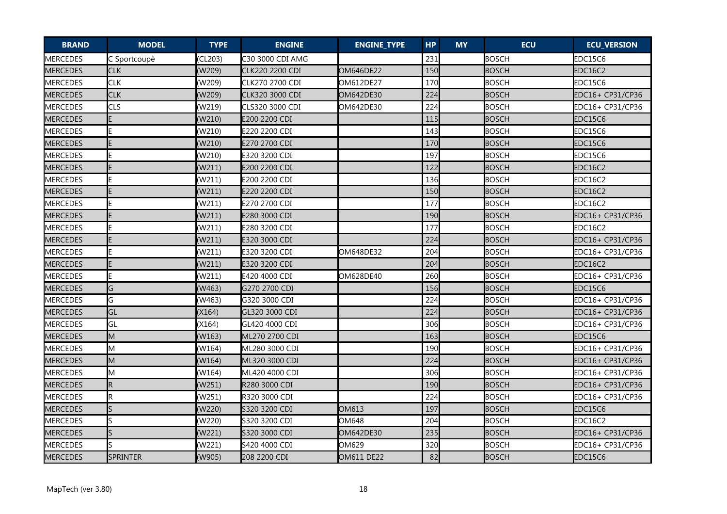| BRAND | MODEL | TYPE | ENGINE | ENGINE_TYPE | HP | MY | ECU | ECU_VERSION |
|---|---|---|---|---|---|---|---|---|
| MERCEDES | C Sportcoupè | (CL203) | C30 3000 CDI AMG | | 231 | | BOSCH | EDC15C6 |
| MERCEDES | CLK | (W209) | CLK220 2200 CDI | OM646DE22 | 150 | | BOSCH | EDC16C2 |
| MERCEDES | CLK | (W209) | CLK270 2700 CDI | OM612DE27 | 170 | | BOSCH | EDC15C6 |
| MERCEDES | CLK | (W209) | CLK320 3000 CDI | OM642DE30 | 224 | | BOSCH | EDC16+ CP31/CP36 |
| MERCEDES | CLS | (W219) | CLS320 3000 CDI | OM642DE30 | 224 | | BOSCH | EDC16+ CP31/CP36 |
| MERCEDES | E | (W210) | E200 2200 CDI | | 115 | | BOSCH | EDC15C6 |
| MERCEDES | E | (W210) | E220 2200 CDI | | 143 | | BOSCH | EDC15C6 |
| MERCEDES | E | (W210) | E270 2700 CDI | | 170 | | BOSCH | EDC15C6 |
| MERCEDES | E | (W210) | E320 3200 CDI | | 197 | | BOSCH | EDC15C6 |
| MERCEDES | E | (W211) | E200 2200 CDI | | 122 | | BOSCH | EDC16C2 |
| MERCEDES | E | (W211) | E200 2200 CDI | | 136 | | BOSCH | EDC16C2 |
| MERCEDES | E | (W211) | E220 2200 CDI | | 150 | | BOSCH | EDC16C2 |
| MERCEDES | E | (W211) | E270 2700 CDI | | 177 | | BOSCH | EDC16C2 |
| MERCEDES | E | (W211) | E280 3000 CDI | | 190 | | BOSCH | EDC16+ CP31/CP36 |
| MERCEDES | E | (W211) | E280 3200 CDI | | 177 | | BOSCH | EDC16C2 |
| MERCEDES | E | (W211) | E320 3000 CDI | | 224 | | BOSCH | EDC16+ CP31/CP36 |
| MERCEDES | E | (W211) | E320 3200 CDI | OM648DE32 | 204 | | BOSCH | EDC16+ CP31/CP36 |
| MERCEDES | E | (W211) | E320 3200 CDI | | 204 | | BOSCH | EDC16C2 |
| MERCEDES | E | (W211) | E420 4000 CDI | OM628DE40 | 260 | | BOSCH | EDC16+ CP31/CP36 |
| MERCEDES | G | (W463) | G270 2700 CDI | | 156 | | BOSCH | EDC15C6 |
| MERCEDES | G | (W463) | G320 3000 CDI | | 224 | | BOSCH | EDC16+ CP31/CP36 |
| MERCEDES | GL | (X164) | GL320 3000 CDI | | 224 | | BOSCH | EDC16+ CP31/CP36 |
| MERCEDES | GL | (X164) | GL420 4000 CDI | | 306 | | BOSCH | EDC16+ CP31/CP36 |
| MERCEDES | M | (W163) | ML270 2700 CDI | | 163 | | BOSCH | EDC15C6 |
| MERCEDES | M | (W164) | ML280 3000 CDI | | 190 | | BOSCH | EDC16+ CP31/CP36 |
| MERCEDES | M | (W164) | ML320 3000 CDI | | 224 | | BOSCH | EDC16+ CP31/CP36 |
| MERCEDES | M | (W164) | ML420 4000 CDI | | 306 | | BOSCH | EDC16+ CP31/CP36 |
| MERCEDES | R | (W251) | R280 3000 CDI | | 190 | | BOSCH | EDC16+ CP31/CP36 |
| MERCEDES | R | (W251) | R320 3000 CDI | | 224 | | BOSCH | EDC16+ CP31/CP36 |
| MERCEDES | S | (W220) | S320 3200 CDI | OM613 | 197 | | BOSCH | EDC15C6 |
| MERCEDES | S | (W220) | S320 3200 CDI | OM648 | 204 | | BOSCH | EDC16C2 |
| MERCEDES | S | (W221) | S320 3000 CDI | OM642DE30 | 235 | | BOSCH | EDC16+ CP31/CP36 |
| MERCEDES | S | (W221) | S420 4000 CDI | OM629 | 320 | | BOSCH | EDC16+ CP31/CP36 |
| MERCEDES | SPRINTER | (W905) | 208 2200 CDI | OM611 DE22 | 82 | | BOSCH | EDC15C6 |

MapTech (ver 3.80)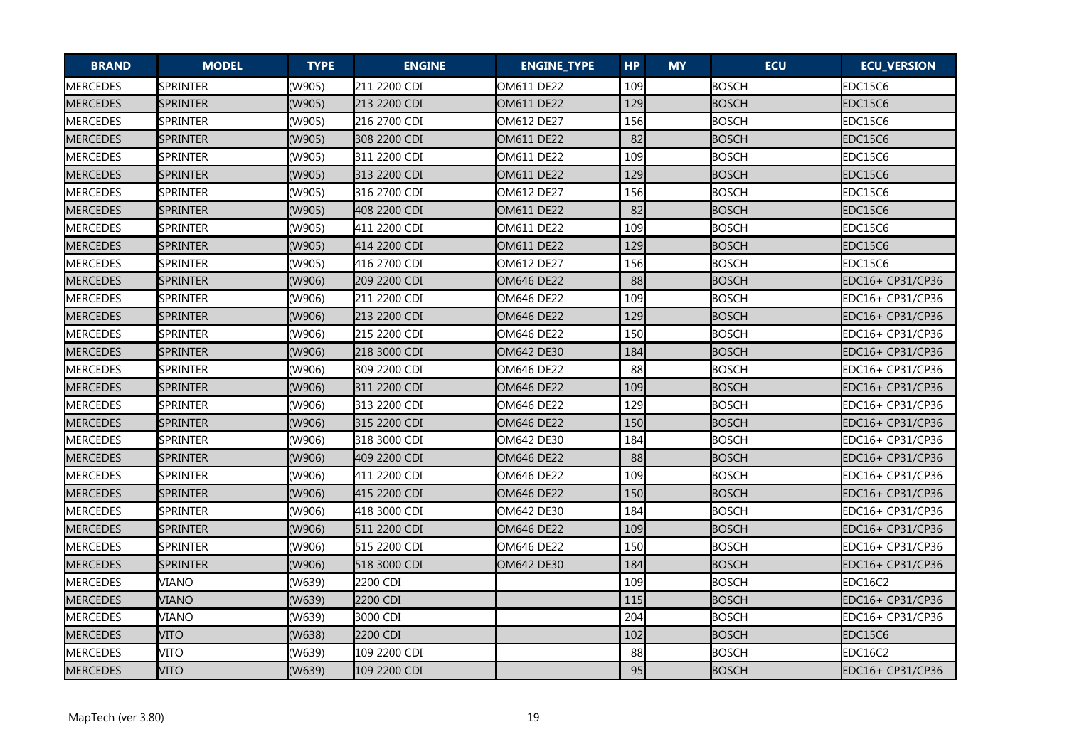| BRAND | MODEL | TYPE | ENGINE | ENGINE_TYPE | HP | MY | ECU | ECU_VERSION |
|---|---|---|---|---|---|---|---|---|
| MERCEDES | SPRINTER | (W905) | 211 2200 CDI | OM611 DE22 | 109 | | BOSCH | EDC15C6 |
| MERCEDES | SPRINTER | (W905) | 213 2200 CDI | OM611 DE22 | 129 | | BOSCH | EDC15C6 |
| MERCEDES | SPRINTER | (W905) | 216 2700 CDI | OM612 DE27 | 156 | | BOSCH | EDC15C6 |
| MERCEDES | SPRINTER | (W905) | 308 2200 CDI | OM611 DE22 | 82 | | BOSCH | EDC15C6 |
| MERCEDES | SPRINTER | (W905) | 311 2200 CDI | OM611 DE22 | 109 | | BOSCH | EDC15C6 |
| MERCEDES | SPRINTER | (W905) | 313 2200 CDI | OM611 DE22 | 129 | | BOSCH | EDC15C6 |
| MERCEDES | SPRINTER | (W905) | 316 2700 CDI | OM612 DE27 | 156 | | BOSCH | EDC15C6 |
| MERCEDES | SPRINTER | (W905) | 408 2200 CDI | OM611 DE22 | 82 | | BOSCH | EDC15C6 |
| MERCEDES | SPRINTER | (W905) | 411 2200 CDI | OM611 DE22 | 109 | | BOSCH | EDC15C6 |
| MERCEDES | SPRINTER | (W905) | 414 2200 CDI | OM611 DE22 | 129 | | BOSCH | EDC15C6 |
| MERCEDES | SPRINTER | (W905) | 416 2700 CDI | OM612 DE27 | 156 | | BOSCH | EDC15C6 |
| MERCEDES | SPRINTER | (W906) | 209 2200 CDI | OM646 DE22 | 88 | | BOSCH | EDC16+ CP31/CP36 |
| MERCEDES | SPRINTER | (W906) | 211 2200 CDI | OM646 DE22 | 109 | | BOSCH | EDC16+ CP31/CP36 |
| MERCEDES | SPRINTER | (W906) | 213 2200 CDI | OM646 DE22 | 129 | | BOSCH | EDC16+ CP31/CP36 |
| MERCEDES | SPRINTER | (W906) | 215 2200 CDI | OM646 DE22 | 150 | | BOSCH | EDC16+ CP31/CP36 |
| MERCEDES | SPRINTER | (W906) | 218 3000 CDI | OM642 DE30 | 184 | | BOSCH | EDC16+ CP31/CP36 |
| MERCEDES | SPRINTER | (W906) | 309 2200 CDI | OM646 DE22 | 88 | | BOSCH | EDC16+ CP31/CP36 |
| MERCEDES | SPRINTER | (W906) | 311 2200 CDI | OM646 DE22 | 109 | | BOSCH | EDC16+ CP31/CP36 |
| MERCEDES | SPRINTER | (W906) | 313 2200 CDI | OM646 DE22 | 129 | | BOSCH | EDC16+ CP31/CP36 |
| MERCEDES | SPRINTER | (W906) | 315 2200 CDI | OM646 DE22 | 150 | | BOSCH | EDC16+ CP31/CP36 |
| MERCEDES | SPRINTER | (W906) | 318 3000 CDI | OM642 DE30 | 184 | | BOSCH | EDC16+ CP31/CP36 |
| MERCEDES | SPRINTER | (W906) | 409 2200 CDI | OM646 DE22 | 88 | | BOSCH | EDC16+ CP31/CP36 |
| MERCEDES | SPRINTER | (W906) | 411 2200 CDI | OM646 DE22 | 109 | | BOSCH | EDC16+ CP31/CP36 |
| MERCEDES | SPRINTER | (W906) | 415 2200 CDI | OM646 DE22 | 150 | | BOSCH | EDC16+ CP31/CP36 |
| MERCEDES | SPRINTER | (W906) | 418 3000 CDI | OM642 DE30 | 184 | | BOSCH | EDC16+ CP31/CP36 |
| MERCEDES | SPRINTER | (W906) | 511 2200 CDI | OM646 DE22 | 109 | | BOSCH | EDC16+ CP31/CP36 |
| MERCEDES | SPRINTER | (W906) | 515 2200 CDI | OM646 DE22 | 150 | | BOSCH | EDC16+ CP31/CP36 |
| MERCEDES | SPRINTER | (W906) | 518 3000 CDI | OM642 DE30 | 184 | | BOSCH | EDC16+ CP31/CP36 |
| MERCEDES | VIANO | (W639) | 2200 CDI | | 109 | | BOSCH | EDC16C2 |
| MERCEDES | VIANO | (W639) | 2200 CDI | | 115 | | BOSCH | EDC16+ CP31/CP36 |
| MERCEDES | VIANO | (W639) | 3000 CDI | | 204 | | BOSCH | EDC16+ CP31/CP36 |
| MERCEDES | VITO | (W638) | 2200 CDI | | 102 | | BOSCH | EDC15C6 |
| MERCEDES | VITO | (W639) | 109 2200 CDI | | 88 | | BOSCH | EDC16C2 |
| MERCEDES | VITO | (W639) | 109 2200 CDI | | 95 | | BOSCH | EDC16+ CP31/CP36 |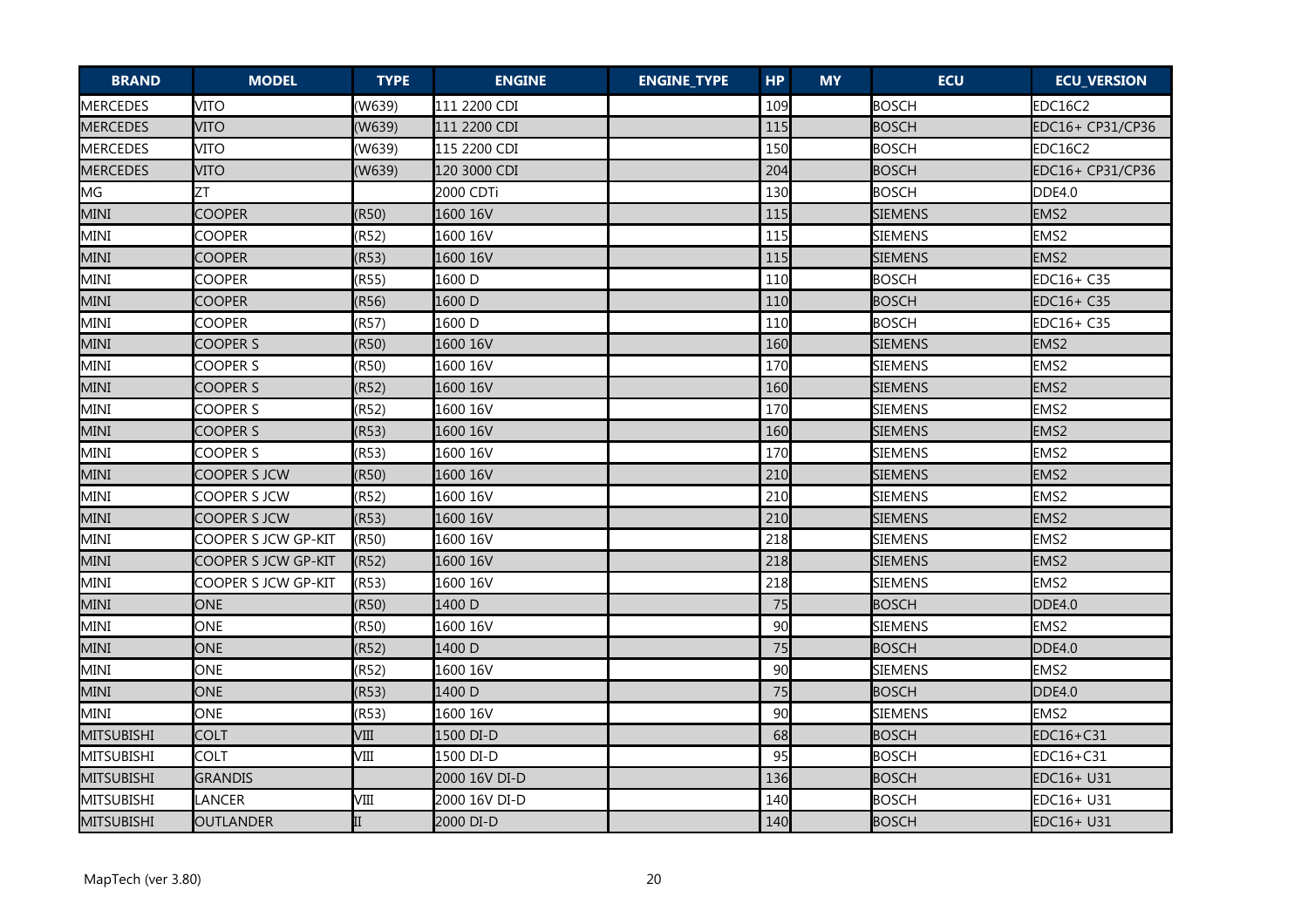| BRAND | MODEL | TYPE | ENGINE | ENGINE_TYPE | HP | MY | ECU | ECU_VERSION |
|---|---|---|---|---|---|---|---|---|
| MERCEDES | VITO | (W639) | 111 2200 CDI | | 109 | | BOSCH | EDC16C2 |
| MERCEDES | VITO | (W639) | 111 2200 CDI | | 115 | | BOSCH | EDC16+ CP31/CP36 |
| MERCEDES | VITO | (W639) | 115 2200 CDI | | 150 | | BOSCH | EDC16C2 |
| MERCEDES | VITO | (W639) | 120 3000 CDI | | 204 | | BOSCH | EDC16+ CP31/CP36 |
| MG | ZT | | 2000 CDTi | | 130 | | BOSCH | DDE4.0 |
| MINI | COOPER | (R50) | 1600 16V | | 115 | | SIEMENS | EMS2 |
| MINI | COOPER | (R52) | 1600 16V | | 115 | | SIEMENS | EMS2 |
| MINI | COOPER | (R53) | 1600 16V | | 115 | | SIEMENS | EMS2 |
| MINI | COOPER | (R55) | 1600 D | | 110 | | BOSCH | EDC16+ C35 |
| MINI | COOPER | (R56) | 1600 D | | 110 | | BOSCH | EDC16+ C35 |
| MINI | COOPER | (R57) | 1600 D | | 110 | | BOSCH | EDC16+ C35 |
| MINI | COOPER S | (R50) | 1600 16V | | 160 | | SIEMENS | EMS2 |
| MINI | COOPER S | (R50) | 1600 16V | | 170 | | SIEMENS | EMS2 |
| MINI | COOPER S | (R52) | 1600 16V | | 160 | | SIEMENS | EMS2 |
| MINI | COOPER S | (R52) | 1600 16V | | 170 | | SIEMENS | EMS2 |
| MINI | COOPER S | (R53) | 1600 16V | | 160 | | SIEMENS | EMS2 |
| MINI | COOPER S | (R53) | 1600 16V | | 170 | | SIEMENS | EMS2 |
| MINI | COOPER S JCW | (R50) | 1600 16V | | 210 | | SIEMENS | EMS2 |
| MINI | COOPER S JCW | (R52) | 1600 16V | | 210 | | SIEMENS | EMS2 |
| MINI | COOPER S JCW | (R53) | 1600 16V | | 210 | | SIEMENS | EMS2 |
| MINI | COOPER S JCW GP-KIT | (R50) | 1600 16V | | 218 | | SIEMENS | EMS2 |
| MINI | COOPER S JCW GP-KIT | (R52) | 1600 16V | | 218 | | SIEMENS | EMS2 |
| MINI | COOPER S JCW GP-KIT | (R53) | 1600 16V | | 218 | | SIEMENS | EMS2 |
| MINI | ONE | (R50) | 1400 D | | 75 | | BOSCH | DDE4.0 |
| MINI | ONE | (R50) | 1600 16V | | 90 | | SIEMENS | EMS2 |
| MINI | ONE | (R52) | 1400 D | | 75 | | BOSCH | DDE4.0 |
| MINI | ONE | (R52) | 1600 16V | | 90 | | SIEMENS | EMS2 |
| MINI | ONE | (R53) | 1400 D | | 75 | | BOSCH | DDE4.0 |
| MINI | ONE | (R53) | 1600 16V | | 90 | | SIEMENS | EMS2 |
| MITSUBISHI | COLT | VIII | 1500 DI-D | | 68 | | BOSCH | EDC16+C31 |
| MITSUBISHI | COLT | VIII | 1500 DI-D | | 95 | | BOSCH | EDC16+C31 |
| MITSUBISHI | GRANDIS | | 2000 16V DI-D | | 136 | | BOSCH | EDC16+ U31 |
| MITSUBISHI | LANCER | VIII | 2000 16V DI-D | | 140 | | BOSCH | EDC16+ U31 |
| MITSUBISHI | OUTLANDER | II | 2000 DI-D | | 140 | | BOSCH | EDC16+ U31 |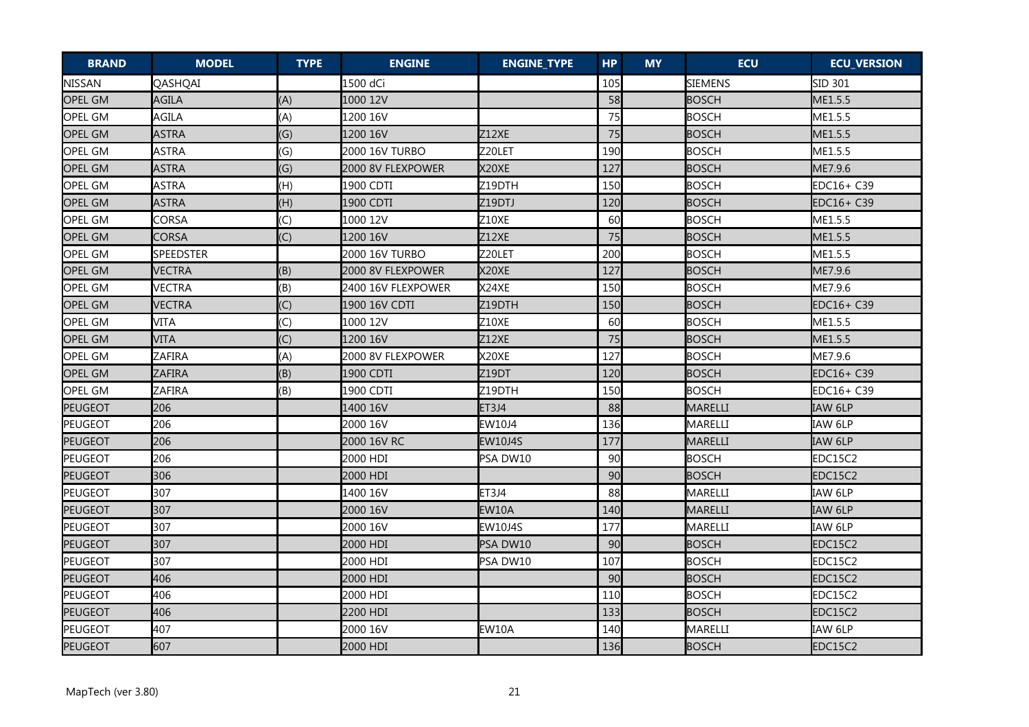| BRAND | MODEL | TYPE | ENGINE | ENGINE_TYPE | HP | MY | ECU | ECU_VERSION |
|---|---|---|---|---|---|---|---|---|
| NISSAN | QASHQAI | | 1500 dCi | | 105 | | SIEMENS | SID 301 |
| OPEL GM | AGILA | (A) | 1000 12V | | 58 | | BOSCH | ME1.5.5 |
| OPEL GM | AGILA | (A) | 1200 16V | | 75 | | BOSCH | ME1.5.5 |
| OPEL GM | ASTRA | (G) | 1200 16V | Z12XE | 75 | | BOSCH | ME1.5.5 |
| OPEL GM | ASTRA | (G) | 2000 16V TURBO | Z20LET | 190 | | BOSCH | ME1.5.5 |
| OPEL GM | ASTRA | (G) | 2000 8V FLEXPOWER | X20XE | 127 | | BOSCH | ME7.9.6 |
| OPEL GM | ASTRA | (H) | 1900 CDTI | Z19DTH | 150 | | BOSCH | EDC16+ C39 |
| OPEL GM | ASTRA | (H) | 1900 CDTI | Z19DTJ | 120 | | BOSCH | EDC16+ C39 |
| OPEL GM | CORSA | (C) | 1000 12V | Z10XE | 60 | | BOSCH | ME1.5.5 |
| OPEL GM | CORSA | (C) | 1200 16V | Z12XE | 75 | | BOSCH | ME1.5.5 |
| OPEL GM | SPEEDSTER | | 2000 16V TURBO | Z20LET | 200 | | BOSCH | ME1.5.5 |
| OPEL GM | VECTRA | (B) | 2000 8V FLEXPOWER | X20XE | 127 | | BOSCH | ME7.9.6 |
| OPEL GM | VECTRA | (B) | 2400 16V FLEXPOWER | X24XE | 150 | | BOSCH | ME7.9.6 |
| OPEL GM | VECTRA | (C) | 1900 16V CDTI | Z19DTH | 150 | | BOSCH | EDC16+ C39 |
| OPEL GM | VITA | (C) | 1000 12V | Z10XE | 60 | | BOSCH | ME1.5.5 |
| OPEL GM | VITA | (C) | 1200 16V | Z12XE | 75 | | BOSCH | ME1.5.5 |
| OPEL GM | ZAFIRA | (A) | 2000 8V FLEXPOWER | X20XE | 127 | | BOSCH | ME7.9.6 |
| OPEL GM | ZAFIRA | (B) | 1900 CDTI | Z19DT | 120 | | BOSCH | EDC16+ C39 |
| OPEL GM | ZAFIRA | (B) | 1900 CDTI | Z19DTH | 150 | | BOSCH | EDC16+ C39 |
| PEUGEOT | 206 | | 1400 16V | ET3J4 | 88 | | MARELLI | IAW 6LP |
| PEUGEOT | 206 | | 2000 16V | EW10J4 | 136 | | MARELLI | IAW 6LP |
| PEUGEOT | 206 | | 2000 16V RC | EW10J4S | 177 | | MARELLI | IAW 6LP |
| PEUGEOT | 206 | | 2000 HDI | PSA DW10 | 90 | | BOSCH | EDC15C2 |
| PEUGEOT | 306 | | 2000 HDI | | 90 | | BOSCH | EDC15C2 |
| PEUGEOT | 307 | | 1400 16V | ET3J4 | 88 | | MARELLI | IAW 6LP |
| PEUGEOT | 307 | | 2000 16V | EW10A | 140 | | MARELLI | IAW 6LP |
| PEUGEOT | 307 | | 2000 16V | EW10J4S | 177 | | MARELLI | IAW 6LP |
| PEUGEOT | 307 | | 2000 HDI | PSA DW10 | 90 | | BOSCH | EDC15C2 |
| PEUGEOT | 307 | | 2000 HDI | PSA DW10 | 107 | | BOSCH | EDC15C2 |
| PEUGEOT | 406 | | 2000 HDI | | 90 | | BOSCH | EDC15C2 |
| PEUGEOT | 406 | | 2000 HDI | | 110 | | BOSCH | EDC15C2 |
| PEUGEOT | 406 | | 2200 HDI | | 133 | | BOSCH | EDC15C2 |
| PEUGEOT | 407 | | 2000 16V | EW10A | 140 | | MARELLI | IAW 6LP |
| PEUGEOT | 607 | | 2000 HDI | | 136 | | BOSCH | EDC15C2 |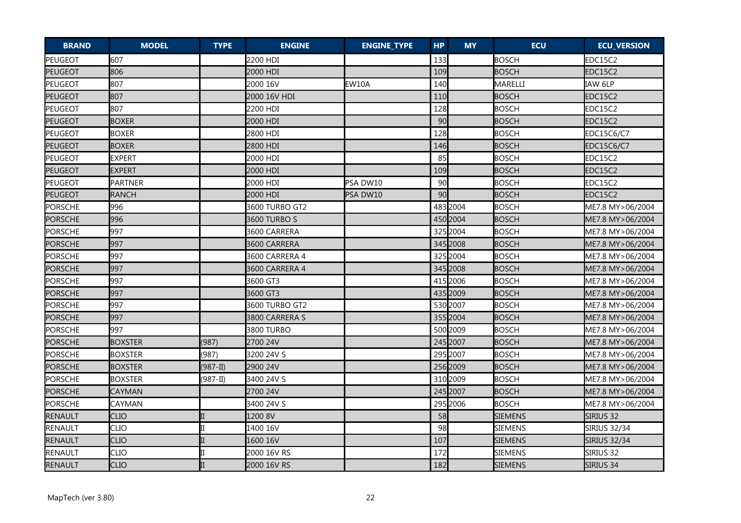| BRAND | MODEL | TYPE | ENGINE | ENGINE_TYPE | HP | MY | ECU | ECU_VERSION |
|---|---|---|---|---|---|---|---|---|
| PEUGEOT | 607 | | 2200 HDI | | 133 | | BOSCH | EDC15C2 |
| PEUGEOT | 806 | | 2000 HDI | | 109 | | BOSCH | EDC15C2 |
| PEUGEOT | 807 | | 2000 16V | EW10A | 140 | | MARELLI | IAW 6LP |
| PEUGEOT | 807 | | 2000 16V HDI | | 110 | | BOSCH | EDC15C2 |
| PEUGEOT | 807 | | 2200 HDI | | 128 | | BOSCH | EDC15C2 |
| PEUGEOT | BOXER | | 2000 HDI | | 90 | | BOSCH | EDC15C2 |
| PEUGEOT | BOXER | | 2800 HDI | | 128 | | BOSCH | EDC15C6/C7 |
| PEUGEOT | BOXER | | 2800 HDI | | 146 | | BOSCH | EDC15C6/C7 |
| PEUGEOT | EXPERT | | 2000 HDI | | 85 | | BOSCH | EDC15C2 |
| PEUGEOT | EXPERT | | 2000 HDI | | 109 | | BOSCH | EDC15C2 |
| PEUGEOT | PARTNER | | 2000 HDI | PSA DW10 | 90 | | BOSCH | EDC15C2 |
| PEUGEOT | RANCH | | 2000 HDI | PSA DW10 | 90 | | BOSCH | EDC15C2 |
| PORSCHE | 996 | | 3600 TURBO GT2 | | 483 | 2004 | BOSCH | ME7.8 MY>06/2004 |
| PORSCHE | 996 | | 3600 TURBO S | | 450 | 2004 | BOSCH | ME7.8 MY>06/2004 |
| PORSCHE | 997 | | 3600 CARRERA | | 325 | 2004 | BOSCH | ME7.8 MY>06/2004 |
| PORSCHE | 997 | | 3600 CARRERA | | 345 | 2008 | BOSCH | ME7.8 MY>06/2004 |
| PORSCHE | 997 | | 3600 CARRERA 4 | | 325 | 2004 | BOSCH | ME7.8 MY>06/2004 |
| PORSCHE | 997 | | 3600 CARRERA 4 | | 345 | 2008 | BOSCH | ME7.8 MY>06/2004 |
| PORSCHE | 997 | | 3600 GT3 | | 415 | 2006 | BOSCH | ME7.8 MY>06/2004 |
| PORSCHE | 997 | | 3600 GT3 | | 435 | 2009 | BOSCH | ME7.8 MY>06/2004 |
| PORSCHE | 997 | | 3600 TURBO GT2 | | 530 | 2007 | BOSCH | ME7.8 MY>06/2004 |
| PORSCHE | 997 | | 3800 CARRERA S | | 355 | 2004 | BOSCH | ME7.8 MY>06/2004 |
| PORSCHE | 997 | | 3800 TURBO | | 500 | 2009 | BOSCH | ME7.8 MY>06/2004 |
| PORSCHE | BOXSTER | (987) | 2700 24V | | 245 | 2007 | BOSCH | ME7.8 MY>06/2004 |
| PORSCHE | BOXSTER | (987) | 3200 24V S | | 295 | 2007 | BOSCH | ME7.8 MY>06/2004 |
| PORSCHE | BOXSTER | (987-II) | 2900 24V | | 256 | 2009 | BOSCH | ME7.8 MY>06/2004 |
| PORSCHE | BOXSTER | (987-II) | 3400 24V S | | 310 | 2009 | BOSCH | ME7.8 MY>06/2004 |
| PORSCHE | CAYMAN | | 2700 24V | | 245 | 2007 | BOSCH | ME7.8 MY>06/2004 |
| PORSCHE | CAYMAN | | 3400 24V S | | 295 | 2006 | BOSCH | ME7.8 MY>06/2004 |
| RENAULT | CLIO | II | 1200 8V | | 58 | | SIEMENS | SIRIUS 32 |
| RENAULT | CLIO | II | 1400 16V | | 98 | | SIEMENS | SIRIUS 32/34 |
| RENAULT | CLIO | II | 1600 16V | | 107 | | SIEMENS | SIRIUS 32/34 |
| RENAULT | CLIO | II | 2000 16V RS | | 172 | | SIEMENS | SIRIUS 32 |
| RENAULT | CLIO | II | 2000 16V RS | | 182 | | SIEMENS | SIRIUS 34 |

MapTech (ver 3.80)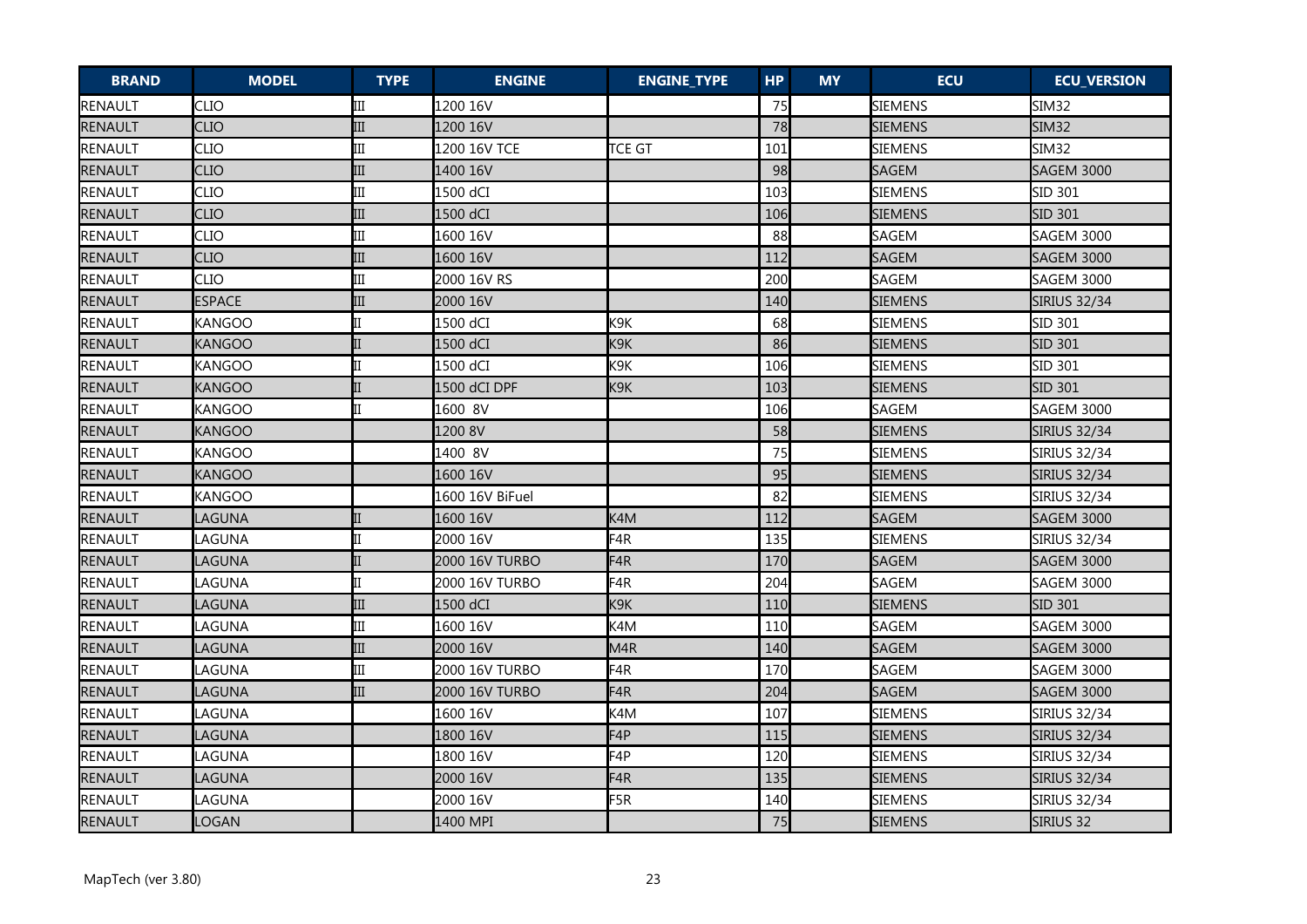| BRAND | MODEL | TYPE | ENGINE | ENGINE_TYPE | HP | MY | ECU | ECU_VERSION |
|---|---|---|---|---|---|---|---|---|
| RENAULT | CLIO | III | 1200 16V | | 75 | | SIEMENS | SIM32 |
| RENAULT | CLIO | III | 1200 16V | | 78 | | SIEMENS | SIM32 |
| RENAULT | CLIO | III | 1200 16V TCE | TCE GT | 101 | | SIEMENS | SIM32 |
| RENAULT | CLIO | III | 1400 16V | | 98 | | SAGEM | SAGEM 3000 |
| RENAULT | CLIO | III | 1500 dCI | | 103 | | SIEMENS | SID 301 |
| RENAULT | CLIO | III | 1500 dCI | | 106 | | SIEMENS | SID 301 |
| RENAULT | CLIO | III | 1600 16V | | 88 | | SAGEM | SAGEM 3000 |
| RENAULT | CLIO | III | 1600 16V | | 112 | | SAGEM | SAGEM 3000 |
| RENAULT | CLIO | III | 2000 16V RS | | 200 | | SAGEM | SAGEM 3000 |
| RENAULT | ESPACE | III | 2000 16V | | 140 | | SIEMENS | SIRIUS 32/34 |
| RENAULT | KANGOO | II | 1500 dCI | K9K | 68 | | SIEMENS | SID 301 |
| RENAULT | KANGOO | II | 1500 dCI | K9K | 86 | | SIEMENS | SID 301 |
| RENAULT | KANGOO | II | 1500 dCI | K9K | 106 | | SIEMENS | SID 301 |
| RENAULT | KANGOO | II | 1500 dCI DPF | K9K | 103 | | SIEMENS | SID 301 |
| RENAULT | KANGOO | II | 1600 8V | | 106 | | SAGEM | SAGEM 3000 |
| RENAULT | KANGOO | | 1200 8V | | 58 | | SIEMENS | SIRIUS 32/34 |
| RENAULT | KANGOO | | 1400 8V | | 75 | | SIEMENS | SIRIUS 32/34 |
| RENAULT | KANGOO | | 1600 16V | | 95 | | SIEMENS | SIRIUS 32/34 |
| RENAULT | KANGOO | | 1600 16V BiFuel | | 82 | | SIEMENS | SIRIUS 32/34 |
| RENAULT | LAGUNA | II | 1600 16V | K4M | 112 | | SAGEM | SAGEM 3000 |
| RENAULT | LAGUNA | II | 2000 16V | F4R | 135 | | SIEMENS | SIRIUS 32/34 |
| RENAULT | LAGUNA | II | 2000 16V TURBO | F4R | 170 | | SAGEM | SAGEM 3000 |
| RENAULT | LAGUNA | II | 2000 16V TURBO | F4R | 204 | | SAGEM | SAGEM 3000 |
| RENAULT | LAGUNA | III | 1500 dCI | K9K | 110 | | SIEMENS | SID 301 |
| RENAULT | LAGUNA | III | 1600 16V | K4M | 110 | | SAGEM | SAGEM 3000 |
| RENAULT | LAGUNA | III | 2000 16V | M4R | 140 | | SAGEM | SAGEM 3000 |
| RENAULT | LAGUNA | III | 2000 16V TURBO | F4R | 170 | | SAGEM | SAGEM 3000 |
| RENAULT | LAGUNA | III | 2000 16V TURBO | F4R | 204 | | SAGEM | SAGEM 3000 |
| RENAULT | LAGUNA | | 1600 16V | K4M | 107 | | SIEMENS | SIRIUS 32/34 |
| RENAULT | LAGUNA | | 1800 16V | F4P | 115 | | SIEMENS | SIRIUS 32/34 |
| RENAULT | LAGUNA | | 1800 16V | F4P | 120 | | SIEMENS | SIRIUS 32/34 |
| RENAULT | LAGUNA | | 2000 16V | F4R | 135 | | SIEMENS | SIRIUS 32/34 |
| RENAULT | LAGUNA | | 2000 16V | F5R | 140 | | SIEMENS | SIRIUS 32/34 |
| RENAULT | LOGAN | | 1400 MPI | | 75 | | SIEMENS | SIRIUS 32 |

MapTech (ver 3.80)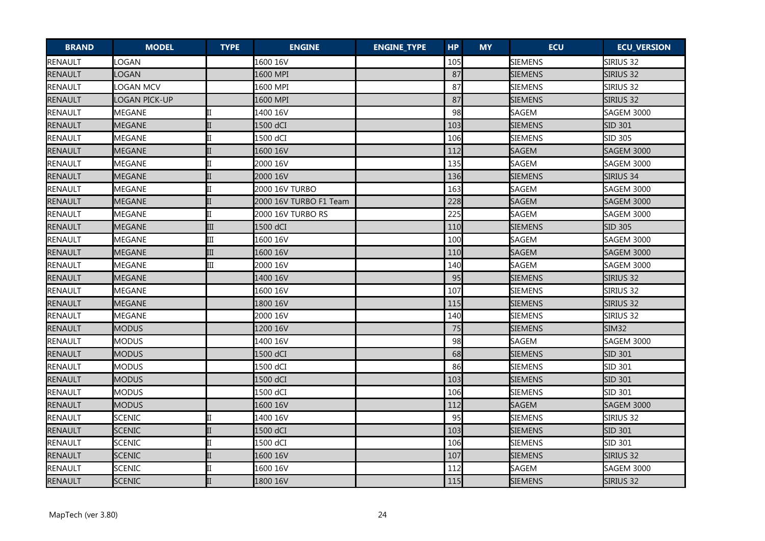| BRAND | MODEL | TYPE | ENGINE | ENGINE_TYPE | HP | MY | ECU | ECU_VERSION |
|---|---|---|---|---|---|---|---|---|
| RENAULT | LOGAN | | 1600 16V | | 105 | | SIEMENS | SIRIUS 32 |
| RENAULT | LOGAN | | 1600 MPI | | 87 | | SIEMENS | SIRIUS 32 |
| RENAULT | LOGAN MCV | | 1600 MPI | | 87 | | SIEMENS | SIRIUS 32 |
| RENAULT | LOGAN PICK-UP | | 1600 MPI | | 87 | | SIEMENS | SIRIUS 32 |
| RENAULT | MEGANE | II | 1400 16V | | 98 | | SAGEM | SAGEM 3000 |
| RENAULT | MEGANE | II | 1500 dCI | | 103 | | SIEMENS | SID 301 |
| RENAULT | MEGANE | II | 1500 dCI | | 106 | | SIEMENS | SID 305 |
| RENAULT | MEGANE | II | 1600 16V | | 112 | | SAGEM | SAGEM 3000 |
| RENAULT | MEGANE | II | 2000 16V | | 135 | | SAGEM | SAGEM 3000 |
| RENAULT | MEGANE | II | 2000 16V | | 136 | | SIEMENS | SIRIUS 34 |
| RENAULT | MEGANE | II | 2000 16V TURBO | | 163 | | SAGEM | SAGEM 3000 |
| RENAULT | MEGANE | II | 2000 16V TURBO F1 Team | | 228 | | SAGEM | SAGEM 3000 |
| RENAULT | MEGANE | II | 2000 16V TURBO RS | | 225 | | SAGEM | SAGEM 3000 |
| RENAULT | MEGANE | III | 1500 dCI | | 110 | | SIEMENS | SID 305 |
| RENAULT | MEGANE | III | 1600 16V | | 100 | | SAGEM | SAGEM 3000 |
| RENAULT | MEGANE | III | 1600 16V | | 110 | | SAGEM | SAGEM 3000 |
| RENAULT | MEGANE | III | 2000 16V | | 140 | | SAGEM | SAGEM 3000 |
| RENAULT | MEGANE | | 1400 16V | | 95 | | SIEMENS | SIRIUS 32 |
| RENAULT | MEGANE | | 1600 16V | | 107 | | SIEMENS | SIRIUS 32 |
| RENAULT | MEGANE | | 1800 16V | | 115 | | SIEMENS | SIRIUS 32 |
| RENAULT | MEGANE | | 2000 16V | | 140 | | SIEMENS | SIRIUS 32 |
| RENAULT | MODUS | | 1200 16V | | 75 | | SIEMENS | SIM32 |
| RENAULT | MODUS | | 1400 16V | | 98 | | SAGEM | SAGEM 3000 |
| RENAULT | MODUS | | 1500 dCI | | 68 | | SIEMENS | SID 301 |
| RENAULT | MODUS | | 1500 dCI | | 86 | | SIEMENS | SID 301 |
| RENAULT | MODUS | | 1500 dCI | | 103 | | SIEMENS | SID 301 |
| RENAULT | MODUS | | 1500 dCI | | 106 | | SIEMENS | SID 301 |
| RENAULT | MODUS | | 1600 16V | | 112 | | SAGEM | SAGEM 3000 |
| RENAULT | SCENIC | II | 1400 16V | | 95 | | SIEMENS | SIRIUS 32 |
| RENAULT | SCENIC | II | 1500 dCI | | 103 | | SIEMENS | SID 301 |
| RENAULT | SCENIC | II | 1500 dCI | | 106 | | SIEMENS | SID 301 |
| RENAULT | SCENIC | II | 1600 16V | | 107 | | SIEMENS | SIRIUS 32 |
| RENAULT | SCENIC | II | 1600 16V | | 112 | | SAGEM | SAGEM 3000 |
| RENAULT | SCENIC | II | 1800 16V | | 115 | | SIEMENS | SIRIUS 32 |

MapTech (ver 3.80)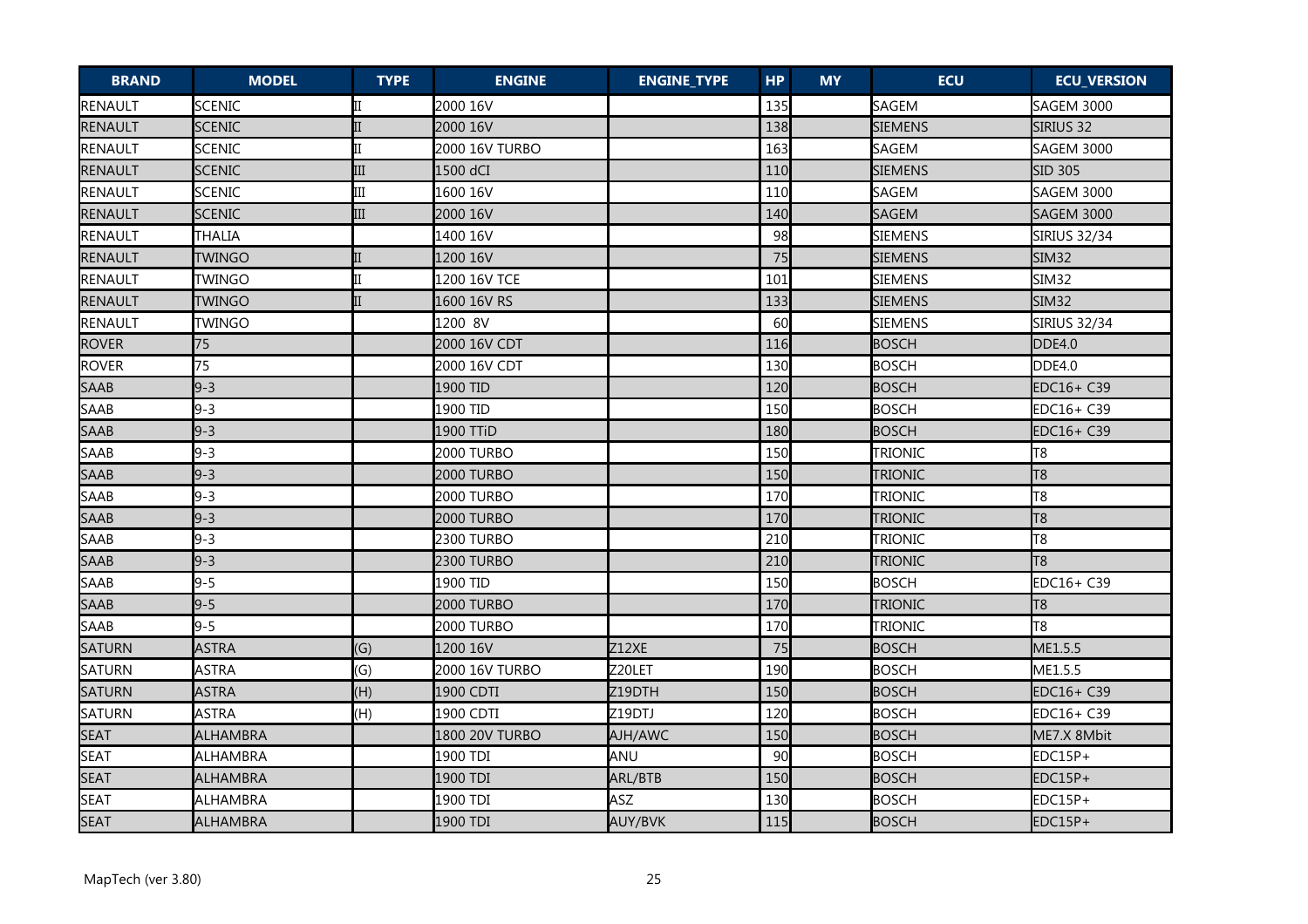| BRAND | MODEL | TYPE | ENGINE | ENGINE_TYPE | HP | MY | ECU | ECU_VERSION |
|---|---|---|---|---|---|---|---|---|
| RENAULT | SCENIC | II | 2000 16V | | 135 | | SAGEM | SAGEM 3000 |
| RENAULT | SCENIC | II | 2000 16V | | 138 | | SIEMENS | SIRIUS 32 |
| RENAULT | SCENIC | II | 2000 16V TURBO | | 163 | | SAGEM | SAGEM 3000 |
| RENAULT | SCENIC | III | 1500 dCI | | 110 | | SIEMENS | SID 305 |
| RENAULT | SCENIC | III | 1600 16V | | 110 | | SAGEM | SAGEM 3000 |
| RENAULT | SCENIC | III | 2000 16V | | 140 | | SAGEM | SAGEM 3000 |
| RENAULT | THALIA | | 1400 16V | | 98 | | SIEMENS | SIRIUS 32/34 |
| RENAULT | TWINGO | II | 1200 16V | | 75 | | SIEMENS | SIM32 |
| RENAULT | TWINGO | II | 1200 16V TCE | | 101 | | SIEMENS | SIM32 |
| RENAULT | TWINGO | II | 1600 16V RS | | 133 | | SIEMENS | SIM32 |
| RENAULT | TWINGO | | 1200 8V | | 60 | | SIEMENS | SIRIUS 32/34 |
| ROVER | 75 | | 2000 16V CDT | | 116 | | BOSCH | DDE4.0 |
| ROVER | 75 | | 2000 16V CDT | | 130 | | BOSCH | DDE4.0 |
| SAAB | 9-3 | | 1900 TID | | 120 | | BOSCH | EDC16+ C39 |
| SAAB | 9-3 | | 1900 TID | | 150 | | BOSCH | EDC16+ C39 |
| SAAB | 9-3 | | 1900 TTiD | | 180 | | BOSCH | EDC16+ C39 |
| SAAB | 9-3 | | 2000 TURBO | | 150 | | TRIONIC | T8 |
| SAAB | 9-3 | | 2000 TURBO | | 150 | | TRIONIC | T8 |
| SAAB | 9-3 | | 2000 TURBO | | 170 | | TRIONIC | T8 |
| SAAB | 9-3 | | 2000 TURBO | | 170 | | TRIONIC | T8 |
| SAAB | 9-3 | | 2300 TURBO | | 210 | | TRIONIC | T8 |
| SAAB | 9-3 | | 2300 TURBO | | 210 | | TRIONIC | T8 |
| SAAB | 9-5 | | 1900 TID | | 150 | | BOSCH | EDC16+ C39 |
| SAAB | 9-5 | | 2000 TURBO | | 170 | | TRIONIC | T8 |
| SAAB | 9-5 | | 2000 TURBO | | 170 | | TRIONIC | T8 |
| SATURN | ASTRA | (G) | 1200 16V | Z12XE | 75 | | BOSCH | ME1.5.5 |
| SATURN | ASTRA | (G) | 2000 16V TURBO | Z20LET | 190 | | BOSCH | ME1.5.5 |
| SATURN | ASTRA | (H) | 1900 CDTI | Z19DTH | 150 | | BOSCH | EDC16+ C39 |
| SATURN | ASTRA | (H) | 1900 CDTI | Z19DTJ | 120 | | BOSCH | EDC16+ C39 |
| SEAT | ALHAMBRA | | 1800 20V TURBO | AJH/AWC | 150 | | BOSCH | ME7.X 8Mbit |
| SEAT | ALHAMBRA | | 1900 TDI | ANU | 90 | | BOSCH | EDC15P+ |
| SEAT | ALHAMBRA | | 1900 TDI | ARL/BTB | 150 | | BOSCH | EDC15P+ |
| SEAT | ALHAMBRA | | 1900 TDI | ASZ | 130 | | BOSCH | EDC15P+ |
| SEAT | ALHAMBRA | | 1900 TDI | AUY/BVK | 115 | | BOSCH | EDC15P+ |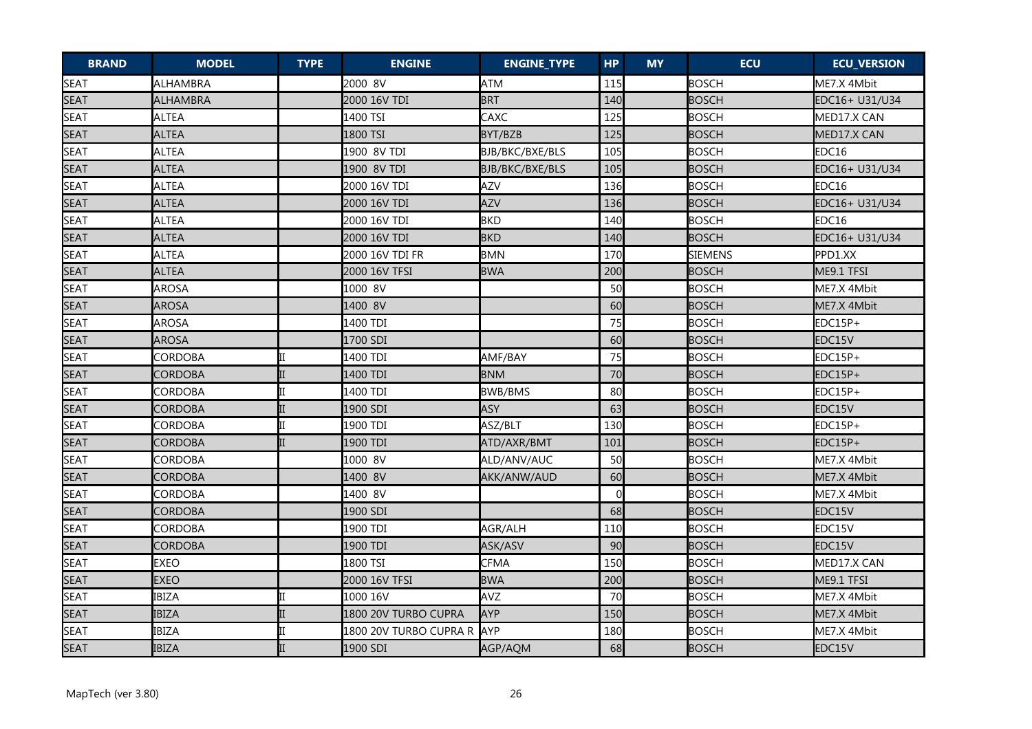| BRAND | MODEL | TYPE | ENGINE | ENGINE_TYPE | HP | MY | ECU | ECU_VERSION |
|---|---|---|---|---|---|---|---|---|
| SEAT | ALHAMBRA | | 2000 8V | ATM | 115 | | BOSCH | ME7.X 4Mbit |
| SEAT | ALHAMBRA | | 2000 16V TDI | BRT | 140 | | BOSCH | EDC16+ U31/U34 |
| SEAT | ALTEA | | 1400 TSI | CAXC | 125 | | BOSCH | MED17.X CAN |
| SEAT | ALTEA | | 1800 TSI | BYT/BZB | 125 | | BOSCH | MED17.X CAN |
| SEAT | ALTEA | | 1900 8V TDI | BJB/BKC/BXE/BLS | 105 | | BOSCH | EDC16 |
| SEAT | ALTEA | | 1900 8V TDI | BJB/BKC/BXE/BLS | 105 | | BOSCH | EDC16+ U31/U34 |
| SEAT | ALTEA | | 2000 16V TDI | AZV | 136 | | BOSCH | EDC16 |
| SEAT | ALTEA | | 2000 16V TDI | AZV | 136 | | BOSCH | EDC16+ U31/U34 |
| SEAT | ALTEA | | 2000 16V TDI | BKD | 140 | | BOSCH | EDC16 |
| SEAT | ALTEA | | 2000 16V TDI | BKD | 140 | | BOSCH | EDC16+ U31/U34 |
| SEAT | ALTEA | | 2000 16V TDI FR | BMN | 170 | | SIEMENS | PPD1.XX |
| SEAT | ALTEA | | 2000 16V TFSI | BWA | 200 | | BOSCH | ME9.1 TFSI |
| SEAT | AROSA | | 1000 8V | | 50 | | BOSCH | ME7.X 4Mbit |
| SEAT | AROSA | | 1400 8V | | 60 | | BOSCH | ME7.X 4Mbit |
| SEAT | AROSA | | 1400 TDI | | 75 | | BOSCH | EDC15P+ |
| SEAT | AROSA | | 1700 SDI | | 60 | | BOSCH | EDC15V |
| SEAT | CORDOBA | II | 1400 TDI | AMF/BAY | 75 | | BOSCH | EDC15P+ |
| SEAT | CORDOBA | II | 1400 TDI | BNM | 70 | | BOSCH | EDC15P+ |
| SEAT | CORDOBA | II | 1400 TDI | BWB/BMS | 80 | | BOSCH | EDC15P+ |
| SEAT | CORDOBA | II | 1900 SDI | ASY | 63 | | BOSCH | EDC15V |
| SEAT | CORDOBA | II | 1900 TDI | ASZ/BLT | 130 | | BOSCH | EDC15P+ |
| SEAT | CORDOBA | II | 1900 TDI | ATD/AXR/BMT | 101 | | BOSCH | EDC15P+ |
| SEAT | CORDOBA | | 1000 8V | ALD/ANV/AUC | 50 | | BOSCH | ME7.X 4Mbit |
| SEAT | CORDOBA | | 1400 8V | AKK/ANW/AUD | 60 | | BOSCH | ME7.X 4Mbit |
| SEAT | CORDOBA | | 1400 8V | | 0 | | BOSCH | ME7.X 4Mbit |
| SEAT | CORDOBA | | 1900 SDI | | 68 | | BOSCH | EDC15V |
| SEAT | CORDOBA | | 1900 TDI | AGR/ALH | 110 | | BOSCH | EDC15V |
| SEAT | CORDOBA | | 1900 TDI | ASK/ASV | 90 | | BOSCH | EDC15V |
| SEAT | EXEO | | 1800 TSI | CFMA | 150 | | BOSCH | MED17.X CAN |
| SEAT | EXEO | | 2000 16V TFSI | BWA | 200 | | BOSCH | ME9.1 TFSI |
| SEAT | IBIZA | II | 1000 16V | AVZ | 70 | | BOSCH | ME7.X 4Mbit |
| SEAT | IBIZA | II | 1800 20V TURBO CUPRA | AYP | 150 | | BOSCH | ME7.X 4Mbit |
| SEAT | IBIZA | II | 1800 20V TURBO CUPRA R | AYP | 180 | | BOSCH | ME7.X 4Mbit |
| SEAT | IBIZA | II | 1900 SDI | AGP/AQM | 68 | | BOSCH | EDC15V |

MapTech (ver 3.80)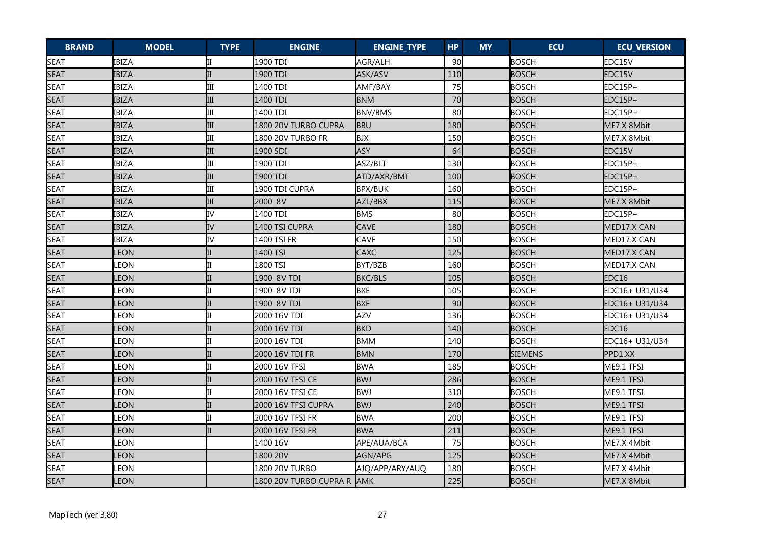| BRAND | MODEL | TYPE | ENGINE | ENGINE_TYPE | HP | MY | ECU | ECU_VERSION |
|---|---|---|---|---|---|---|---|---|
| SEAT | IBIZA | II | 1900 TDI | AGR/ALH | 90 | | BOSCH | EDC15V |
| SEAT | IBIZA | II | 1900 TDI | ASK/ASV | 110 | | BOSCH | EDC15V |
| SEAT | IBIZA | III | 1400 TDI | AMF/BAY | 75 | | BOSCH | EDC15P+ |
| SEAT | IBIZA | III | 1400 TDI | BNM | 70 | | BOSCH | EDC15P+ |
| SEAT | IBIZA | III | 1400 TDI | BNV/BMS | 80 | | BOSCH | EDC15P+ |
| SEAT | IBIZA | III | 1800 20V TURBO CUPRA | BBU | 180 | | BOSCH | ME7.X 8Mbit |
| SEAT | IBIZA | III | 1800 20V TURBO FR | BJX | 150 | | BOSCH | ME7.X 8Mbit |
| SEAT | IBIZA | III | 1900 SDI | ASY | 64 | | BOSCH | EDC15V |
| SEAT | IBIZA | III | 1900 TDI | ASZ/BLT | 130 | | BOSCH | EDC15P+ |
| SEAT | IBIZA | III | 1900 TDI | ATD/AXR/BMT | 100 | | BOSCH | EDC15P+ |
| SEAT | IBIZA | III | 1900 TDI CUPRA | BPX/BUK | 160 | | BOSCH | EDC15P+ |
| SEAT | IBIZA | III | 2000 8V | AZL/BBX | 115 | | BOSCH | ME7.X 8Mbit |
| SEAT | IBIZA | IV | 1400 TDI | BMS | 80 | | BOSCH | EDC15P+ |
| SEAT | IBIZA | IV | 1400 TSI CUPRA | CAVE | 180 | | BOSCH | MED17.X CAN |
| SEAT | IBIZA | IV | 1400 TSI FR | CAVF | 150 | | BOSCH | MED17.X CAN |
| SEAT | LEON | II | 1400 TSI | CAXC | 125 | | BOSCH | MED17.X CAN |
| SEAT | LEON | II | 1800 TSI | BYT/BZB | 160 | | BOSCH | MED17.X CAN |
| SEAT | LEON | II | 1900 8V TDI | BKC/BLS | 105 | | BOSCH | EDC16 |
| SEAT | LEON | II | 1900 8V TDI | BXE | 105 | | BOSCH | EDC16+ U31/U34 |
| SEAT | LEON | II | 1900 8V TDI | BXF | 90 | | BOSCH | EDC16+ U31/U34 |
| SEAT | LEON | II | 2000 16V TDI | AZV | 136 | | BOSCH | EDC16+ U31/U34 |
| SEAT | LEON | II | 2000 16V TDI | BKD | 140 | | BOSCH | EDC16 |
| SEAT | LEON | II | 2000 16V TDI | BMM | 140 | | BOSCH | EDC16+ U31/U34 |
| SEAT | LEON | II | 2000 16V TDI FR | BMN | 170 | | SIEMENS | PPD1.XX |
| SEAT | LEON | II | 2000 16V TFSI | BWA | 185 | | BOSCH | ME9.1 TFSI |
| SEAT | LEON | II | 2000 16V TFSI CE | BWJ | 286 | | BOSCH | ME9.1 TFSI |
| SEAT | LEON | II | 2000 16V TFSI CE | BWJ | 310 | | BOSCH | ME9.1 TFSI |
| SEAT | LEON | II | 2000 16V TFSI CUPRA | BWJ | 240 | | BOSCH | ME9.1 TFSI |
| SEAT | LEON | II | 2000 16V TFSI FR | BWA | 200 | | BOSCH | ME9.1 TFSI |
| SEAT | LEON | II | 2000 16V TFSI FR | BWA | 211 | | BOSCH | ME9.1 TFSI |
| SEAT | LEON | | 1400 16V | APE/AUA/BCA | 75 | | BOSCH | ME7.X 4Mbit |
| SEAT | LEON | | 1800 20V | AGN/APG | 125 | | BOSCH | ME7.X 4Mbit |
| SEAT | LEON | | 1800 20V TURBO | AJQ/APP/ARY/AUQ | 180 | | BOSCH | ME7.X 4Mbit |
| SEAT | LEON | | 1800 20V TURBO CUPRA R | AMK | 225 | | BOSCH | ME7.X 8Mbit |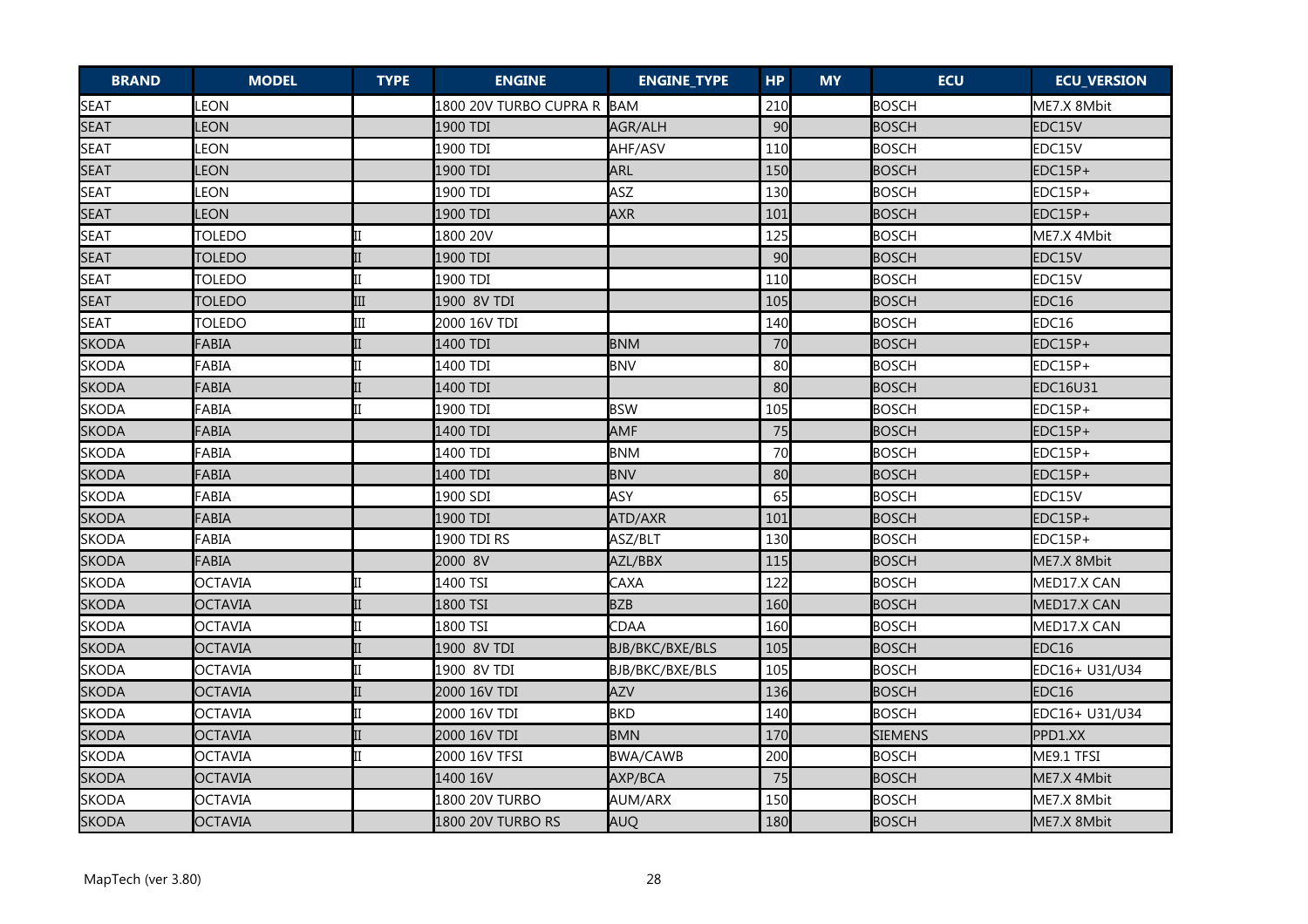| BRAND | MODEL | TYPE | ENGINE | ENGINE_TYPE | HP | MY | ECU | ECU_VERSION |
|---|---|---|---|---|---|---|---|---|
| SEAT | LEON | | 1800 20V TURBO CUPRA R | BAM | 210 | | BOSCH | ME7.X 8Mbit |
| SEAT | LEON | | 1900 TDI | AGR/ALH | 90 | | BOSCH | EDC15V |
| SEAT | LEON | | 1900 TDI | AHF/ASV | 110 | | BOSCH | EDC15V |
| SEAT | LEON | | 1900 TDI | ARL | 150 | | BOSCH | EDC15P+ |
| SEAT | LEON | | 1900 TDI | ASZ | 130 | | BOSCH | EDC15P+ |
| SEAT | LEON | | 1900 TDI | AXR | 101 | | BOSCH | EDC15P+ |
| SEAT | TOLEDO | II | 1800 20V | | 125 | | BOSCH | ME7.X 4Mbit |
| SEAT | TOLEDO | II | 1900 TDI | | 90 | | BOSCH | EDC15V |
| SEAT | TOLEDO | II | 1900 TDI | | 110 | | BOSCH | EDC15V |
| SEAT | TOLEDO | III | 1900 8V TDI | | 105 | | BOSCH | EDC16 |
| SEAT | TOLEDO | III | 2000 16V TDI | | 140 | | BOSCH | EDC16 |
| SKODA | FABIA | II | 1400 TDI | BNM | 70 | | BOSCH | EDC15P+ |
| SKODA | FABIA | II | 1400 TDI | BNV | 80 | | BOSCH | EDC15P+ |
| SKODA | FABIA | II | 1400 TDI | | 80 | | BOSCH | EDC16U31 |
| SKODA | FABIA | II | 1900 TDI | BSW | 105 | | BOSCH | EDC15P+ |
| SKODA | FABIA | | 1400 TDI | AMF | 75 | | BOSCH | EDC15P+ |
| SKODA | FABIA | | 1400 TDI | BNM | 70 | | BOSCH | EDC15P+ |
| SKODA | FABIA | | 1400 TDI | BNV | 80 | | BOSCH | EDC15P+ |
| SKODA | FABIA | | 1900 SDI | ASY | 65 | | BOSCH | EDC15V |
| SKODA | FABIA | | 1900 TDI | ATD/AXR | 101 | | BOSCH | EDC15P+ |
| SKODA | FABIA | | 1900 TDI RS | ASZ/BLT | 130 | | BOSCH | EDC15P+ |
| SKODA | FABIA | | 2000 8V | AZL/BBX | 115 | | BOSCH | ME7.X 8Mbit |
| SKODA | OCTAVIA | II | 1400 TSI | CAXA | 122 | | BOSCH | MED17.X CAN |
| SKODA | OCTAVIA | II | 1800 TSI | BZB | 160 | | BOSCH | MED17.X CAN |
| SKODA | OCTAVIA | II | 1800 TSI | CDAA | 160 | | BOSCH | MED17.X CAN |
| SKODA | OCTAVIA | II | 1900 8V TDI | BJB/BKC/BXE/BLS | 105 | | BOSCH | EDC16 |
| SKODA | OCTAVIA | II | 1900 8V TDI | BJB/BKC/BXE/BLS | 105 | | BOSCH | EDC16+ U31/U34 |
| SKODA | OCTAVIA | II | 2000 16V TDI | AZV | 136 | | BOSCH | EDC16 |
| SKODA | OCTAVIA | II | 2000 16V TDI | BKD | 140 | | BOSCH | EDC16+ U31/U34 |
| SKODA | OCTAVIA | II | 2000 16V TDI | BMN | 170 | | SIEMENS | PPD1.XX |
| SKODA | OCTAVIA | II | 2000 16V TFSI | BWA/CAWB | 200 | | BOSCH | ME9.1 TFSI |
| SKODA | OCTAVIA | | 1400 16V | AXP/BCA | 75 | | BOSCH | ME7.X 4Mbit |
| SKODA | OCTAVIA | | 1800 20V TURBO | AUM/ARX | 150 | | BOSCH | ME7.X 8Mbit |
| SKODA | OCTAVIA | | 1800 20V TURBO RS | AUQ | 180 | | BOSCH | ME7.X 8Mbit |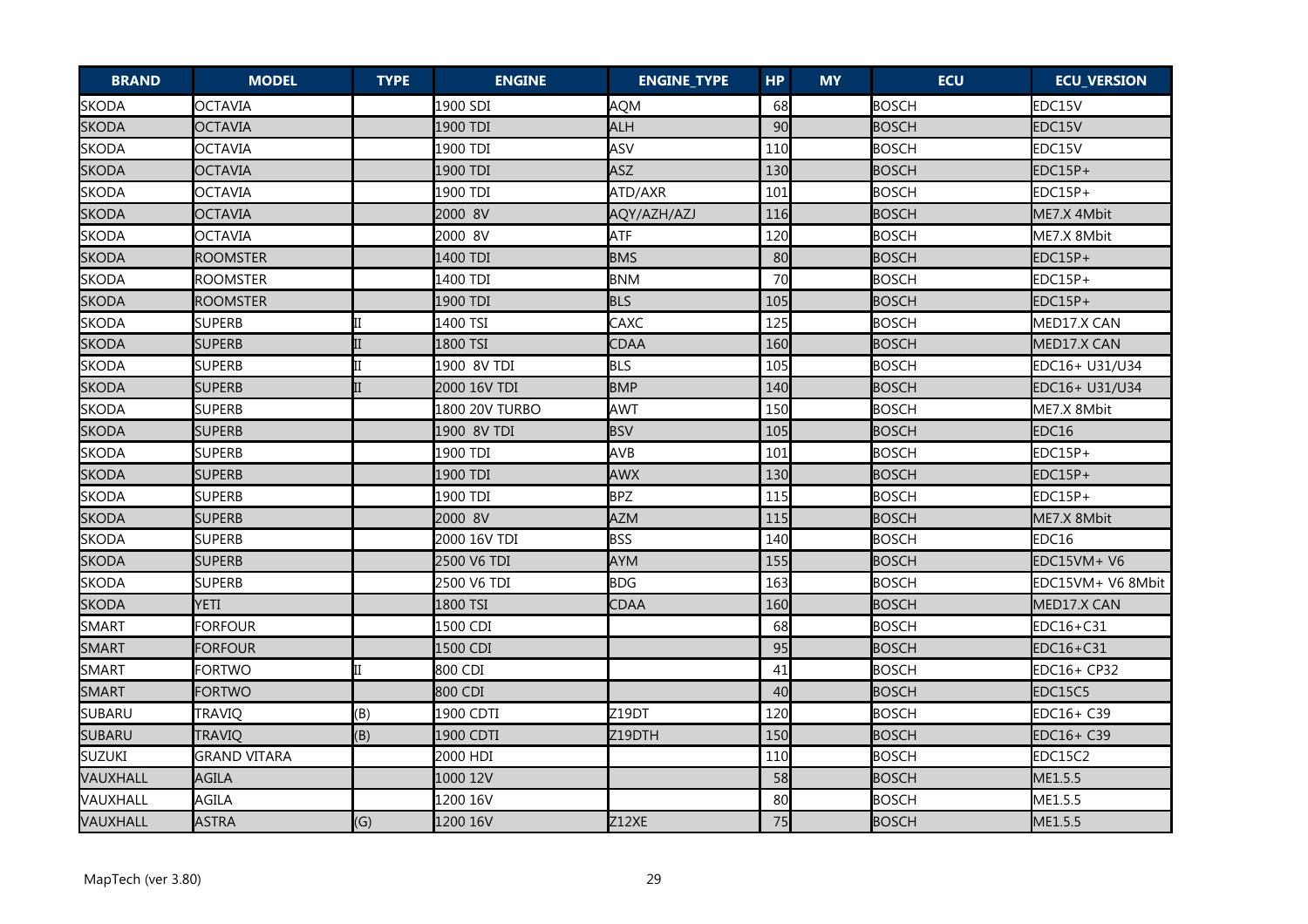| BRAND | MODEL | TYPE | ENGINE | ENGINE_TYPE | HP | MY | ECU | ECU_VERSION |
| --- | --- | --- | --- | --- | --- | --- | --- | --- |
| SKODA | OCTAVIA | | 1900 SDI | AQM | 68 | | BOSCH | EDC15V |
| SKODA | OCTAVIA | | 1900 TDI | ALH | 90 | | BOSCH | EDC15V |
| SKODA | OCTAVIA | | 1900 TDI | ASV | 110 | | BOSCH | EDC15V |
| SKODA | OCTAVIA | | 1900 TDI | ASZ | 130 | | BOSCH | EDC15P+ |
| SKODA | OCTAVIA | | 1900 TDI | ATD/AXR | 101 | | BOSCH | EDC15P+ |
| SKODA | OCTAVIA | | 2000 8V | AQY/AZH/AZJ | 116 | | BOSCH | ME7.X 4Mbit |
| SKODA | OCTAVIA | | 2000 8V | ATF | 120 | | BOSCH | ME7.X 8Mbit |
| SKODA | ROOMSTER | | 1400 TDI | BMS | 80 | | BOSCH | EDC15P+ |
| SKODA | ROOMSTER | | 1400 TDI | BNM | 70 | | BOSCH | EDC15P+ |
| SKODA | ROOMSTER | | 1900 TDI | BLS | 105 | | BOSCH | EDC15P+ |
| SKODA | SUPERB | II | 1400 TSI | CAXC | 125 | | BOSCH | MED17.X CAN |
| SKODA | SUPERB | II | 1800 TSI | CDAA | 160 | | BOSCH | MED17.X CAN |
| SKODA | SUPERB | II | 1900 8V TDI | BLS | 105 | | BOSCH | EDC16+ U31/U34 |
| SKODA | SUPERB | II | 2000 16V TDI | BMP | 140 | | BOSCH | EDC16+ U31/U34 |
| SKODA | SUPERB | | 1800 20V TURBO | AWT | 150 | | BOSCH | ME7.X 8Mbit |
| SKODA | SUPERB | | 1900 8V TDI | BSV | 105 | | BOSCH | EDC16 |
| SKODA | SUPERB | | 1900 TDI | AVB | 101 | | BOSCH | EDC15P+ |
| SKODA | SUPERB | | 1900 TDI | AWX | 130 | | BOSCH | EDC15P+ |
| SKODA | SUPERB | | 1900 TDI | BPZ | 115 | | BOSCH | EDC15P+ |
| SKODA | SUPERB | | 2000 8V | AZM | 115 | | BOSCH | ME7.X 8Mbit |
| SKODA | SUPERB | | 2000 16V TDI | BSS | 140 | | BOSCH | EDC16 |
| SKODA | SUPERB | | 2500 V6 TDI | AYM | 155 | | BOSCH | EDC15VM+ V6 |
| SKODA | SUPERB | | 2500 V6 TDI | BDG | 163 | | BOSCH | EDC15VM+ V6 8Mbit |
| SKODA | YETI | | 1800 TSI | CDAA | 160 | | BOSCH | MED17.X CAN |
| SMART | FORFOUR | | 1500 CDI | | 68 | | BOSCH | EDC16+C31 |
| SMART | FORFOUR | | 1500 CDI | | 95 | | BOSCH | EDC16+C31 |
| SMART | FORTWO | II | 800 CDI | | 41 | | BOSCH | EDC16+ CP32 |
| SMART | FORTWO | | 800 CDI | | 40 | | BOSCH | EDC15C5 |
| SUBARU | TRAVIQ | (B) | 1900 CDTI | Z19DT | 120 | | BOSCH | EDC16+ C39 |
| SUBARU | TRAVIQ | (B) | 1900 CDTI | Z19DTH | 150 | | BOSCH | EDC16+ C39 |
| SUZUKI | GRAND VITARA | | 2000 HDI | | 110 | | BOSCH | EDC15C2 |
| VAUXHALL | AGILA | | 1000 12V | | 58 | | BOSCH | ME1.5.5 |
| VAUXHALL | AGILA | | 1200 16V | | 80 | | BOSCH | ME1.5.5 |
| VAUXHALL | ASTRA | (G) | 1200 16V | Z12XE | 75 | | BOSCH | ME1.5.5 |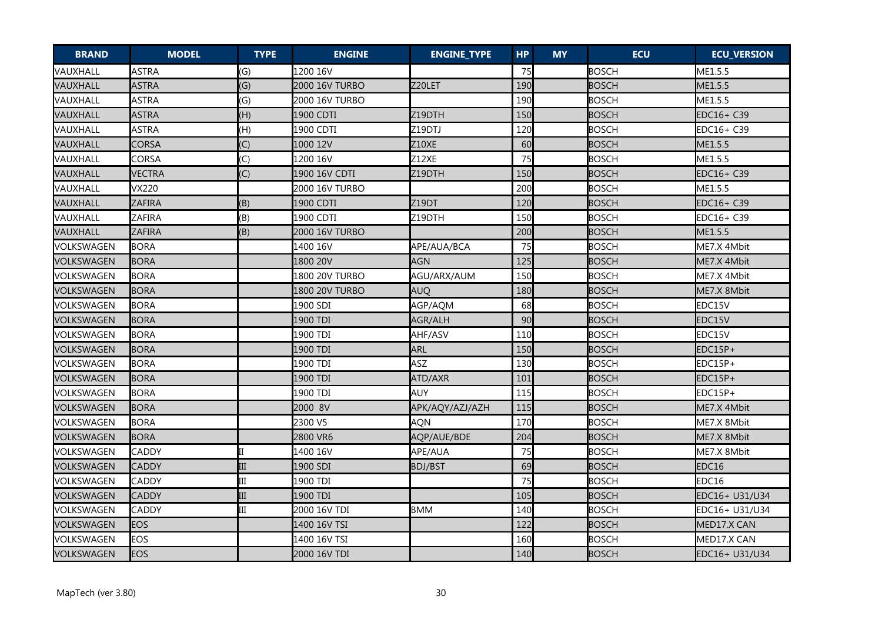| BRAND | MODEL | TYPE | ENGINE | ENGINE_TYPE | HP | MY | ECU | ECU_VERSION |
|---|---|---|---|---|---|---|---|---|
| VAUXHALL | ASTRA | (G) | 1200 16V | | 75 | | BOSCH | ME1.5.5 |
| VAUXHALL | ASTRA | (G) | 2000 16V TURBO | Z20LET | 190 | | BOSCH | ME1.5.5 |
| VAUXHALL | ASTRA | (G) | 2000 16V TURBO | | 190 | | BOSCH | ME1.5.5 |
| VAUXHALL | ASTRA | (H) | 1900 CDTI | Z19DTH | 150 | | BOSCH | EDC16+ C39 |
| VAUXHALL | ASTRA | (H) | 1900 CDTI | Z19DTJ | 120 | | BOSCH | EDC16+ C39 |
| VAUXHALL | CORSA | (C) | 1000 12V | Z10XE | 60 | | BOSCH | ME1.5.5 |
| VAUXHALL | CORSA | (C) | 1200 16V | Z12XE | 75 | | BOSCH | ME1.5.5 |
| VAUXHALL | VECTRA | (C) | 1900 16V CDTI | Z19DTH | 150 | | BOSCH | EDC16+ C39 |
| VAUXHALL | VX220 | | 2000 16V TURBO | | 200 | | BOSCH | ME1.5.5 |
| VAUXHALL | ZAFIRA | (B) | 1900 CDTI | Z19DT | 120 | | BOSCH | EDC16+ C39 |
| VAUXHALL | ZAFIRA | (B) | 1900 CDTI | Z19DTH | 150 | | BOSCH | EDC16+ C39 |
| VAUXHALL | ZAFIRA | (B) | 2000 16V TURBO | | 200 | | BOSCH | ME1.5.5 |
| VOLKSWAGEN | BORA | | 1400 16V | APE/AUA/BCA | 75 | | BOSCH | ME7.X 4Mbit |
| VOLKSWAGEN | BORA | | 1800 20V | AGN | 125 | | BOSCH | ME7.X 4Mbit |
| VOLKSWAGEN | BORA | | 1800 20V TURBO | AGU/ARX/AUM | 150 | | BOSCH | ME7.X 4Mbit |
| VOLKSWAGEN | BORA | | 1800 20V TURBO | AUQ | 180 | | BOSCH | ME7.X 8Mbit |
| VOLKSWAGEN | BORA | | 1900 SDI | AGP/AQM | 68 | | BOSCH | EDC15V |
| VOLKSWAGEN | BORA | | 1900 TDI | AGR/ALH | 90 | | BOSCH | EDC15V |
| VOLKSWAGEN | BORA | | 1900 TDI | AHF/ASV | 110 | | BOSCH | EDC15V |
| VOLKSWAGEN | BORA | | 1900 TDI | ARL | 150 | | BOSCH | EDC15P+ |
| VOLKSWAGEN | BORA | | 1900 TDI | ASZ | 130 | | BOSCH | EDC15P+ |
| VOLKSWAGEN | BORA | | 1900 TDI | ATD/AXR | 101 | | BOSCH | EDC15P+ |
| VOLKSWAGEN | BORA | | 1900 TDI | AUY | 115 | | BOSCH | EDC15P+ |
| VOLKSWAGEN | BORA | | 2000 8V | APK/AQY/AZJ/AZH | 115 | | BOSCH | ME7.X 4Mbit |
| VOLKSWAGEN | BORA | | 2300 V5 | AQN | 170 | | BOSCH | ME7.X 8Mbit |
| VOLKSWAGEN | BORA | | 2800 VR6 | AQP/AUE/BDE | 204 | | BOSCH | ME7.X 8Mbit |
| VOLKSWAGEN | CADDY | II | 1400 16V | APE/AUA | 75 | | BOSCH | ME7.X 8Mbit |
| VOLKSWAGEN | CADDY | III | 1900 SDI | BDJ/BST | 69 | | BOSCH | EDC16 |
| VOLKSWAGEN | CADDY | III | 1900 TDI | | 75 | | BOSCH | EDC16 |
| VOLKSWAGEN | CADDY | III | 1900 TDI | | 105 | | BOSCH | EDC16+ U31/U34 |
| VOLKSWAGEN | CADDY | III | 2000 16V TDI | BMM | 140 | | BOSCH | EDC16+ U31/U34 |
| VOLKSWAGEN | EOS | | 1400 16V TSI | | 122 | | BOSCH | MED17.X CAN |
| VOLKSWAGEN | EOS | | 1400 16V TSI | | 160 | | BOSCH | MED17.X CAN |
| VOLKSWAGEN | EOS | | 2000 16V TDI | | 140 | | BOSCH | EDC16+ U31/U34 |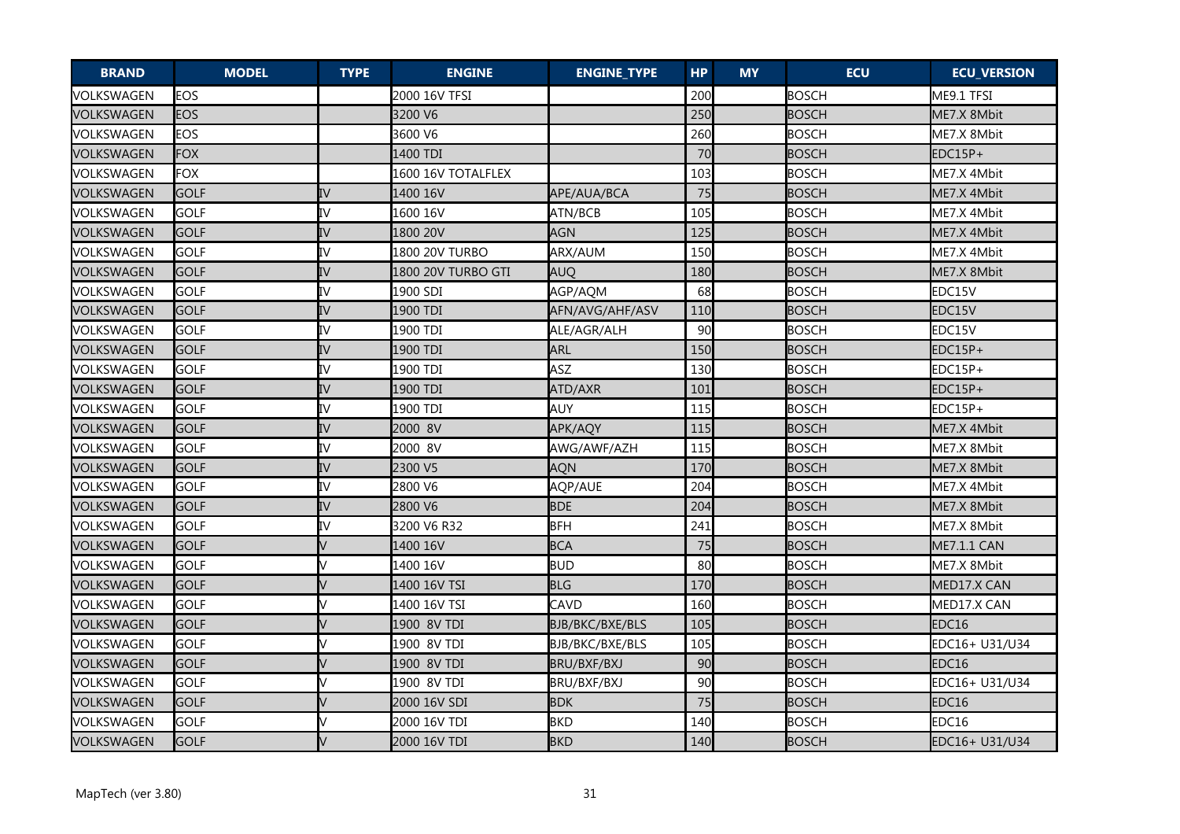| BRAND | MODEL | TYPE | ENGINE | ENGINE_TYPE | HP | MY | ECU | ECU_VERSION |
|---|---|---|---|---|---|---|---|---|
| VOLKSWAGEN | EOS | | 2000 16V TFSI | | 200 | | BOSCH | ME9.1 TFSI |
| VOLKSWAGEN | EOS | | 3200 V6 | | 250 | | BOSCH | ME7.X 8Mbit |
| VOLKSWAGEN | EOS | | 3600 V6 | | 260 | | BOSCH | ME7.X 8Mbit |
| VOLKSWAGEN | FOX | | 1400 TDI | | 70 | | BOSCH | EDC15P+ |
| VOLKSWAGEN | FOX | | 1600 16V TOTALFLEX | | 103 | | BOSCH | ME7.X 4Mbit |
| VOLKSWAGEN | GOLF | IV | 1400 16V | APE/AUA/BCA | 75 | | BOSCH | ME7.X 4Mbit |
| VOLKSWAGEN | GOLF | IV | 1600 16V | ATN/BCB | 105 | | BOSCH | ME7.X 4Mbit |
| VOLKSWAGEN | GOLF | IV | 1800 20V | AGN | 125 | | BOSCH | ME7.X 4Mbit |
| VOLKSWAGEN | GOLF | IV | 1800 20V TURBO | ARX/AUM | 150 | | BOSCH | ME7.X 4Mbit |
| VOLKSWAGEN | GOLF | IV | 1800 20V TURBO GTI | AUQ | 180 | | BOSCH | ME7.X 8Mbit |
| VOLKSWAGEN | GOLF | IV | 1900 SDI | AGP/AQM | 68 | | BOSCH | EDC15V |
| VOLKSWAGEN | GOLF | IV | 1900 TDI | AFN/AVG/AHF/ASV | 110 | | BOSCH | EDC15V |
| VOLKSWAGEN | GOLF | IV | 1900 TDI | ALE/AGR/ALH | 90 | | BOSCH | EDC15V |
| VOLKSWAGEN | GOLF | IV | 1900 TDI | ARL | 150 | | BOSCH | EDC15P+ |
| VOLKSWAGEN | GOLF | IV | 1900 TDI | ASZ | 130 | | BOSCH | EDC15P+ |
| VOLKSWAGEN | GOLF | IV | 1900 TDI | ATD/AXR | 101 | | BOSCH | EDC15P+ |
| VOLKSWAGEN | GOLF | IV | 1900 TDI | AUY | 115 | | BOSCH | EDC15P+ |
| VOLKSWAGEN | GOLF | IV | 2000 8V | APK/AQY | 115 | | BOSCH | ME7.X 4Mbit |
| VOLKSWAGEN | GOLF | IV | 2000 8V | AWG/AWF/AZH | 115 | | BOSCH | ME7.X 8Mbit |
| VOLKSWAGEN | GOLF | IV | 2300 V5 | AQN | 170 | | BOSCH | ME7.X 8Mbit |
| VOLKSWAGEN | GOLF | IV | 2800 V6 | AQP/AUE | 204 | | BOSCH | ME7.X 4Mbit |
| VOLKSWAGEN | GOLF | IV | 2800 V6 | BDE | 204 | | BOSCH | ME7.X 8Mbit |
| VOLKSWAGEN | GOLF | IV | 3200 V6 R32 | BFH | 241 | | BOSCH | ME7.X 8Mbit |
| VOLKSWAGEN | GOLF | V | 1400 16V | BCA | 75 | | BOSCH | ME7.1.1 CAN |
| VOLKSWAGEN | GOLF | V | 1400 16V | BUD | 80 | | BOSCH | ME7.X 8Mbit |
| VOLKSWAGEN | GOLF | V | 1400 16V TSI | BLG | 170 | | BOSCH | MED17.X CAN |
| VOLKSWAGEN | GOLF | V | 1400 16V TSI | CAVD | 160 | | BOSCH | MED17.X CAN |
| VOLKSWAGEN | GOLF | V | 1900 8V TDI | BJB/BKC/BXE/BLS | 105 | | BOSCH | EDC16 |
| VOLKSWAGEN | GOLF | V | 1900 8V TDI | BJB/BKC/BXE/BLS | 105 | | BOSCH | EDC16+ U31/U34 |
| VOLKSWAGEN | GOLF | V | 1900 8V TDI | BRU/BXF/BXJ | 90 | | BOSCH | EDC16 |
| VOLKSWAGEN | GOLF | V | 1900 8V TDI | BRU/BXF/BXJ | 90 | | BOSCH | EDC16+ U31/U34 |
| VOLKSWAGEN | GOLF | V | 2000 16V SDI | BDK | 75 | | BOSCH | EDC16 |
| VOLKSWAGEN | GOLF | V | 2000 16V TDI | BKD | 140 | | BOSCH | EDC16 |
| VOLKSWAGEN | GOLF | V | 2000 16V TDI | BKD | 140 | | BOSCH | EDC16+ U31/U34 |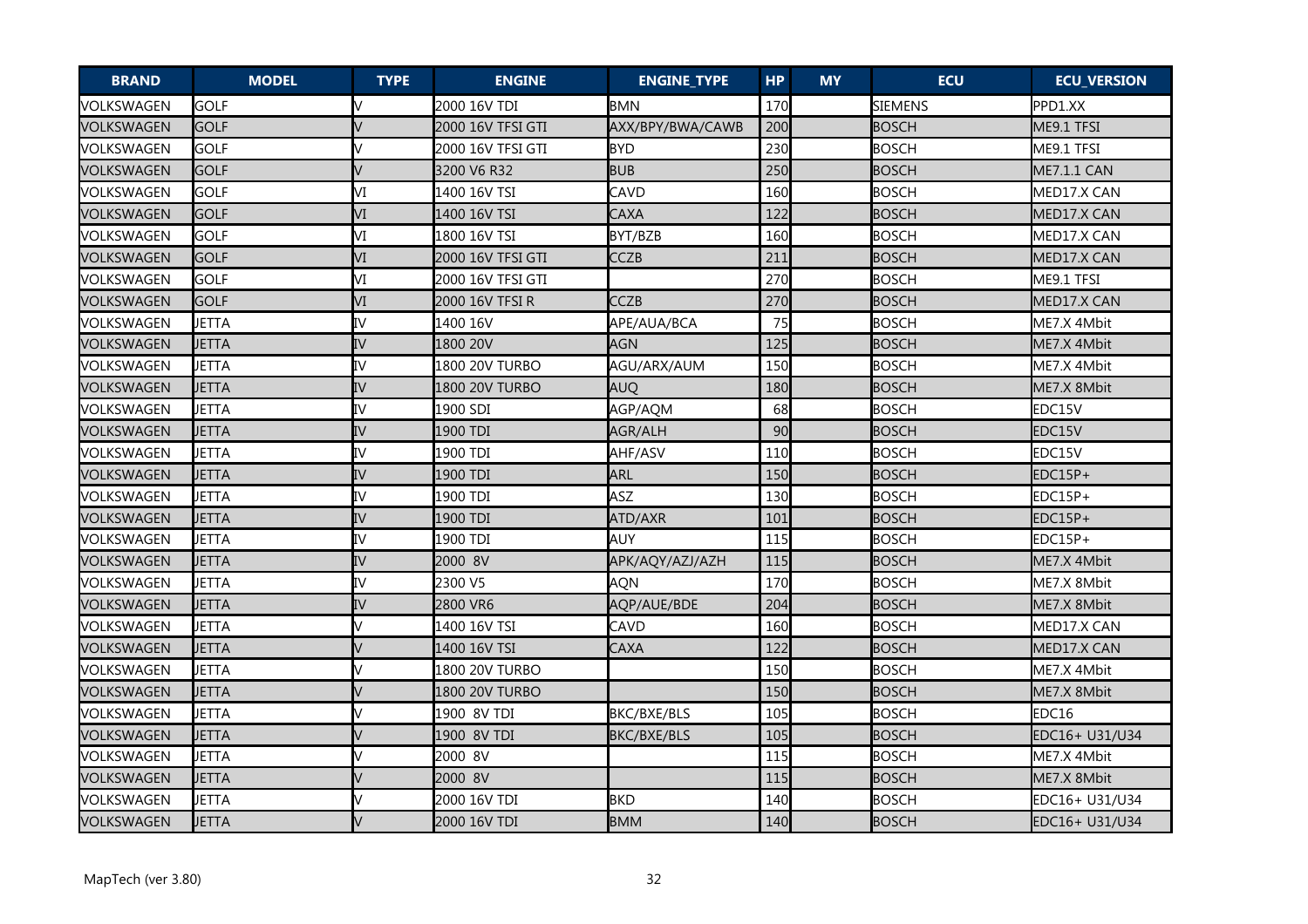| BRAND | MODEL | TYPE | ENGINE | ENGINE_TYPE | HP | MY | ECU | ECU_VERSION |
|---|---|---|---|---|---|---|---|---|
| VOLKSWAGEN | GOLF | V | 2000 16V TDI | BMN | 170 | | SIEMENS | PPD1.XX |
| VOLKSWAGEN | GOLF | V | 2000 16V TFSI GTI | AXX/BPY/BWA/CAWB | 200 | | BOSCH | ME9.1 TFSI |
| VOLKSWAGEN | GOLF | V | 2000 16V TFSI GTI | BYD | 230 | | BOSCH | ME9.1 TFSI |
| VOLKSWAGEN | GOLF | V | 3200 V6 R32 | BUB | 250 | | BOSCH | ME7.1.1 CAN |
| VOLKSWAGEN | GOLF | VI | 1400 16V TSI | CAVD | 160 | | BOSCH | MED17.X CAN |
| VOLKSWAGEN | GOLF | VI | 1400 16V TSI | CAXA | 122 | | BOSCH | MED17.X CAN |
| VOLKSWAGEN | GOLF | VI | 1800 16V TSI | BYT/BZB | 160 | | BOSCH | MED17.X CAN |
| VOLKSWAGEN | GOLF | VI | 2000 16V TFSI GTI | CCZB | 211 | | BOSCH | MED17.X CAN |
| VOLKSWAGEN | GOLF | VI | 2000 16V TFSI GTI | | 270 | | BOSCH | ME9.1 TFSI |
| VOLKSWAGEN | GOLF | VI | 2000 16V TFSI R | CCZB | 270 | | BOSCH | MED17.X CAN |
| VOLKSWAGEN | JETTA | IV | 1400 16V | APE/AUA/BCA | 75 | | BOSCH | ME7.X 4Mbit |
| VOLKSWAGEN | JETTA | IV | 1800 20V | AGN | 125 | | BOSCH | ME7.X 4Mbit |
| VOLKSWAGEN | JETTA | IV | 1800 20V TURBO | AGU/ARX/AUM | 150 | | BOSCH | ME7.X 4Mbit |
| VOLKSWAGEN | JETTA | IV | 1800 20V TURBO | AUQ | 180 | | BOSCH | ME7.X 8Mbit |
| VOLKSWAGEN | JETTA | IV | 1900 SDI | AGP/AQM | 68 | | BOSCH | EDC15V |
| VOLKSWAGEN | JETTA | IV | 1900 TDI | AGR/ALH | 90 | | BOSCH | EDC15V |
| VOLKSWAGEN | JETTA | IV | 1900 TDI | AHF/ASV | 110 | | BOSCH | EDC15V |
| VOLKSWAGEN | JETTA | IV | 1900 TDI | ARL | 150 | | BOSCH | EDC15P+ |
| VOLKSWAGEN | JETTA | IV | 1900 TDI | ASZ | 130 | | BOSCH | EDC15P+ |
| VOLKSWAGEN | JETTA | IV | 1900 TDI | ATD/AXR | 101 | | BOSCH | EDC15P+ |
| VOLKSWAGEN | JETTA | IV | 1900 TDI | AUY | 115 | | BOSCH | EDC15P+ |
| VOLKSWAGEN | JETTA | IV | 2000 8V | APK/AQY/AZJ/AZH | 115 | | BOSCH | ME7.X 4Mbit |
| VOLKSWAGEN | JETTA | IV | 2300 V5 | AQN | 170 | | BOSCH | ME7.X 8Mbit |
| VOLKSWAGEN | JETTA | IV | 2800 VR6 | AQP/AUE/BDE | 204 | | BOSCH | ME7.X 8Mbit |
| VOLKSWAGEN | JETTA | V | 1400 16V TSI | CAVD | 160 | | BOSCH | MED17.X CAN |
| VOLKSWAGEN | JETTA | V | 1400 16V TSI | CAXA | 122 | | BOSCH | MED17.X CAN |
| VOLKSWAGEN | JETTA | V | 1800 20V TURBO | | 150 | | BOSCH | ME7.X 4Mbit |
| VOLKSWAGEN | JETTA | V | 1800 20V TURBO | | 150 | | BOSCH | ME7.X 8Mbit |
| VOLKSWAGEN | JETTA | V | 1900 8V TDI | BKC/BXE/BLS | 105 | | BOSCH | EDC16 |
| VOLKSWAGEN | JETTA | V | 1900 8V TDI | BKC/BXE/BLS | 105 | | BOSCH | EDC16+ U31/U34 |
| VOLKSWAGEN | JETTA | V | 2000 8V | | 115 | | BOSCH | ME7.X 4Mbit |
| VOLKSWAGEN | JETTA | V | 2000 8V | | 115 | | BOSCH | ME7.X 8Mbit |
| VOLKSWAGEN | JETTA | V | 2000 16V TDI | BKD | 140 | | BOSCH | EDC16+ U31/U34 |
| VOLKSWAGEN | JETTA | V | 2000 16V TDI | BMM | 140 | | BOSCH | EDC16+ U31/U34 |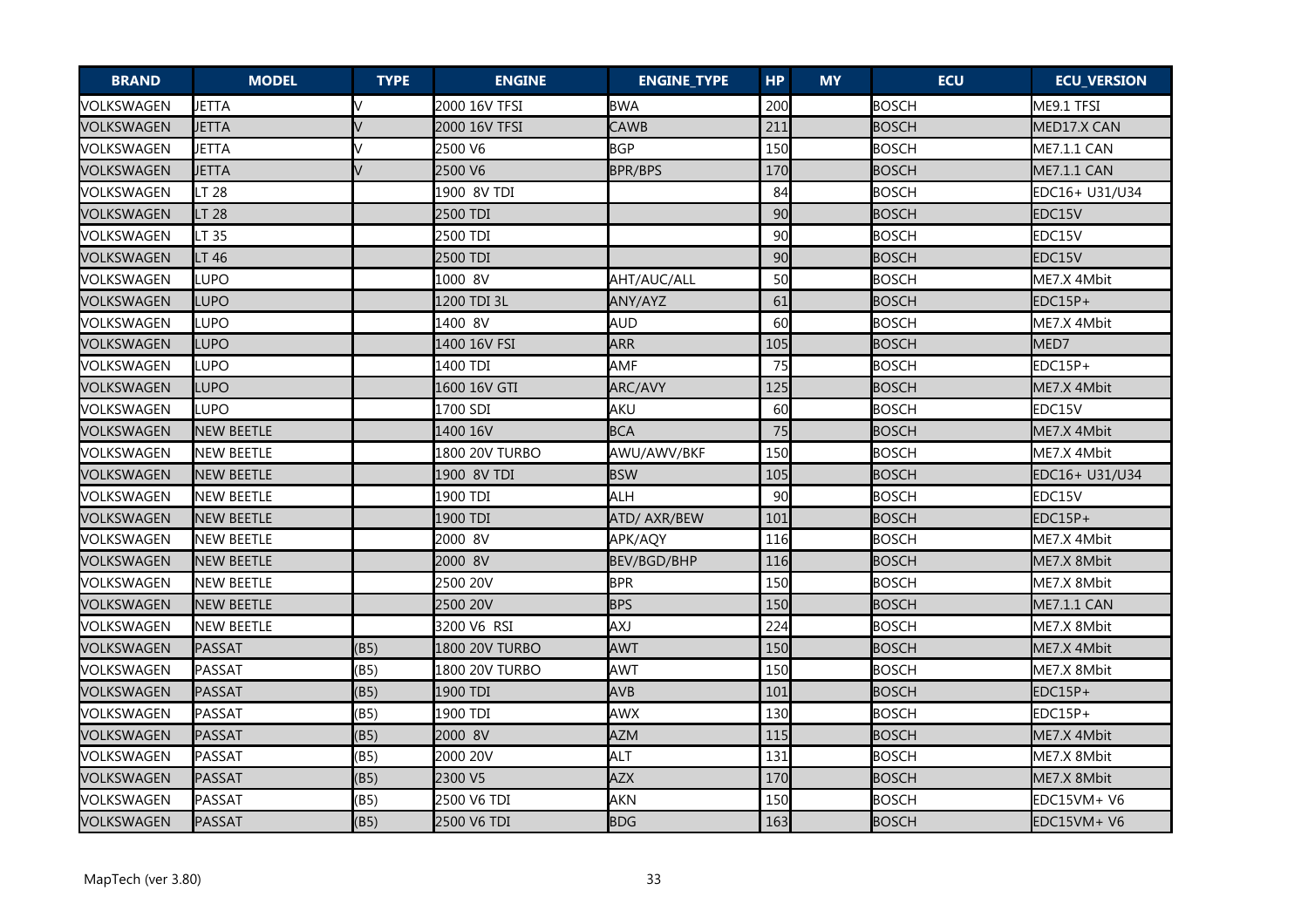| BRAND | MODEL | TYPE | ENGINE | ENGINE_TYPE | HP | MY | ECU | ECU_VERSION |
|---|---|---|---|---|---|---|---|---|
| VOLKSWAGEN | JETTA | V | 2000 16V TFSI | BWA | 200 | | BOSCH | ME9.1 TFSI |
| VOLKSWAGEN | JETTA | V | 2000 16V TFSI | CAWB | 211 | | BOSCH | MED17.X CAN |
| VOLKSWAGEN | JETTA | V | 2500 V6 | BGP | 150 | | BOSCH | ME7.1.1 CAN |
| VOLKSWAGEN | JETTA | V | 2500 V6 | BPR/BPS | 170 | | BOSCH | ME7.1.1 CAN |
| VOLKSWAGEN | LT 28 | | 1900 8V TDI | | 84 | | BOSCH | EDC16+ U31/U34 |
| VOLKSWAGEN | LT 28 | | 2500 TDI | | 90 | | BOSCH | EDC15V |
| VOLKSWAGEN | LT 35 | | 2500 TDI | | 90 | | BOSCH | EDC15V |
| VOLKSWAGEN | LT 46 | | 2500 TDI | | 90 | | BOSCH | EDC15V |
| VOLKSWAGEN | LUPO | | 1000 8V | AHT/AUC/ALL | 50 | | BOSCH | ME7.X 4Mbit |
| VOLKSWAGEN | LUPO | | 1200 TDI 3L | ANY/AYZ | 61 | | BOSCH | EDC15P+ |
| VOLKSWAGEN | LUPO | | 1400 8V | AUD | 60 | | BOSCH | ME7.X 4Mbit |
| VOLKSWAGEN | LUPO | | 1400 16V FSI | ARR | 105 | | BOSCH | MED7 |
| VOLKSWAGEN | LUPO | | 1400 TDI | AMF | 75 | | BOSCH | EDC15P+ |
| VOLKSWAGEN | LUPO | | 1600 16V GTI | ARC/AVY | 125 | | BOSCH | ME7.X 4Mbit |
| VOLKSWAGEN | LUPO | | 1700 SDI | AKU | 60 | | BOSCH | EDC15V |
| VOLKSWAGEN | NEW BEETLE | | 1400 16V | BCA | 75 | | BOSCH | ME7.X 4Mbit |
| VOLKSWAGEN | NEW BEETLE | | 1800 20V TURBO | AWU/AWV/BKF | 150 | | BOSCH | ME7.X 4Mbit |
| VOLKSWAGEN | NEW BEETLE | | 1900 8V TDI | BSW | 105 | | BOSCH | EDC16+ U31/U34 |
| VOLKSWAGEN | NEW BEETLE | | 1900 TDI | ALH | 90 | | BOSCH | EDC15V |
| VOLKSWAGEN | NEW BEETLE | | 1900 TDI | ATD/ AXR/BEW | 101 | | BOSCH | EDC15P+ |
| VOLKSWAGEN | NEW BEETLE | | 2000 8V | APK/AQY | 116 | | BOSCH | ME7.X 4Mbit |
| VOLKSWAGEN | NEW BEETLE | | 2000 8V | BEV/BGD/BHP | 116 | | BOSCH | ME7.X 8Mbit |
| VOLKSWAGEN | NEW BEETLE | | 2500 20V | BPR | 150 | | BOSCH | ME7.X 8Mbit |
| VOLKSWAGEN | NEW BEETLE | | 2500 20V | BPS | 150 | | BOSCH | ME7.1.1 CAN |
| VOLKSWAGEN | NEW BEETLE | | 3200 V6 RSI | AXJ | 224 | | BOSCH | ME7.X 8Mbit |
| VOLKSWAGEN | PASSAT | (B5) | 1800 20V TURBO | AWT | 150 | | BOSCH | ME7.X 4Mbit |
| VOLKSWAGEN | PASSAT | (B5) | 1800 20V TURBO | AWT | 150 | | BOSCH | ME7.X 8Mbit |
| VOLKSWAGEN | PASSAT | (B5) | 1900 TDI | AVB | 101 | | BOSCH | EDC15P+ |
| VOLKSWAGEN | PASSAT | (B5) | 1900 TDI | AWX | 130 | | BOSCH | EDC15P+ |
| VOLKSWAGEN | PASSAT | (B5) | 2000 8V | AZM | 115 | | BOSCH | ME7.X 4Mbit |
| VOLKSWAGEN | PASSAT | (B5) | 2000 20V | ALT | 131 | | BOSCH | ME7.X 8Mbit |
| VOLKSWAGEN | PASSAT | (B5) | 2300 V5 | AZX | 170 | | BOSCH | ME7.X 8Mbit |
| VOLKSWAGEN | PASSAT | (B5) | 2500 V6 TDI | AKN | 150 | | BOSCH | EDC15VM+ V6 |
| VOLKSWAGEN | PASSAT | (B5) | 2500 V6 TDI | BDG | 163 | | BOSCH | EDC15VM+ V6 |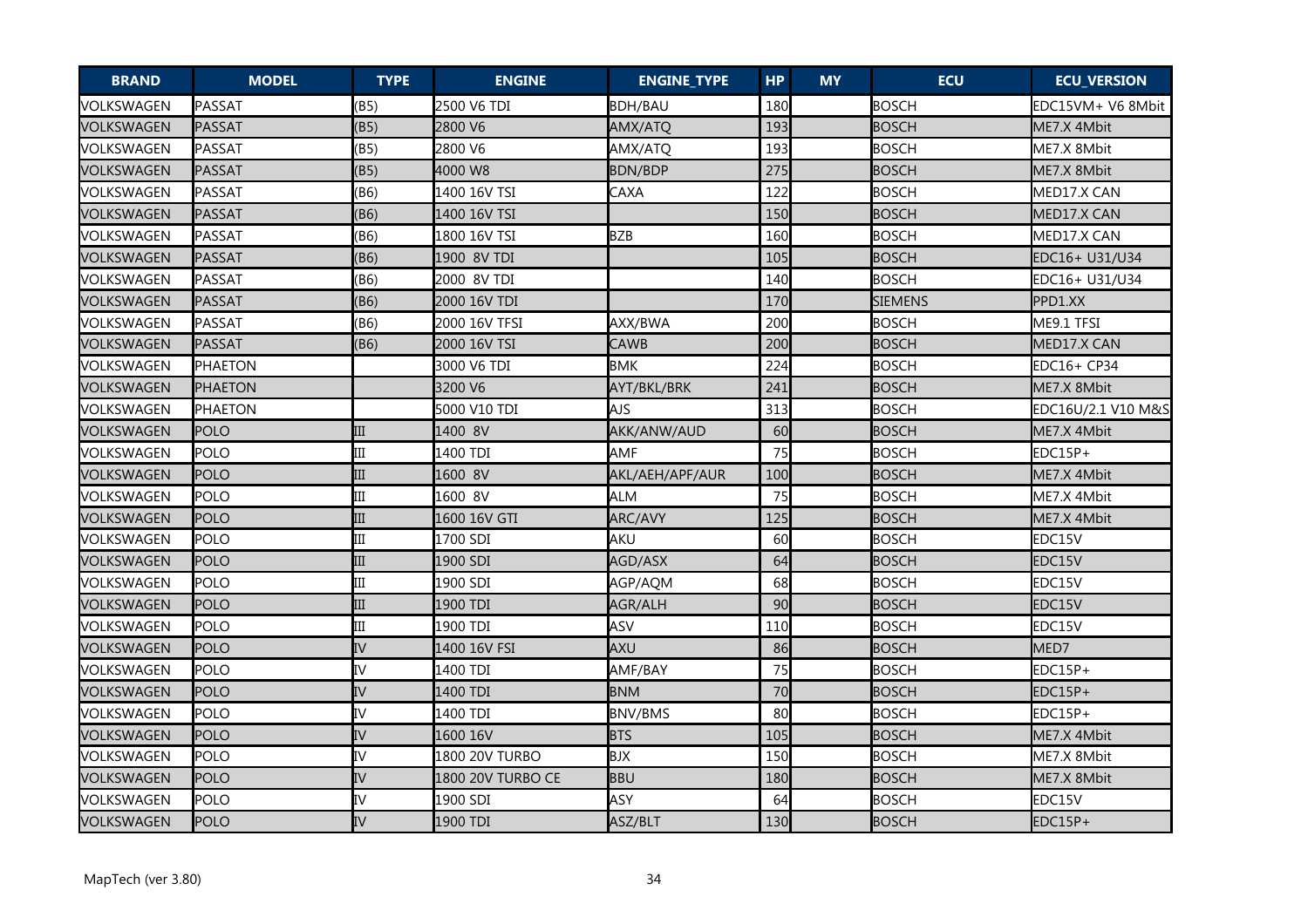| BRAND | MODEL | TYPE | ENGINE | ENGINE_TYPE | HP | MY | ECU | ECU_VERSION |
|---|---|---|---|---|---|---|---|---|
| VOLKSWAGEN | PASSAT | (B5) | 2500 V6 TDI | BDH/BAU | 180 | | BOSCH | EDC15VM+ V6 8Mbit |
| VOLKSWAGEN | PASSAT | (B5) | 2800 V6 | AMX/ATQ | 193 | | BOSCH | ME7.X 4Mbit |
| VOLKSWAGEN | PASSAT | (B5) | 2800 V6 | AMX/ATQ | 193 | | BOSCH | ME7.X 8Mbit |
| VOLKSWAGEN | PASSAT | (B5) | 4000 W8 | BDN/BDP | 275 | | BOSCH | ME7.X 8Mbit |
| VOLKSWAGEN | PASSAT | (B6) | 1400 16V TSI | CAXA | 122 | | BOSCH | MED17.X CAN |
| VOLKSWAGEN | PASSAT | (B6) | 1400 16V TSI | | 150 | | BOSCH | MED17.X CAN |
| VOLKSWAGEN | PASSAT | (B6) | 1800 16V TSI | BZB | 160 | | BOSCH | MED17.X CAN |
| VOLKSWAGEN | PASSAT | (B6) | 1900 8V TDI | | 105 | | BOSCH | EDC16+ U31/U34 |
| VOLKSWAGEN | PASSAT | (B6) | 2000 8V TDI | | 140 | | BOSCH | EDC16+ U31/U34 |
| VOLKSWAGEN | PASSAT | (B6) | 2000 16V TDI | | 170 | | SIEMENS | PPD1.XX |
| VOLKSWAGEN | PASSAT | (B6) | 2000 16V TFSI | AXX/BWA | 200 | | BOSCH | ME9.1 TFSI |
| VOLKSWAGEN | PASSAT | (B6) | 2000 16V TSI | CAWB | 200 | | BOSCH | MED17.X CAN |
| VOLKSWAGEN | PHAETON | | 3000 V6 TDI | BMK | 224 | | BOSCH | EDC16+ CP34 |
| VOLKSWAGEN | PHAETON | | 3200 V6 | AYT/BKL/BRK | 241 | | BOSCH | ME7.X 8Mbit |
| VOLKSWAGEN | PHAETON | | 5000 V10 TDI | AJS | 313 | | BOSCH | EDC16U/2.1 V10 M&S |
| VOLKSWAGEN | POLO | III | 1400 8V | AKK/ANW/AUD | 60 | | BOSCH | ME7.X 4Mbit |
| VOLKSWAGEN | POLO | III | 1400 TDI | AMF | 75 | | BOSCH | EDC15P+ |
| VOLKSWAGEN | POLO | III | 1600 8V | AKL/AEH/APF/AUR | 100 | | BOSCH | ME7.X 4Mbit |
| VOLKSWAGEN | POLO | III | 1600 8V | ALM | 75 | | BOSCH | ME7.X 4Mbit |
| VOLKSWAGEN | POLO | III | 1600 16V GTI | ARC/AVY | 125 | | BOSCH | ME7.X 4Mbit |
| VOLKSWAGEN | POLO | III | 1700 SDI | AKU | 60 | | BOSCH | EDC15V |
| VOLKSWAGEN | POLO | III | 1900 SDI | AGD/ASX | 64 | | BOSCH | EDC15V |
| VOLKSWAGEN | POLO | III | 1900 SDI | AGP/AQM | 68 | | BOSCH | EDC15V |
| VOLKSWAGEN | POLO | III | 1900 TDI | AGR/ALH | 90 | | BOSCH | EDC15V |
| VOLKSWAGEN | POLO | III | 1900 TDI | ASV | 110 | | BOSCH | EDC15V |
| VOLKSWAGEN | POLO | IV | 1400 16V FSI | AXU | 86 | | BOSCH | MED7 |
| VOLKSWAGEN | POLO | IV | 1400 TDI | AMF/BAY | 75 | | BOSCH | EDC15P+ |
| VOLKSWAGEN | POLO | IV | 1400 TDI | BNM | 70 | | BOSCH | EDC15P+ |
| VOLKSWAGEN | POLO | IV | 1400 TDI | BNV/BMS | 80 | | BOSCH | EDC15P+ |
| VOLKSWAGEN | POLO | IV | 1600 16V | BTS | 105 | | BOSCH | ME7.X 4Mbit |
| VOLKSWAGEN | POLO | IV | 1800 20V TURBO | BJX | 150 | | BOSCH | ME7.X 8Mbit |
| VOLKSWAGEN | POLO | IV | 1800 20V TURBO CE | BBU | 180 | | BOSCH | ME7.X 8Mbit |
| VOLKSWAGEN | POLO | IV | 1900 SDI | ASY | 64 | | BOSCH | EDC15V |
| VOLKSWAGEN | POLO | IV | 1900 TDI | ASZ/BLT | 130 | | BOSCH | EDC15P+ |

MapTech (ver 3.80)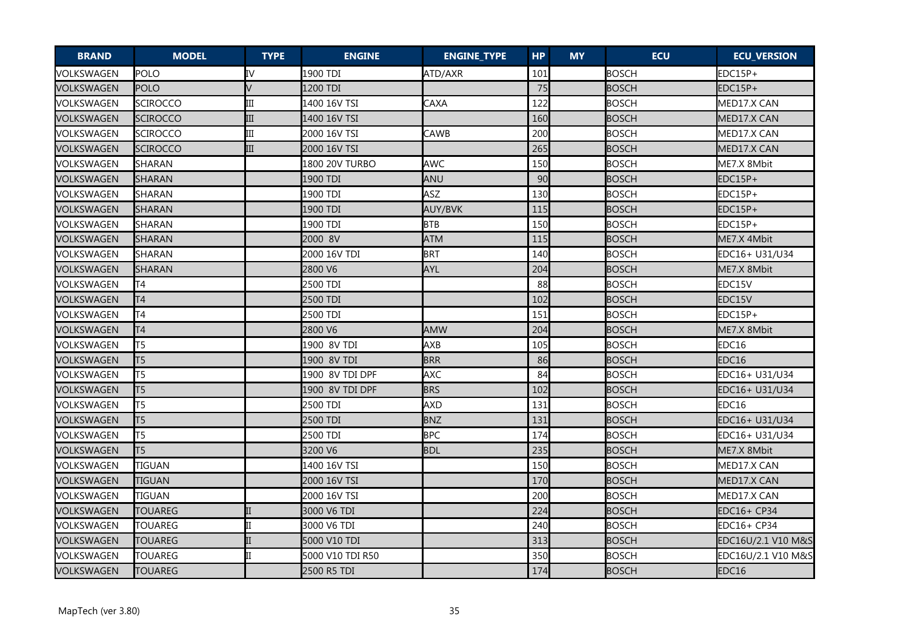| BRAND | MODEL | TYPE | ENGINE | ENGINE_TYPE | HP | MY | ECU | ECU_VERSION |
|---|---|---|---|---|---|---|---|---|
| VOLKSWAGEN | POLO | IV | 1900 TDI | ATD/AXR | 101 | | BOSCH | EDC15P+ |
| VOLKSWAGEN | POLO | V | 1200 TDI | | 75 | | BOSCH | EDC15P+ |
| VOLKSWAGEN | SCIROCCO | III | 1400 16V TSI | CAXA | 122 | | BOSCH | MED17.X CAN |
| VOLKSWAGEN | SCIROCCO | III | 1400 16V TSI | | 160 | | BOSCH | MED17.X CAN |
| VOLKSWAGEN | SCIROCCO | III | 2000 16V TSI | CAWB | 200 | | BOSCH | MED17.X CAN |
| VOLKSWAGEN | SCIROCCO | III | 2000 16V TSI | | 265 | | BOSCH | MED17.X CAN |
| VOLKSWAGEN | SHARAN | | 1800 20V TURBO | AWC | 150 | | BOSCH | ME7.X 8Mbit |
| VOLKSWAGEN | SHARAN | | 1900 TDI | ANU | 90 | | BOSCH | EDC15P+ |
| VOLKSWAGEN | SHARAN | | 1900 TDI | ASZ | 130 | | BOSCH | EDC15P+ |
| VOLKSWAGEN | SHARAN | | 1900 TDI | AUY/BVK | 115 | | BOSCH | EDC15P+ |
| VOLKSWAGEN | SHARAN | | 1900 TDI | BTB | 150 | | BOSCH | EDC15P+ |
| VOLKSWAGEN | SHARAN | | 2000 8V | ATM | 115 | | BOSCH | ME7.X 4Mbit |
| VOLKSWAGEN | SHARAN | | 2000 16V TDI | BRT | 140 | | BOSCH | EDC16+ U31/U34 |
| VOLKSWAGEN | SHARAN | | 2800 V6 | AYL | 204 | | BOSCH | ME7.X 8Mbit |
| VOLKSWAGEN | T4 | | 2500 TDI | | 88 | | BOSCH | EDC15V |
| VOLKSWAGEN | T4 | | 2500 TDI | | 102 | | BOSCH | EDC15V |
| VOLKSWAGEN | T4 | | 2500 TDI | | 151 | | BOSCH | EDC15P+ |
| VOLKSWAGEN | T4 | | 2800 V6 | AMW | 204 | | BOSCH | ME7.X 8Mbit |
| VOLKSWAGEN | T5 | | 1900 8V TDI | AXB | 105 | | BOSCH | EDC16 |
| VOLKSWAGEN | T5 | | 1900 8V TDI | BRR | 86 | | BOSCH | EDC16 |
| VOLKSWAGEN | T5 | | 1900 8V TDI DPF | AXC | 84 | | BOSCH | EDC16+ U31/U34 |
| VOLKSWAGEN | T5 | | 1900 8V TDI DPF | BRS | 102 | | BOSCH | EDC16+ U31/U34 |
| VOLKSWAGEN | T5 | | 2500 TDI | AXD | 131 | | BOSCH | EDC16 |
| VOLKSWAGEN | T5 | | 2500 TDI | BNZ | 131 | | BOSCH | EDC16+ U31/U34 |
| VOLKSWAGEN | T5 | | 2500 TDI | BPC | 174 | | BOSCH | EDC16+ U31/U34 |
| VOLKSWAGEN | T5 | | 3200 V6 | BDL | 235 | | BOSCH | ME7.X 8Mbit |
| VOLKSWAGEN | TIGUAN | | 1400 16V TSI | | 150 | | BOSCH | MED17.X CAN |
| VOLKSWAGEN | TIGUAN | | 2000 16V TSI | | 170 | | BOSCH | MED17.X CAN |
| VOLKSWAGEN | TIGUAN | | 2000 16V TSI | | 200 | | BOSCH | MED17.X CAN |
| VOLKSWAGEN | TOUAREG | II | 3000 V6 TDI | | 224 | | BOSCH | EDC16+ CP34 |
| VOLKSWAGEN | TOUAREG | II | 3000 V6 TDI | | 240 | | BOSCH | EDC16+ CP34 |
| VOLKSWAGEN | TOUAREG | II | 5000 V10 TDI | | 313 | | BOSCH | EDC16U/2.1 V10 M&S |
| VOLKSWAGEN | TOUAREG | II | 5000 V10 TDI R50 | | 350 | | BOSCH | EDC16U/2.1 V10 M&S |
| VOLKSWAGEN | TOUAREG | | 2500 R5 TDI | | 174 | | BOSCH | EDC16 |

MapTech (ver 3.80)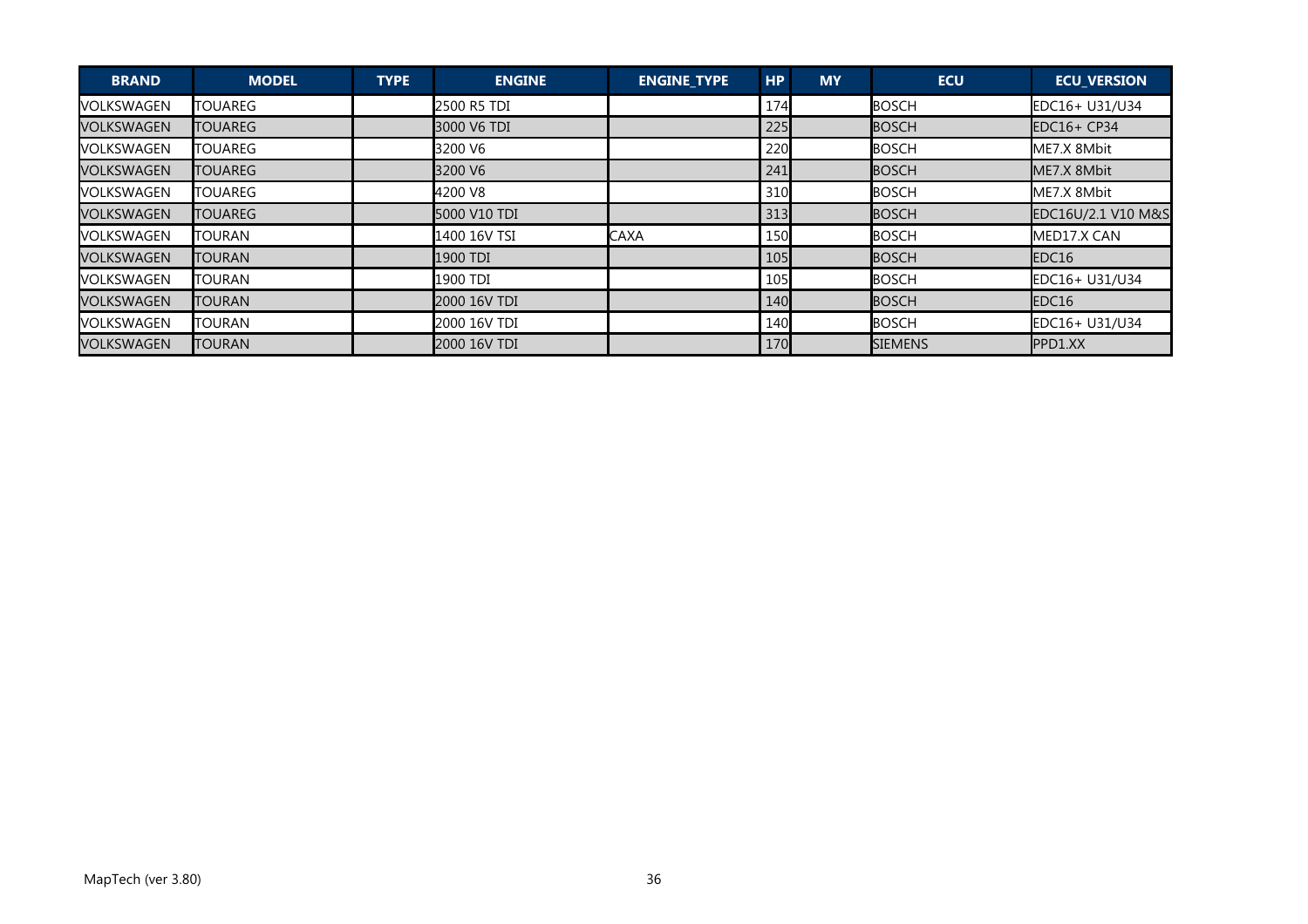| BRAND | MODEL | TYPE | ENGINE | ENGINE_TYPE | HP | MY | ECU | ECU_VERSION |
|---|---|---|---|---|---|---|---|---|
| VOLKSWAGEN | TOUAREG | | 2500 R5 TDI | | 174 | | BOSCH | EDC16+ U31/U34 |
| VOLKSWAGEN | TOUAREG | | 3000 V6 TDI | | 225 | | BOSCH | EDC16+ CP34 |
| VOLKSWAGEN | TOUAREG | | 3200 V6 | | 220 | | BOSCH | ME7.X 8Mbit |
| VOLKSWAGEN | TOUAREG | | 3200 V6 | | 241 | | BOSCH | ME7.X 8Mbit |
| VOLKSWAGEN | TOUAREG | | 4200 V8 | | 310 | | BOSCH | ME7.X 8Mbit |
| VOLKSWAGEN | TOUAREG | | 5000 V10 TDI | | 313 | | BOSCH | EDC16U/2.1 V10 M&S |
| VOLKSWAGEN | TOURAN | | 1400 16V TSI | CAXA | 150 | | BOSCH | MED17.X CAN |
| VOLKSWAGEN | TOURAN | | 1900 TDI | | 105 | | BOSCH | EDC16 |
| VOLKSWAGEN | TOURAN | | 1900 TDI | | 105 | | BOSCH | EDC16+ U31/U34 |
| VOLKSWAGEN | TOURAN | | 2000 16V TDI | | 140 | | BOSCH | EDC16 |
| VOLKSWAGEN | TOURAN | | 2000 16V TDI | | 140 | | BOSCH | EDC16+ U31/U34 |
| VOLKSWAGEN | TOURAN | | 2000 16V TDI | | 170 | | SIEMENS | PPD1.XX |